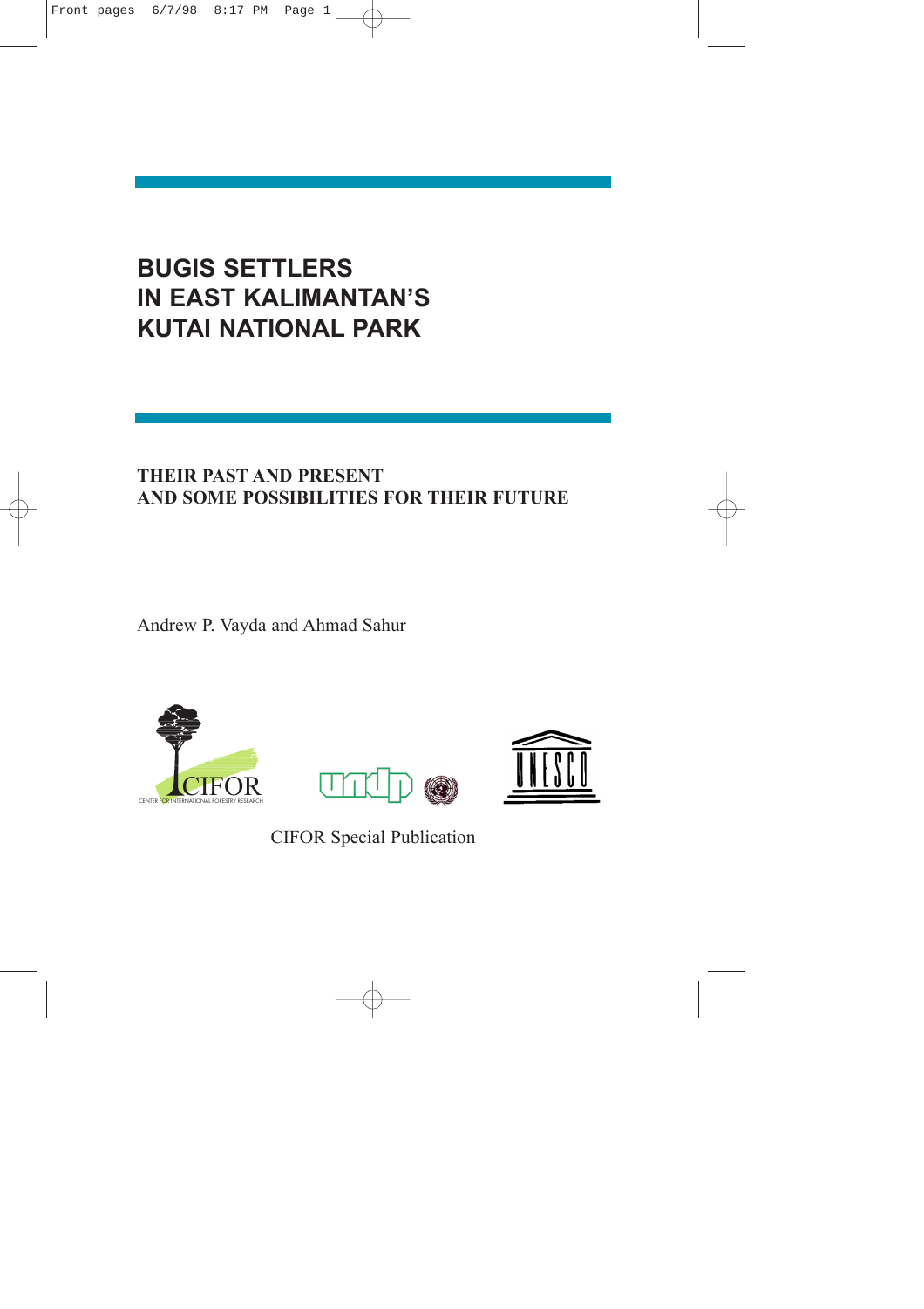# BUGIS SETTLERS IN EAST KALIMANTAN'S KUTAI NATIONAL PARK

## THEIR PAST AND PRESENT AND SOME POSSIBILITIES FOR THEIR FUTURE

Andrew P. Vayda and Ahmad Sahur

CIFOR Special Publication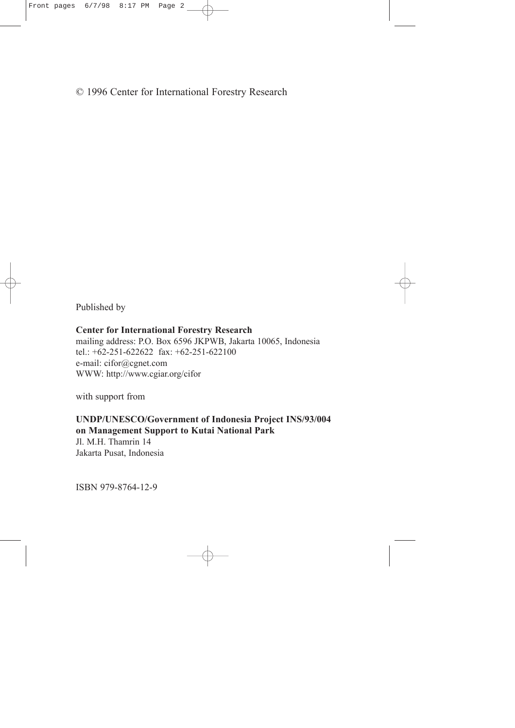© 1996 Center for International Forestry Research

Published by

**Center for International Forestry Research**
mailing address: P.O. Box 6596 JKPWB, Jakarta 10065, Indonesia
tel.: +62-251-622622 fax: +62-251-622100
e-mail: cifor@cgnet.com
WWW: http://www.cgiar.org/cifor

with support from

**UNDP/UNESCO/Government of Indonesia Project INS/93/004 on Management Support to Kutai National Park**
Jl. M.H. Thamrin 14
Jakarta Pusat, Indonesia

ISBN 979-8764-12-9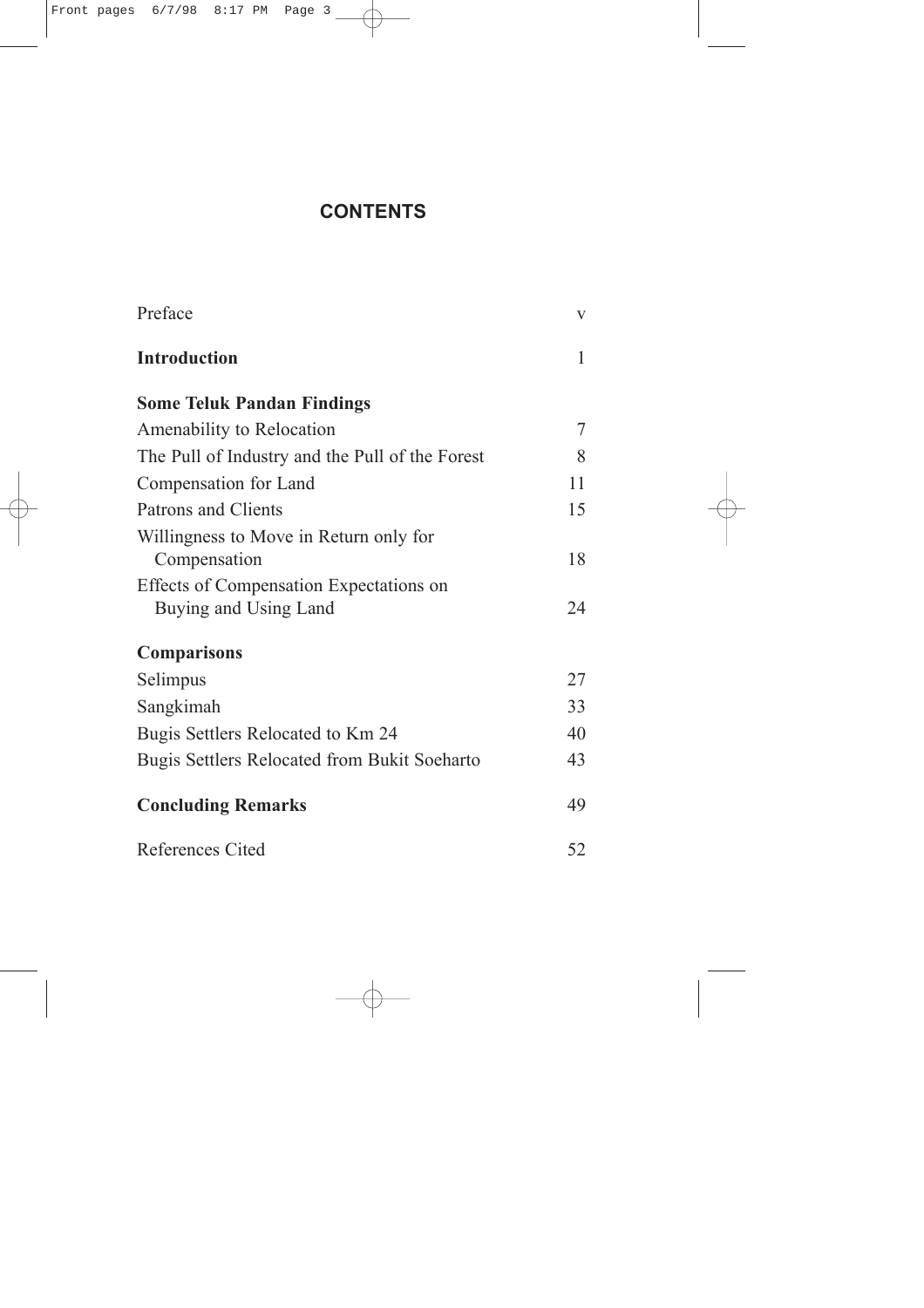# CONTENTS

| | |
|---|---|
| Preface | v |
| **Introduction** | 1 |
| **Some Teluk Pandan Findings** | |
| Amenability to Relocation | 7 |
| The Pull of Industry and the Pull of the Forest | 8 |
| Compensation for Land | 11 |
| Patrons and Clients | 15 |
| Willingness to Move in Return only for Compensation | 18 |
| Effects of Compensation Expectations on Buying and Using Land | 24 |
| **Comparisons** | |
| Selimpus | 27 |
| Sangkimah | 33 |
| Bugis Settlers Relocated to Km 24 | 40 |
| Bugis Settlers Relocated from Bukit Soeharto | 43 |
| **Concluding Remarks** | 49 |
| References Cited | 52 |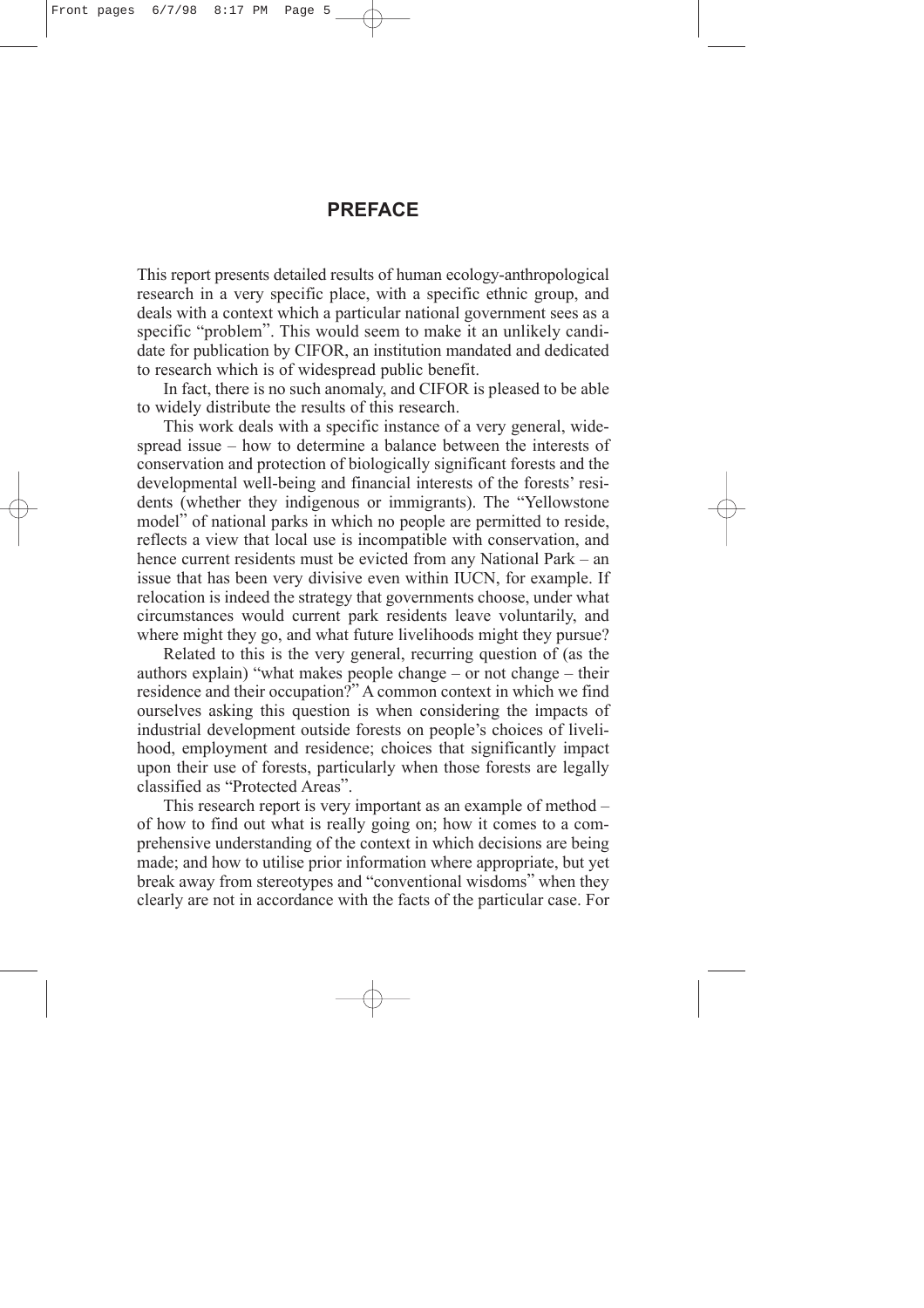# PREFACE

This report presents detailed results of human ecology-anthropological research in a very specific place, with a specific ethnic group, and deals with a context which a particular national government sees as a specific "problem". This would seem to make it an unlikely candidate for publication by CIFOR, an institution mandated and dedicated to research which is of widespread public benefit.

In fact, there is no such anomaly, and CIFOR is pleased to be able to widely distribute the results of this research.

This work deals with a specific instance of a very general, widespread issue – how to determine a balance between the interests of conservation and protection of biologically significant forests and the developmental well-being and financial interests of the forests' residents (whether they indigenous or immigrants). The "Yellowstone model" of national parks in which no people are permitted to reside, reflects a view that local use is incompatible with conservation, and hence current residents must be evicted from any National Park – an issue that has been very divisive even within IUCN, for example. If relocation is indeed the strategy that governments choose, under what circumstances would current park residents leave voluntarily, and where might they go, and what future livelihoods might they pursue?

Related to this is the very general, recurring question of (as the authors explain) "what makes people change – or not change – their residence and their occupation?" A common context in which we find ourselves asking this question is when considering the impacts of industrial development outside forests on people's choices of livelihood, employment and residence; choices that significantly impact upon their use of forests, particularly when those forests are legally classified as "Protected Areas".

This research report is very important as an example of method – of how to find out what is really going on; how it comes to a comprehensive understanding of the context in which decisions are being made; and how to utilise prior information where appropriate, but yet break away from stereotypes and "conventional wisdoms" when they clearly are not in accordance with the facts of the particular case. For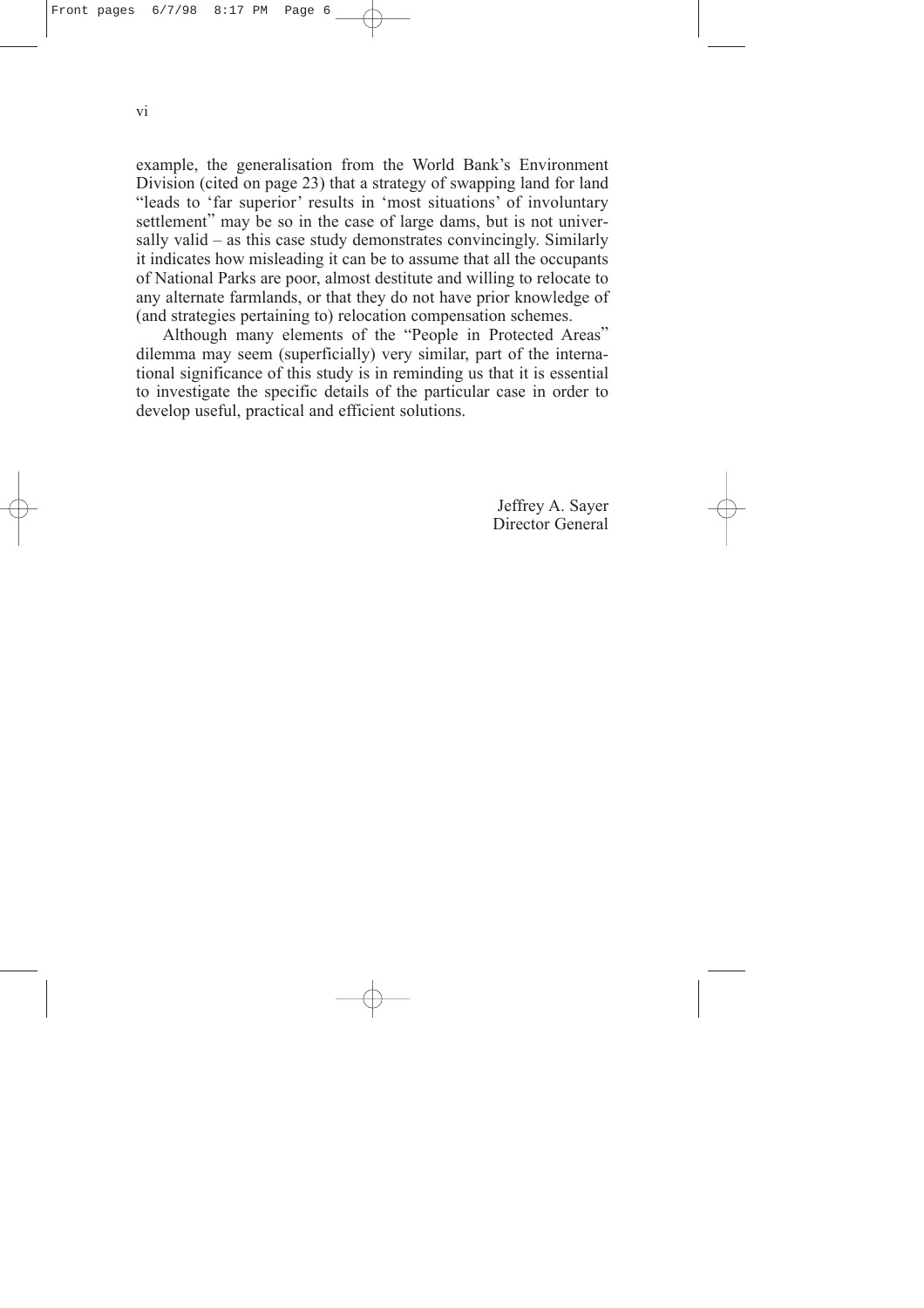example, the generalisation from the World Bank's Environment Division (cited on page 23) that a strategy of swapping land for land "leads to 'far superior' results in 'most situations' of involuntary settlement" may be so in the case of large dams, but is not universally valid – as this case study demonstrates convincingly. Similarly it indicates how misleading it can be to assume that all the occupants of National Parks are poor, almost destitute and willing to relocate to any alternate farmlands, or that they do not have prior knowledge of (and strategies pertaining to) relocation compensation schemes.

Although many elements of the "People in Protected Areas" dilemma may seem (superficially) very similar, part of the international significance of this study is in reminding us that it is essential to investigate the specific details of the particular case in order to develop useful, practical and efficient solutions.

Jeffrey A. Sayer
Director General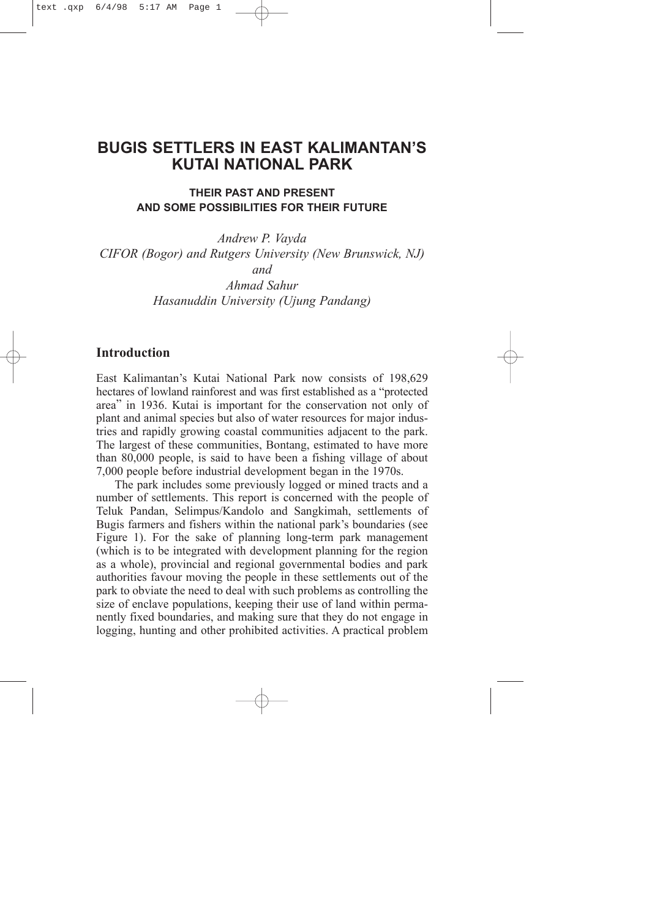# BUGIS SETTLERS IN EAST KALIMANTAN'S KUTAI NATIONAL PARK

### THEIR PAST AND PRESENT AND SOME POSSIBILITIES FOR THEIR FUTURE

*Andrew P. Vayda*
*CIFOR (Bogor) and Rutgers University (New Brunswick, NJ)*
*and*
*Ahmad Sahur*
*Hasanuddin University (Ujung Pandang)*

## Introduction

East Kalimantan's Kutai National Park now consists of 198,629 hectares of lowland rainforest and was first established as a "protected area" in 1936. Kutai is important for the conservation not only of plant and animal species but also of water resources for major industries and rapidly growing coastal communities adjacent to the park. The largest of these communities, Bontang, estimated to have more than 80,000 people, is said to have been a fishing village of about 7,000 people before industrial development began in the 1970s.

The park includes some previously logged or mined tracts and a number of settlements. This report is concerned with the people of Teluk Pandan, Selimpus/Kandolo and Sangkimah, settlements of Bugis farmers and fishers within the national park's boundaries (see Figure 1). For the sake of planning long-term park management (which is to be integrated with development planning for the region as a whole), provincial and regional governmental bodies and park authorities favour moving the people in these settlements out of the park to obviate the need to deal with such problems as controlling the size of enclave populations, keeping their use of land within permanently fixed boundaries, and making sure that they do not engage in logging, hunting and other prohibited activities. A practical problem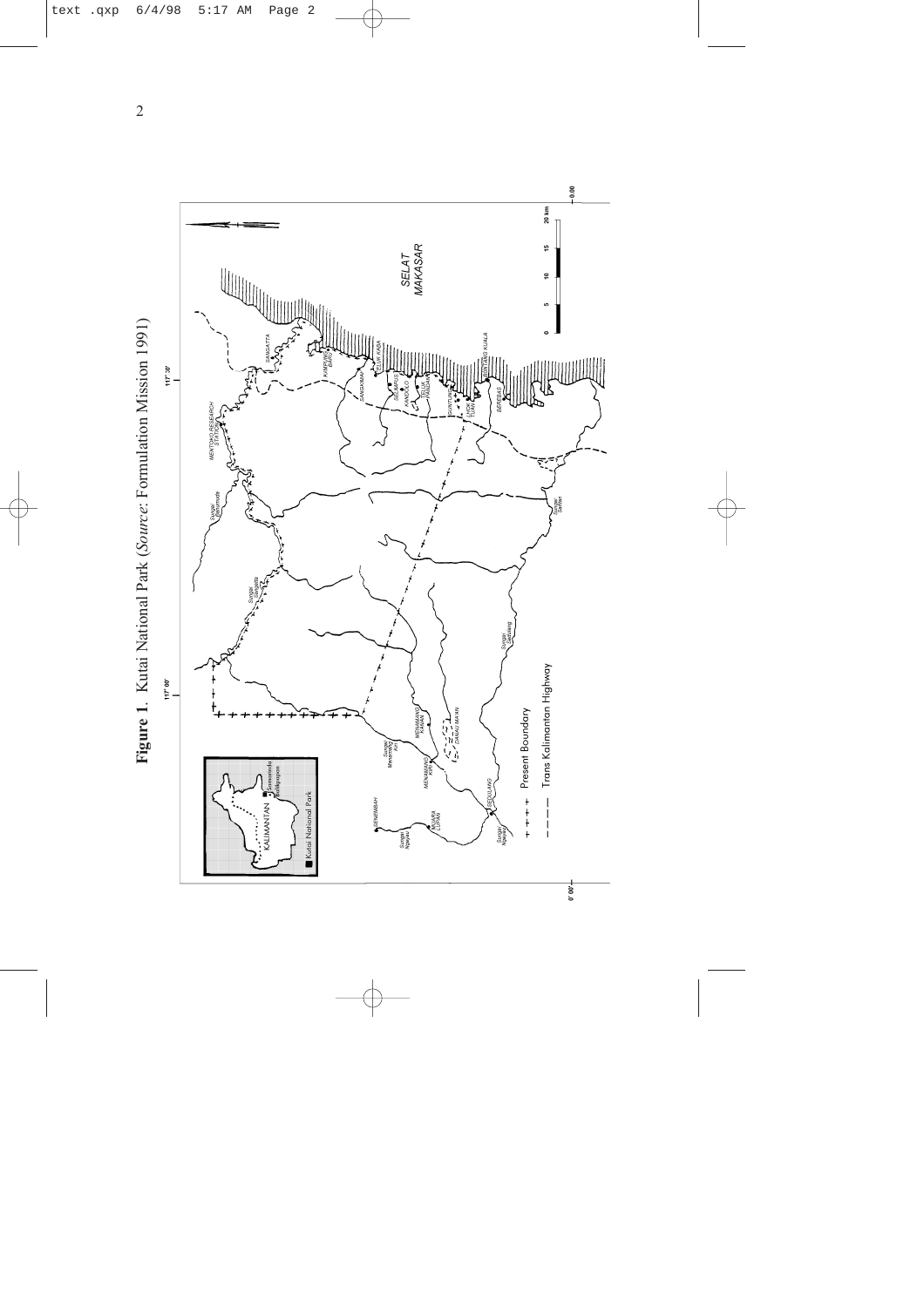**Figure 1**. Kutai National Park (*Source:* Formulation Mission 1991)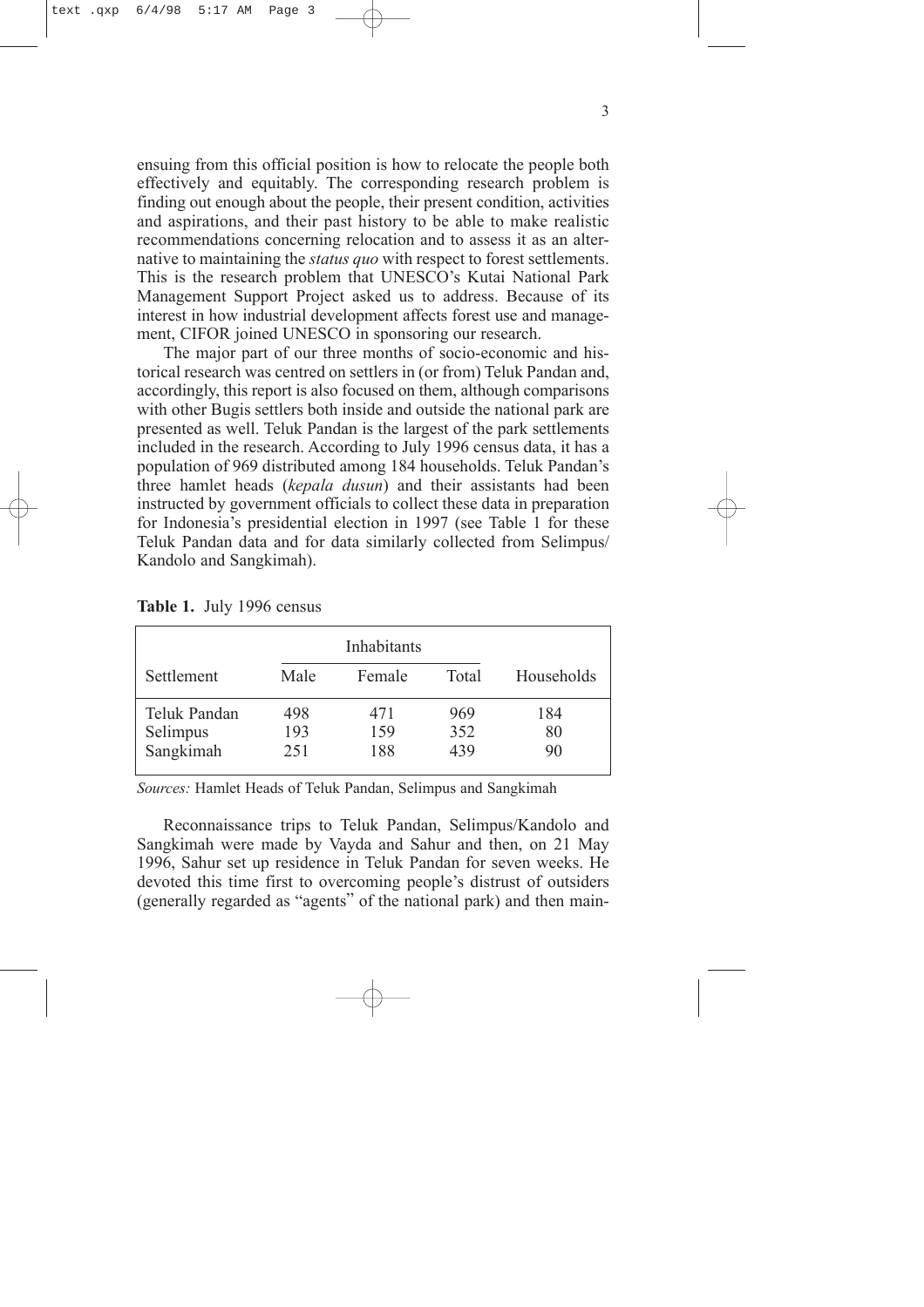ensuing from this official position is how to relocate the people both effectively and equitably. The corresponding research problem is finding out enough about the people, their present condition, activities and aspirations, and their past history to be able to make realistic recommendations concerning relocation and to assess it as an alternative to maintaining the *status quo* with respect to forest settlements. This is the research problem that UNESCO's Kutai National Park Management Support Project asked us to address. Because of its interest in how industrial development affects forest use and management, CIFOR joined UNESCO in sponsoring our research.

The major part of our three months of socio-economic and historical research was centred on settlers in (or from) Teluk Pandan and, accordingly, this report is also focused on them, although comparisons with other Bugis settlers both inside and outside the national park are presented as well. Teluk Pandan is the largest of the park settlements included in the research. According to July 1996 census data, it has a population of 969 distributed among 184 households. Teluk Pandan's three hamlet heads (*kepala dusun*) and their assistants had been instructed by government officials to collect these data in preparation for Indonesia's presidential election in 1997 (see Table 1 for these Teluk Pandan data and for data similarly collected from Selimpus/Kandolo and Sangkimah).

**Table 1.** July 1996 census

| Settlement | Inhabitants | | | Households |
|---|---|---|---|---|
| | Male | Female | Total | |
| Teluk Pandan | 498 | 471 | 969 | 184 |
| Selimpus | 193 | 159 | 352 | 80 |
| Sangkimah | 251 | 188 | 439 | 90 |

*Sources:* Hamlet Heads of Teluk Pandan, Selimpus and Sangkimah

Reconnaissance trips to Teluk Pandan, Selimpus/Kandolo and Sangkimah were made by Vayda and Sahur and then, on 21 May 1996, Sahur set up residence in Teluk Pandan for seven weeks. He devoted this time first to overcoming people's distrust of outsiders (generally regarded as "agents" of the national park) and then main-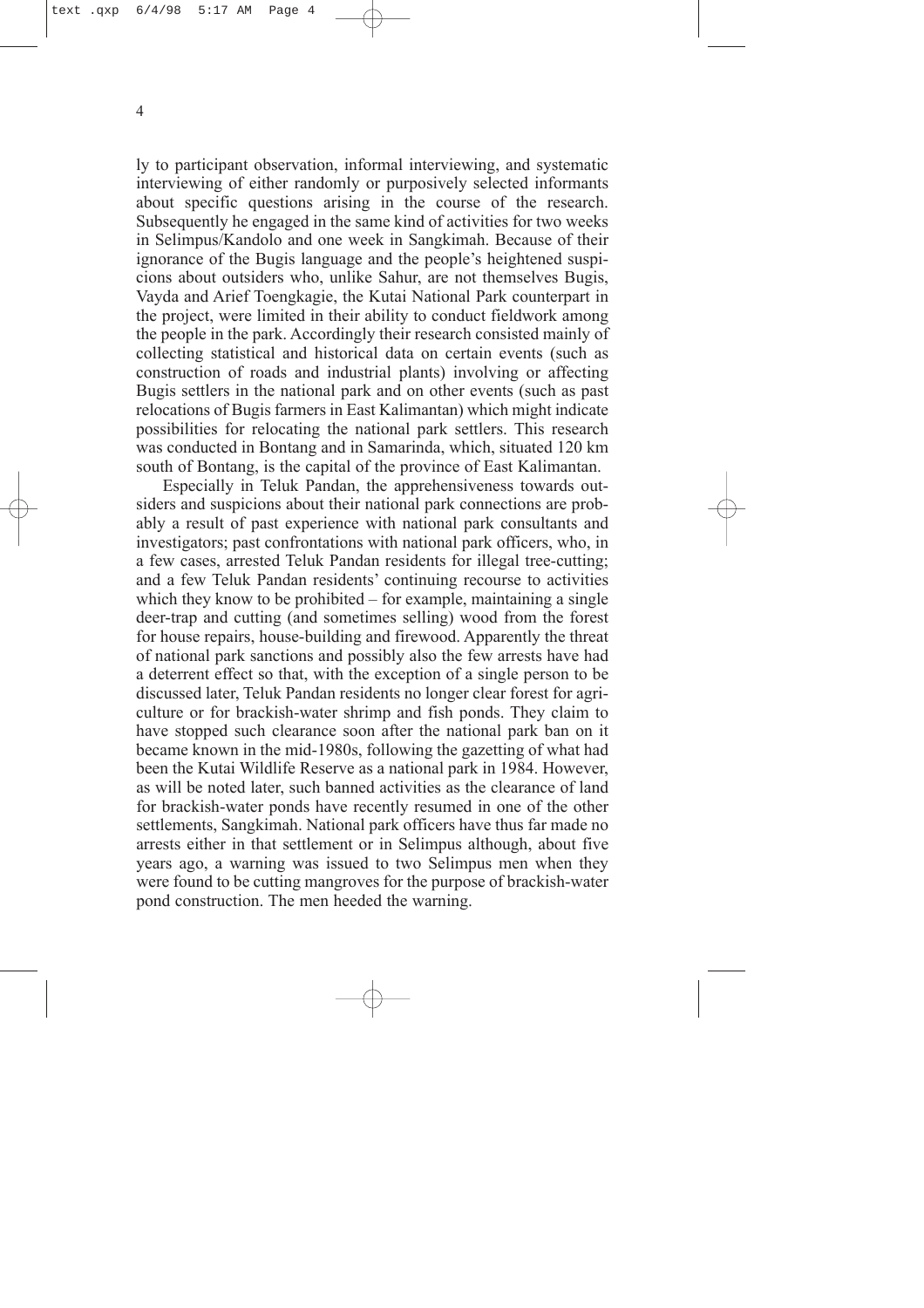ly to participant observation, informal interviewing, and systematic interviewing of either randomly or purposively selected informants about specific questions arising in the course of the research. Subsequently he engaged in the same kind of activities for two weeks in Selimpus/Kandolo and one week in Sangkimah. Because of their ignorance of the Bugis language and the people's heightened suspicions about outsiders who, unlike Sahur, are not themselves Bugis, Vayda and Arief Toengkagie, the Kutai National Park counterpart in the project, were limited in their ability to conduct fieldwork among the people in the park. Accordingly their research consisted mainly of collecting statistical and historical data on certain events (such as construction of roads and industrial plants) involving or affecting Bugis settlers in the national park and on other events (such as past relocations of Bugis farmers in East Kalimantan) which might indicate possibilities for relocating the national park settlers. This research was conducted in Bontang and in Samarinda, which, situated 120 km south of Bontang, is the capital of the province of East Kalimantan.

Especially in Teluk Pandan, the apprehensiveness towards outsiders and suspicions about their national park connections are probably a result of past experience with national park consultants and investigators; past confrontations with national park officers, who, in a few cases, arrested Teluk Pandan residents for illegal tree-cutting; and a few Teluk Pandan residents' continuing recourse to activities which they know to be prohibited – for example, maintaining a single deer-trap and cutting (and sometimes selling) wood from the forest for house repairs, house-building and firewood. Apparently the threat of national park sanctions and possibly also the few arrests have had a deterrent effect so that, with the exception of a single person to be discussed later, Teluk Pandan residents no longer clear forest for agriculture or for brackish-water shrimp and fish ponds. They claim to have stopped such clearance soon after the national park ban on it became known in the mid-1980s, following the gazetting of what had been the Kutai Wildlife Reserve as a national park in 1984. However, as will be noted later, such banned activities as the clearance of land for brackish-water ponds have recently resumed in one of the other settlements, Sangkimah. National park officers have thus far made no arrests either in that settlement or in Selimpus although, about five years ago, a warning was issued to two Selimpus men when they were found to be cutting mangroves for the purpose of brackish-water pond construction. The men heeded the warning.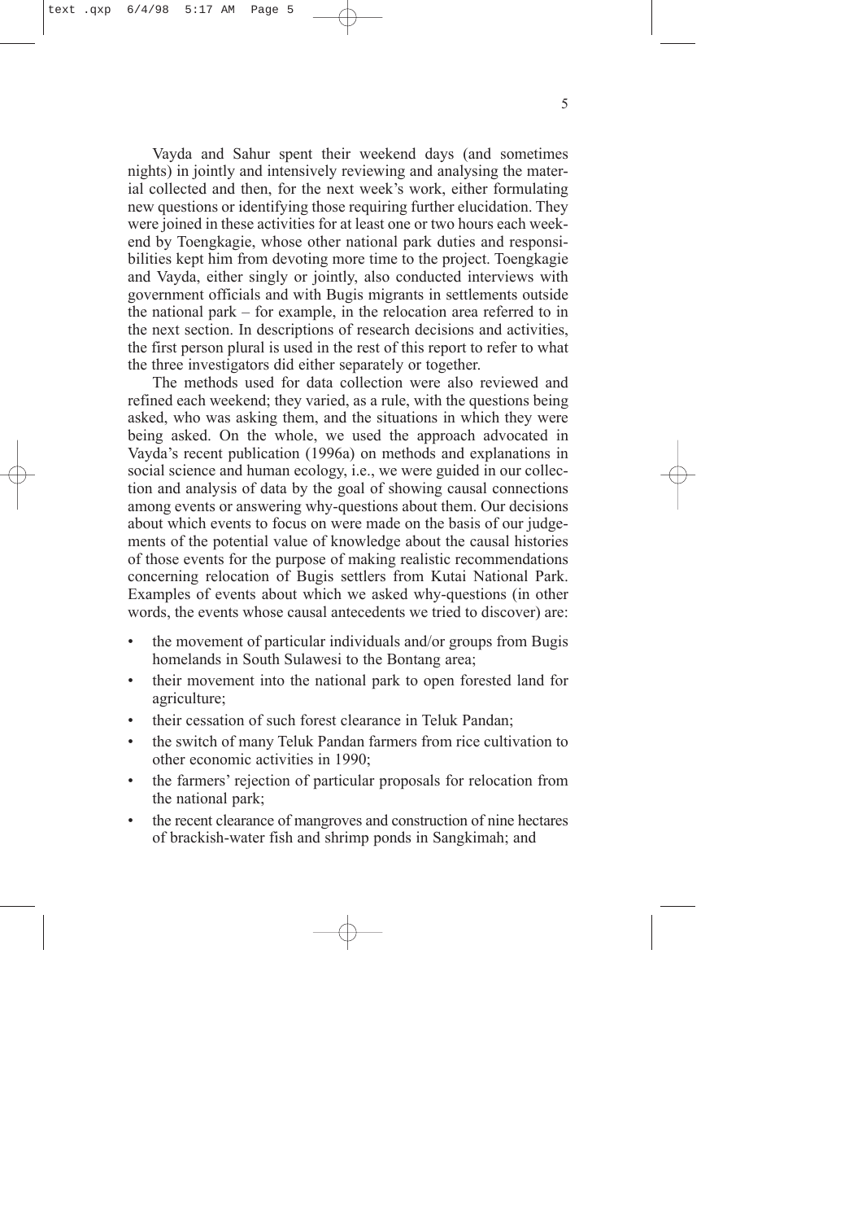Vayda and Sahur spent their weekend days (and sometimes nights) in jointly and intensively reviewing and analysing the material collected and then, for the next week's work, either formulating new questions or identifying those requiring further elucidation. They were joined in these activities for at least one or two hours each weekend by Toengkagie, whose other national park duties and responsibilities kept him from devoting more time to the project. Toengkagie and Vayda, either singly or jointly, also conducted interviews with government officials and with Bugis migrants in settlements outside the national park – for example, in the relocation area referred to in the next section. In descriptions of research decisions and activities, the first person plural is used in the rest of this report to refer to what the three investigators did either separately or together.

The methods used for data collection were also reviewed and refined each weekend; they varied, as a rule, with the questions being asked, who was asking them, and the situations in which they were being asked. On the whole, we used the approach advocated in Vayda's recent publication (1996a) on methods and explanations in social science and human ecology, i.e., we were guided in our collection and analysis of data by the goal of showing causal connections among events or answering why-questions about them. Our decisions about which events to focus on were made on the basis of our judgements of the potential value of knowledge about the causal histories of those events for the purpose of making realistic recommendations concerning relocation of Bugis settlers from Kutai National Park. Examples of events about which we asked why-questions (in other words, the events whose causal antecedents we tried to discover) are:

- the movement of particular individuals and/or groups from Bugis homelands in South Sulawesi to the Bontang area;
- their movement into the national park to open forested land for agriculture;
- their cessation of such forest clearance in Teluk Pandan;
- the switch of many Teluk Pandan farmers from rice cultivation to other economic activities in 1990;
- the farmers' rejection of particular proposals for relocation from the national park;
- the recent clearance of mangroves and construction of nine hectares of brackish-water fish and shrimp ponds in Sangkimah; and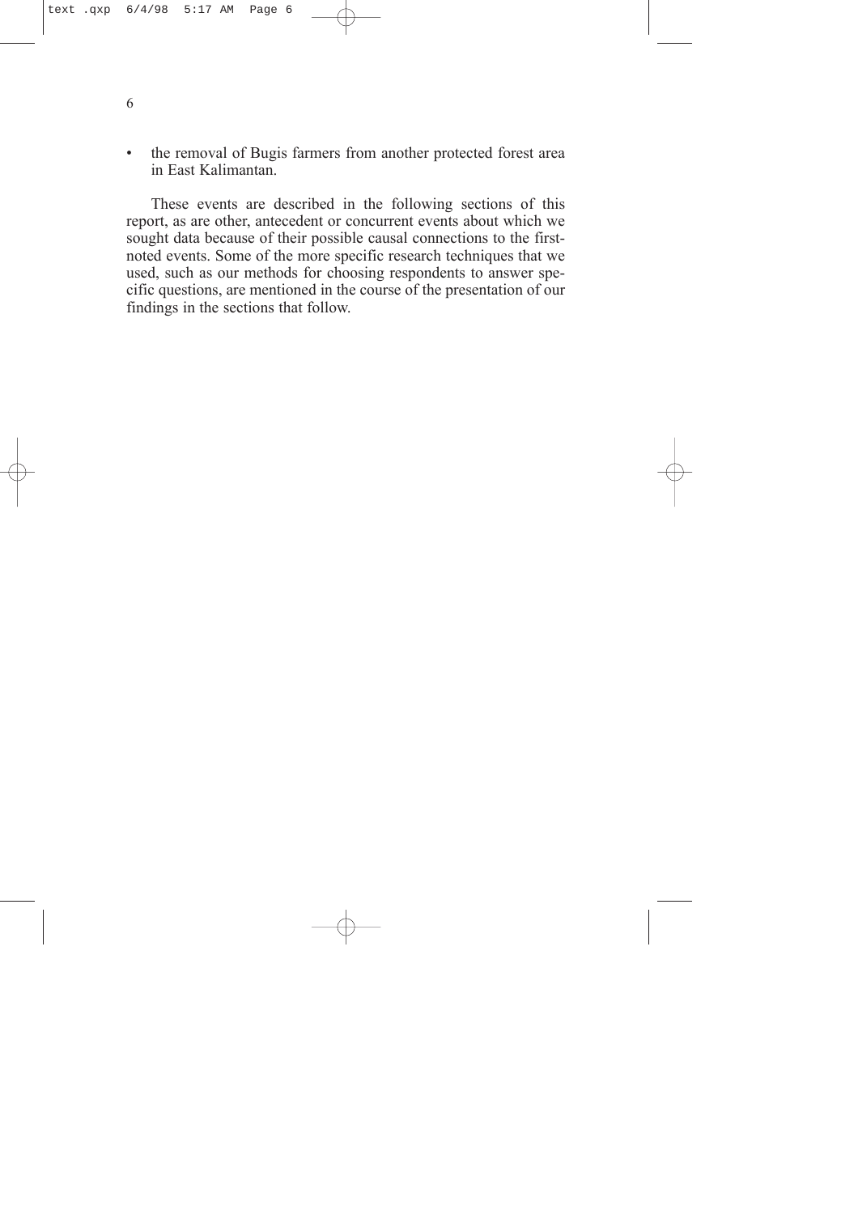- the removal of Bugis farmers from another protected forest area in East Kalimantan.

These events are described in the following sections of this report, as are other, antecedent or concurrent events about which we sought data because of their possible causal connections to the first-noted events. Some of the more specific research techniques that we used, such as our methods for choosing respondents to answer specific questions, are mentioned in the course of the presentation of our findings in the sections that follow.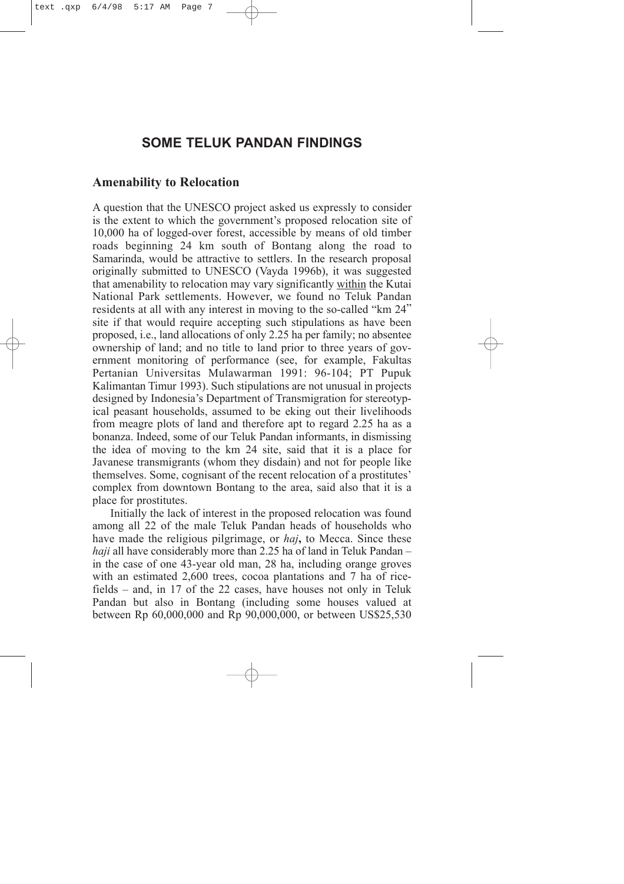# SOME TELUK PANDAN FINDINGS

## Amenability to Relocation

A question that the UNESCO project asked us expressly to consider is the extent to which the government's proposed relocation site of 10,000 ha of logged-over forest, accessible by means of old timber roads beginning 24 km south of Bontang along the road to Samarinda, would be attractive to settlers. In the research proposal originally submitted to UNESCO (Vayda 1996b), it was suggested that amenability to relocation may vary significantly <u>within</u> the Kutai National Park settlements. However, we found no Teluk Pandan residents at all with any interest in moving to the so-called "km 24" site if that would require accepting such stipulations as have been proposed, i.e., land allocations of only 2.25 ha per family; no absentee ownership of land; and no title to land prior to three years of government monitoring of performance (see, for example, Fakultas Pertanian Universitas Mulawarman 1991: 96-104; PT Pupuk Kalimantan Timur 1993). Such stipulations are not unusual in projects designed by Indonesia's Department of Transmigration for stereotypical peasant households, assumed to be eking out their livelihoods from meagre plots of land and therefore apt to regard 2.25 ha as a bonanza. Indeed, some of our Teluk Pandan informants, in dismissing the idea of moving to the km 24 site, said that it is a place for Javanese transmigrants (whom they disdain) and not for people like themselves. Some, cognisant of the recent relocation of a prostitutes' complex from downtown Bontang to the area, said also that it is a place for prostitutes.

Initially the lack of interest in the proposed relocation was found among all 22 of the male Teluk Pandan heads of households who have made the religious pilgrimage, or *haj*, to Mecca. Since these *haji* all have considerably more than 2.25 ha of land in Teluk Pandan – in the case of one 43-year old man, 28 ha, including orange groves with an estimated 2,600 trees, cocoa plantations and 7 ha of rice-fields – and, in 17 of the 22 cases, have houses not only in Teluk Pandan but also in Bontang (including some houses valued at between Rp 60,000,000 and Rp 90,000,000, or between US$25,530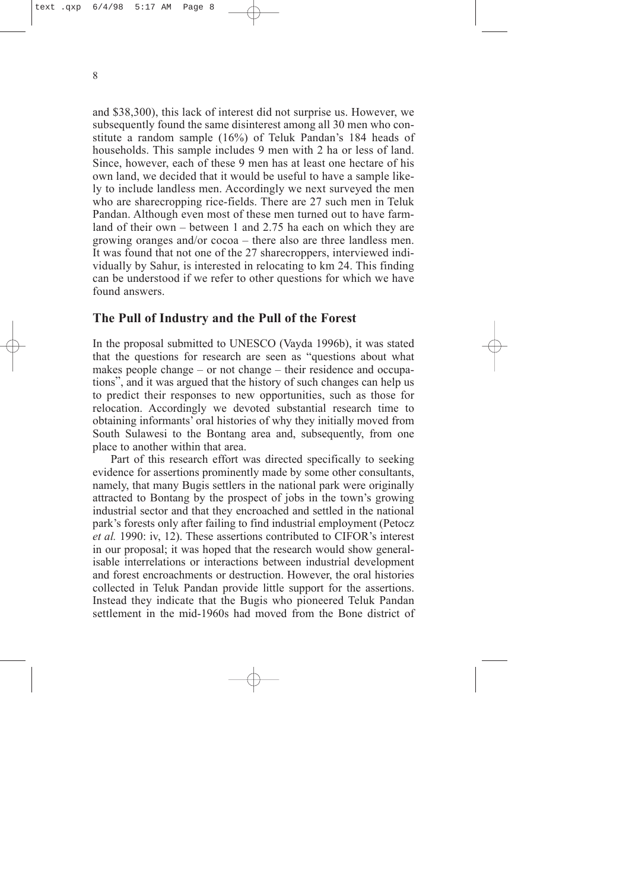and $38,300), this lack of interest did not surprise us. However, we subsequently found the same disinterest among all 30 men who constitute a random sample (16%) of Teluk Pandan's 184 heads of households. This sample includes 9 men with 2 ha or less of land. Since, however, each of these 9 men has at least one hectare of his own land, we decided that it would be useful to have a sample likely to include landless men. Accordingly we next surveyed the men who are sharecropping rice-fields. There are 27 such men in Teluk Pandan. Although even most of these men turned out to have farmland of their own – between 1 and 2.75 ha each on which they are growing oranges and/or cocoa – there also are three landless men. It was found that not one of the 27 sharecroppers, interviewed individually by Sahur, is interested in relocating to km 24. This finding can be understood if we refer to other questions for which we have found answers.

## The Pull of Industry and the Pull of the Forest

In the proposal submitted to UNESCO (Vayda 1996b), it was stated that the questions for research are seen as "questions about what makes people change – or not change – their residence and occupations", and it was argued that the history of such changes can help us to predict their responses to new opportunities, such as those for relocation. Accordingly we devoted substantial research time to obtaining informants' oral histories of why they initially moved from South Sulawesi to the Bontang area and, subsequently, from one place to another within that area.

Part of this research effort was directed specifically to seeking evidence for assertions prominently made by some other consultants, namely, that many Bugis settlers in the national park were originally attracted to Bontang by the prospect of jobs in the town's growing industrial sector and that they encroached and settled in the national park's forests only after failing to find industrial employment (Petocz *et al.* 1990: iv, 12). These assertions contributed to CIFOR's interest in our proposal; it was hoped that the research would show generalisable interrelations or interactions between industrial development and forest encroachments or destruction. However, the oral histories collected in Teluk Pandan provide little support for the assertions. Instead they indicate that the Bugis who pioneered Teluk Pandan settlement in the mid-1960s had moved from the Bone district of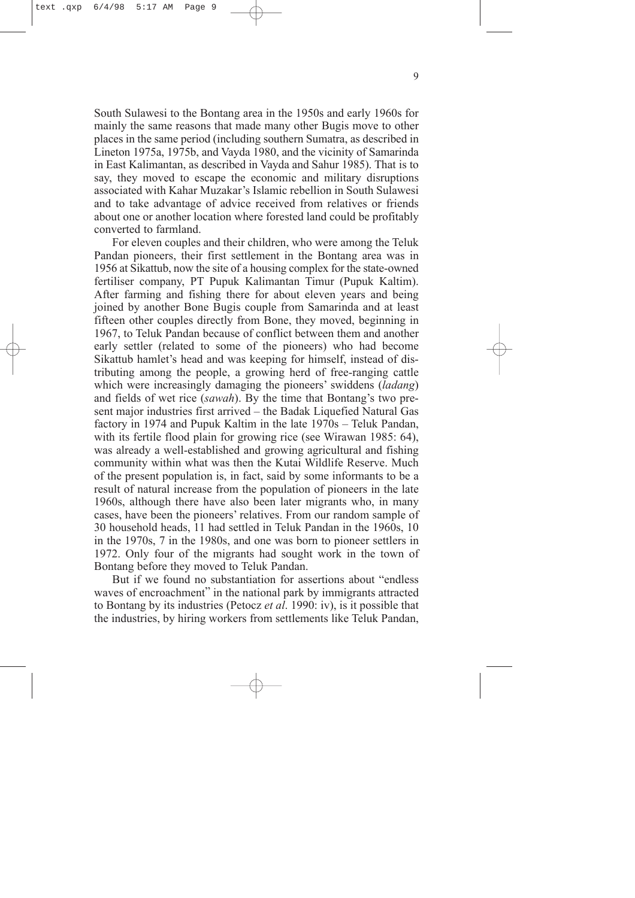South Sulawesi to the Bontang area in the 1950s and early 1960s for mainly the same reasons that made many other Bugis move to other places in the same period (including southern Sumatra, as described in Lineton 1975a, 1975b, and Vayda 1980, and the vicinity of Samarinda in East Kalimantan, as described in Vayda and Sahur 1985). That is to say, they moved to escape the economic and military disruptions associated with Kahar Muzakar's Islamic rebellion in South Sulawesi and to take advantage of advice received from relatives or friends about one or another location where forested land could be profitably converted to farmland.

For eleven couples and their children, who were among the Teluk Pandan pioneers, their first settlement in the Bontang area was in 1956 at Sikattub, now the site of a housing complex for the state-owned fertiliser company, PT Pupuk Kalimantan Timur (Pupuk Kaltim). After farming and fishing there for about eleven years and being joined by another Bone Bugis couple from Samarinda and at least fifteen other couples directly from Bone, they moved, beginning in 1967, to Teluk Pandan because of conflict between them and another early settler (related to some of the pioneers) who had become Sikattub hamlet's head and was keeping for himself, instead of distributing among the people, a growing herd of free-ranging cattle which were increasingly damaging the pioneers' swiddens (*ladang*) and fields of wet rice (*sawah*). By the time that Bontang's two present major industries first arrived – the Badak Liquefied Natural Gas factory in 1974 and Pupuk Kaltim in the late 1970s – Teluk Pandan, with its fertile flood plain for growing rice (see Wirawan 1985: 64), was already a well-established and growing agricultural and fishing community within what was then the Kutai Wildlife Reserve. Much of the present population is, in fact, said by some informants to be a result of natural increase from the population of pioneers in the late 1960s, although there have also been later migrants who, in many cases, have been the pioneers' relatives. From our random sample of 30 household heads, 11 had settled in Teluk Pandan in the 1960s, 10 in the 1970s, 7 in the 1980s, and one was born to pioneer settlers in 1972. Only four of the migrants had sought work in the town of Bontang before they moved to Teluk Pandan.

But if we found no substantiation for assertions about "endless waves of encroachment" in the national park by immigrants attracted to Bontang by its industries (Petocz *et al*. 1990: iv), is it possible that the industries, by hiring workers from settlements like Teluk Pandan,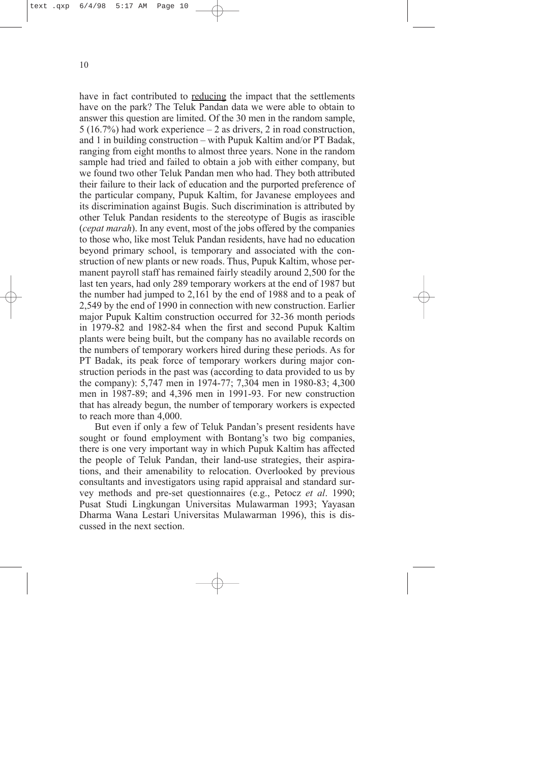have in fact contributed to <u>reducing</u> the impact that the settlements have on the park? The Teluk Pandan data we were able to obtain to answer this question are limited. Of the 30 men in the random sample, 5 (16.7%) had work experience – 2 as drivers, 2 in road construction, and 1 in building construction – with Pupuk Kaltim and/or PT Badak, ranging from eight months to almost three years. None in the random sample had tried and failed to obtain a job with either company, but we found two other Teluk Pandan men who had. They both attributed their failure to their lack of education and the purported preference of the particular company, Pupuk Kaltim, for Javanese employees and its discrimination against Bugis. Such discrimination is attributed by other Teluk Pandan residents to the stereotype of Bugis as irascible (*cepat marah*). In any event, most of the jobs offered by the companies to those who, like most Teluk Pandan residents, have had no education beyond primary school, is temporary and associated with the construction of new plants or new roads. Thus, Pupuk Kaltim, whose permanent payroll staff has remained fairly steadily around 2,500 for the last ten years, had only 289 temporary workers at the end of 1987 but the number had jumped to 2,161 by the end of 1988 and to a peak of 2,549 by the end of 1990 in connection with new construction. Earlier major Pupuk Kaltim construction occurred for 32-36 month periods in 1979-82 and 1982-84 when the first and second Pupuk Kaltim plants were being built, but the company has no available records on the numbers of temporary workers hired during these periods. As for PT Badak, its peak force of temporary workers during major construction periods in the past was (according to data provided to us by the company): 5,747 men in 1974-77; 7,304 men in 1980-83; 4,300 men in 1987-89; and 4,396 men in 1991-93. For new construction that has already begun, the number of temporary workers is expected to reach more than 4,000.

But even if only a few of Teluk Pandan's present residents have sought or found employment with Bontang's two big companies, there is one very important way in which Pupuk Kaltim has affected the people of Teluk Pandan, their land-use strategies, their aspirations, and their amenability to relocation. Overlooked by previous consultants and investigators using rapid appraisal and standard survey methods and pre-set questionnaires (e.g., Petocz *et al*. 1990; Pusat Studi Lingkungan Universitas Mulawarman 1993; Yayasan Dharma Wana Lestari Universitas Mulawarman 1996), this is discussed in the next section.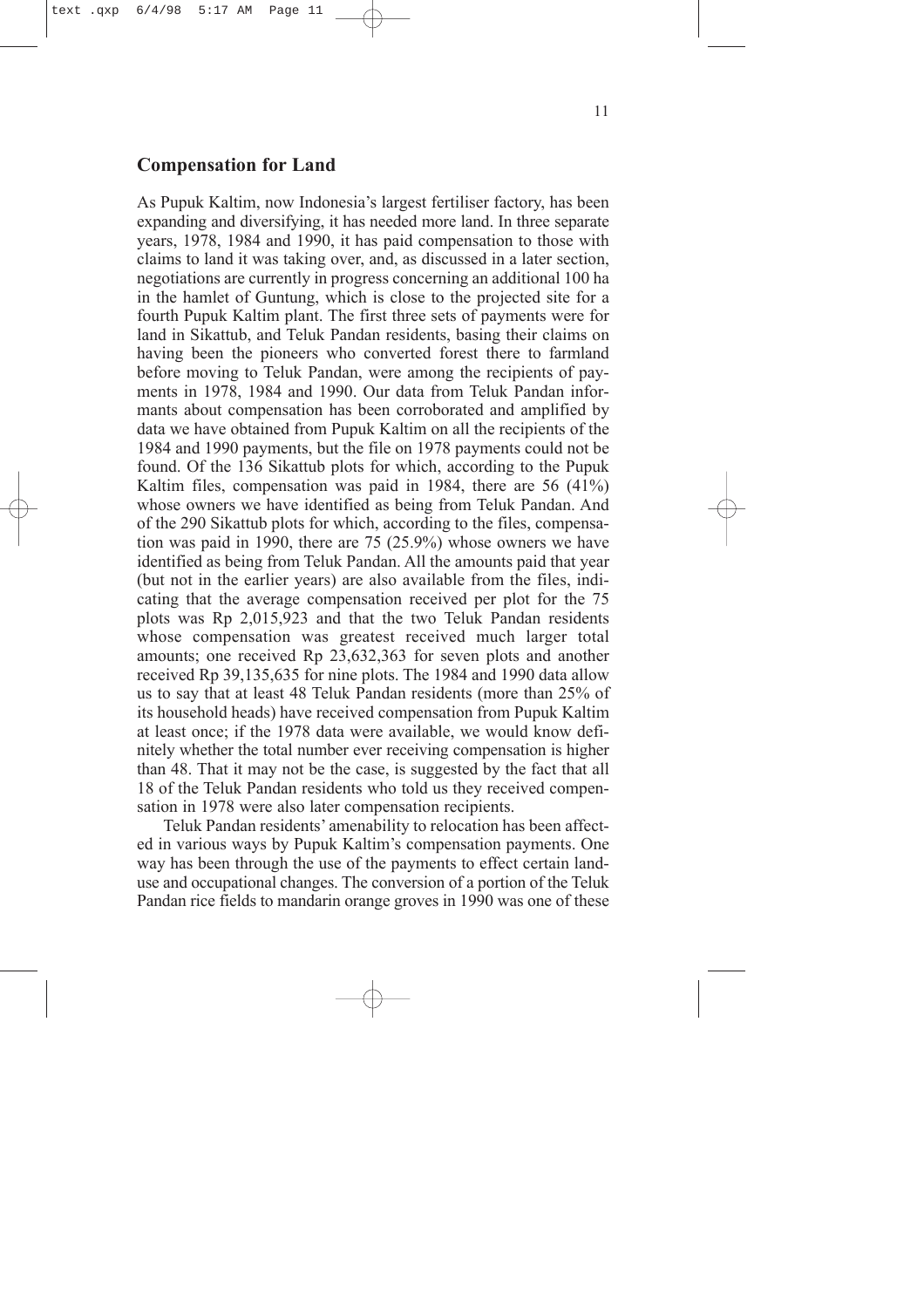## Compensation for Land

As Pupuk Kaltim, now Indonesia's largest fertiliser factory, has been expanding and diversifying, it has needed more land. In three separate years, 1978, 1984 and 1990, it has paid compensation to those with claims to land it was taking over, and, as discussed in a later section, negotiations are currently in progress concerning an additional 100 ha in the hamlet of Guntung, which is close to the projected site for a fourth Pupuk Kaltim plant. The first three sets of payments were for land in Sikattub, and Teluk Pandan residents, basing their claims on having been the pioneers who converted forest there to farmland before moving to Teluk Pandan, were among the recipients of payments in 1978, 1984 and 1990. Our data from Teluk Pandan informants about compensation has been corroborated and amplified by data we have obtained from Pupuk Kaltim on all the recipients of the 1984 and 1990 payments, but the file on 1978 payments could not be found. Of the 136 Sikattub plots for which, according to the Pupuk Kaltim files, compensation was paid in 1984, there are 56 (41%) whose owners we have identified as being from Teluk Pandan. And of the 290 Sikattub plots for which, according to the files, compensation was paid in 1990, there are 75 (25.9%) whose owners we have identified as being from Teluk Pandan. All the amounts paid that year (but not in the earlier years) are also available from the files, indicating that the average compensation received per plot for the 75 plots was Rp 2,015,923 and that the two Teluk Pandan residents whose compensation was greatest received much larger total amounts; one received Rp 23,632,363 for seven plots and another received Rp 39,135,635 for nine plots. The 1984 and 1990 data allow us to say that at least 48 Teluk Pandan residents (more than 25% of its household heads) have received compensation from Pupuk Kaltim at least once; if the 1978 data were available, we would know definitely whether the total number ever receiving compensation is higher than 48. That it may not be the case, is suggested by the fact that all 18 of the Teluk Pandan residents who told us they received compensation in 1978 were also later compensation recipients.

Teluk Pandan residents' amenability to relocation has been affected in various ways by Pupuk Kaltim's compensation payments. One way has been through the use of the payments to effect certain land-use and occupational changes. The conversion of a portion of the Teluk Pandan rice fields to mandarin orange groves in 1990 was one of these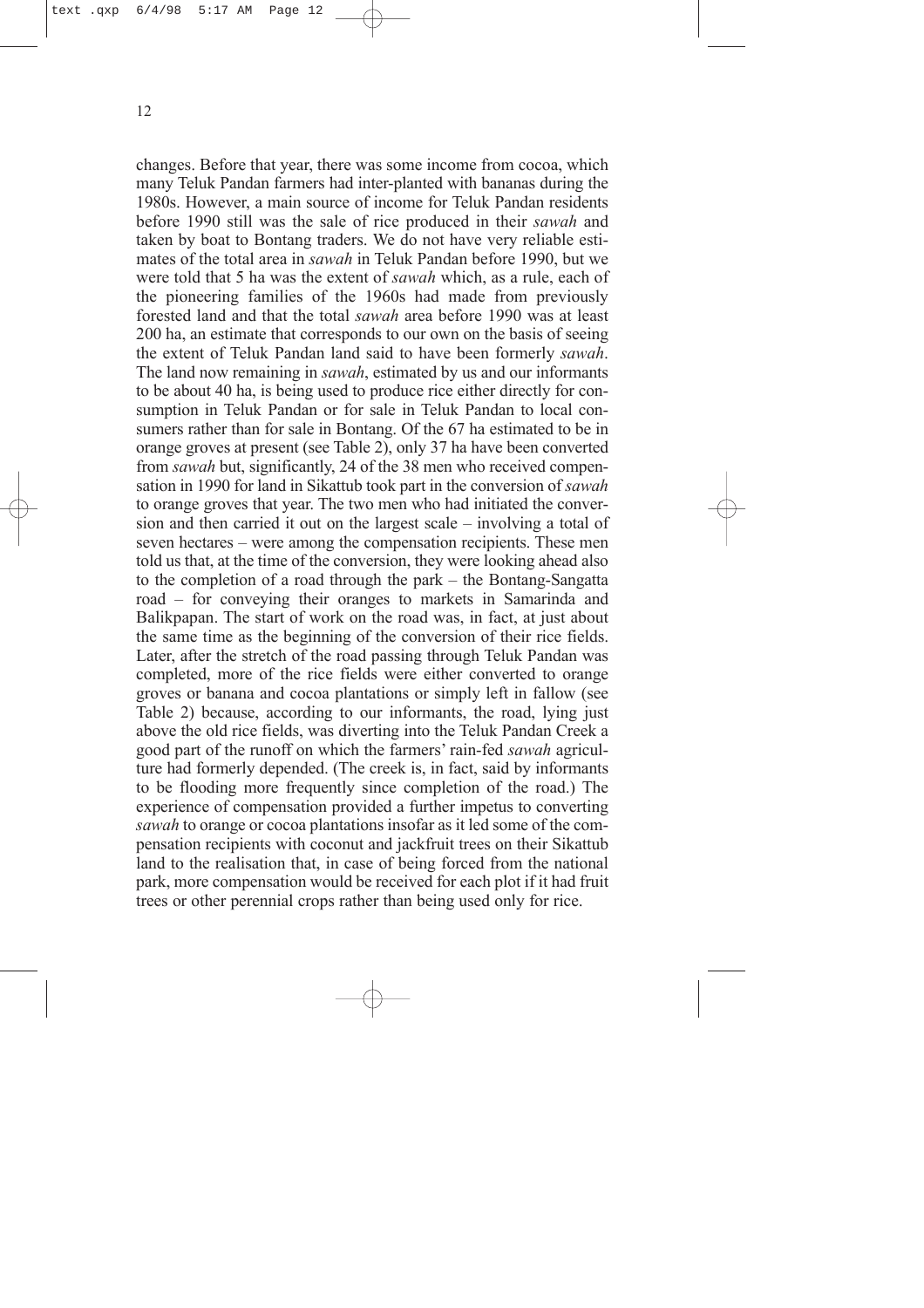changes. Before that year, there was some income from cocoa, which many Teluk Pandan farmers had inter-planted with bananas during the 1980s. However, a main source of income for Teluk Pandan residents before 1990 still was the sale of rice produced in their *sawah* and taken by boat to Bontang traders. We do not have very reliable estimates of the total area in *sawah* in Teluk Pandan before 1990, but we were told that 5 ha was the extent of *sawah* which, as a rule, each of the pioneering families of the 1960s had made from previously forested land and that the total *sawah* area before 1990 was at least 200 ha, an estimate that corresponds to our own on the basis of seeing the extent of Teluk Pandan land said to have been formerly *sawah*. The land now remaining in *sawah*, estimated by us and our informants to be about 40 ha, is being used to produce rice either directly for consumption in Teluk Pandan or for sale in Teluk Pandan to local consumers rather than for sale in Bontang. Of the 67 ha estimated to be in orange groves at present (see Table 2), only 37 ha have been converted from *sawah* but, significantly, 24 of the 38 men who received compensation in 1990 for land in Sikattub took part in the conversion of *sawah* to orange groves that year. The two men who had initiated the conversion and then carried it out on the largest scale – involving a total of seven hectares – were among the compensation recipients. These men told us that, at the time of the conversion, they were looking ahead also to the completion of a road through the park – the Bontang-Sangatta road – for conveying their oranges to markets in Samarinda and Balikpapan. The start of work on the road was, in fact, at just about the same time as the beginning of the conversion of their rice fields. Later, after the stretch of the road passing through Teluk Pandan was completed, more of the rice fields were either converted to orange groves or banana and cocoa plantations or simply left in fallow (see Table 2) because, according to our informants, the road, lying just above the old rice fields, was diverting into the Teluk Pandan Creek a good part of the runoff on which the farmers' rain-fed *sawah* agriculture had formerly depended. (The creek is, in fact, said by informants to be flooding more frequently since completion of the road.) The experience of compensation provided a further impetus to converting *sawah* to orange or cocoa plantations insofar as it led some of the compensation recipients with coconut and jackfruit trees on their Sikattub land to the realisation that, in case of being forced from the national park, more compensation would be received for each plot if it had fruit trees or other perennial crops rather than being used only for rice.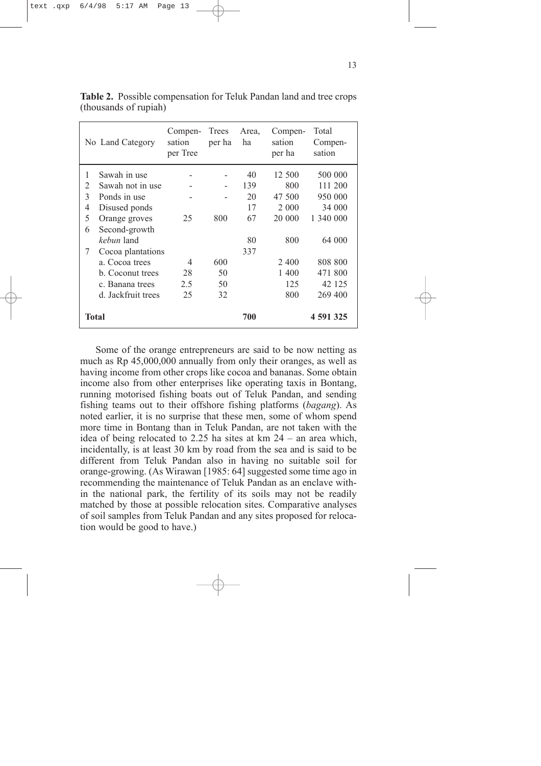**Table 2.** Possible compensation for Teluk Pandan land and tree crops (thousands of rupiah)

| No | Land Category | Compen-sation per Tree | Trees per ha | Area, ha | Compen-sation per ha | Total Compen-sation |
|---|---|---|---|---|---|---|
| 1 | Sawah in use | - | - | 40 | 12 500 | 500 000 |
| 2 | Sawah not in use | - | - | 139 | 800 | 111 200 |
| 3 | Ponds in use | - | - | 20 | 47 500 | 950 000 |
| 4 | Disused ponds | | | 17 | 2 000 | 34 000 |
| 5 | Orange groves | 25 | 800 | 67 | 20 000 | 1 340 000 |
| 6 | Second-growth *kebun* land | | | 80 | 800 | 64 000 |
| 7 | Cocoa plantations | | | 337 | | |
| | a. Cocoa trees | 4 | 600 | | 2 400 | 808 800 |
| | b. Coconut trees | 28 | 50 | | 1 400 | 471 800 |
| | c. Banana trees | 2.5 | 50 | | 125 | 42 125 |
| | d. Jackfruit trees | 25 | 32 | | 800 | 269 400 |
| **Total** | | | | **700** | | **4 591 325** |

Some of the orange entrepreneurs are said to be now netting as much as Rp 45,000,000 annually from only their oranges, as well as having income from other crops like cocoa and bananas. Some obtain income also from other enterprises like operating taxis in Bontang, running motorised fishing boats out of Teluk Pandan, and sending fishing teams out to their offshore fishing platforms (*bagang*). As noted earlier, it is no surprise that these men, some of whom spend more time in Bontang than in Teluk Pandan, are not taken with the idea of being relocated to 2.25 ha sites at km 24 – an area which, incidentally, is at least 30 km by road from the sea and is said to be different from Teluk Pandan also in having no suitable soil for orange-growing. (As Wirawan [1985: 64] suggested some time ago in recommending the maintenance of Teluk Pandan as an enclave within the national park, the fertility of its soils may not be readily matched by those at possible relocation sites. Comparative analyses of soil samples from Teluk Pandan and any sites proposed for relocation would be good to have.)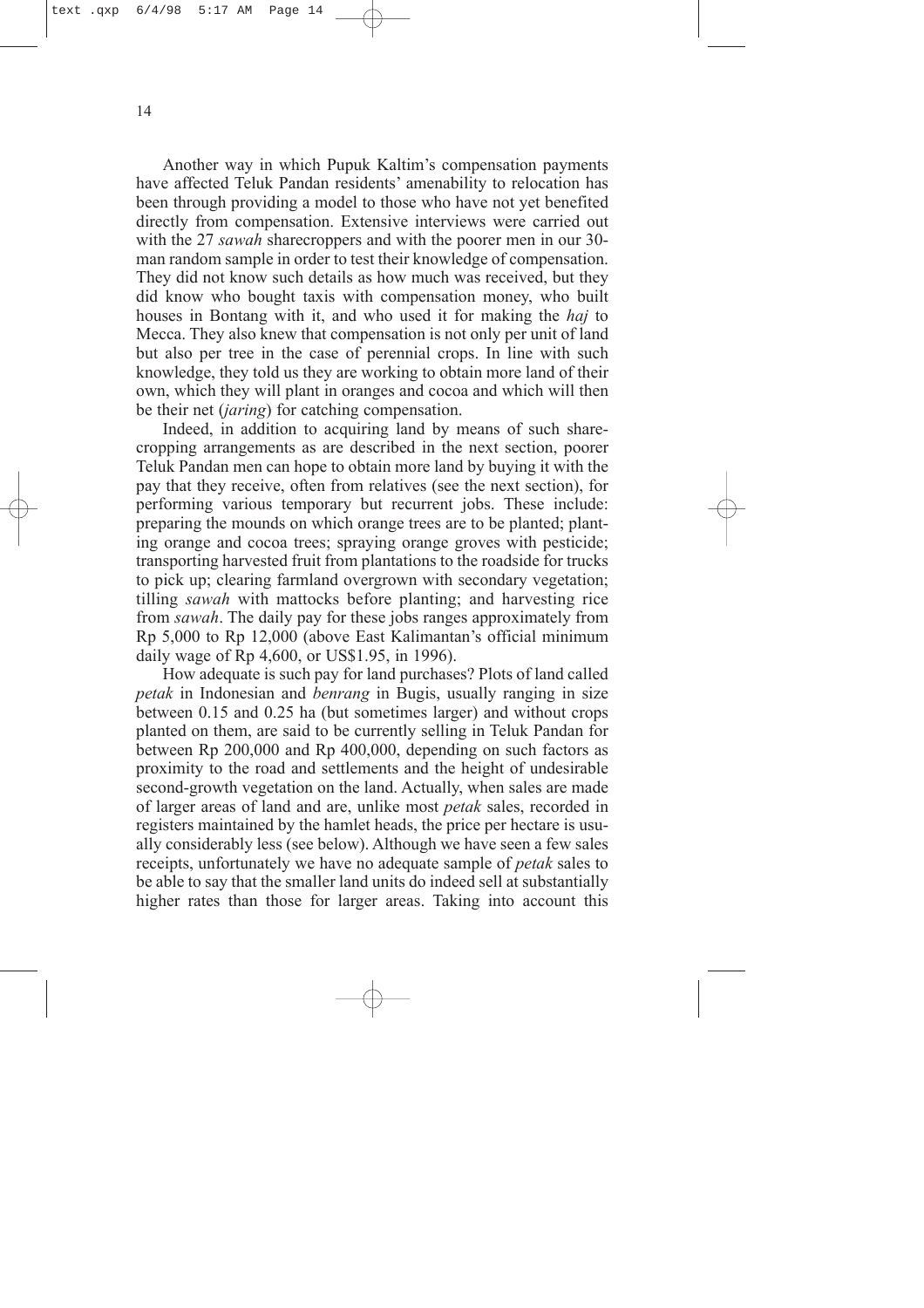Another way in which Pupuk Kaltim's compensation payments have affected Teluk Pandan residents' amenability to relocation has been through providing a model to those who have not yet benefited directly from compensation. Extensive interviews were carried out with the 27 *sawah* sharecroppers and with the poorer men in our 30-man random sample in order to test their knowledge of compensation. They did not know such details as how much was received, but they did know who bought taxis with compensation money, who built houses in Bontang with it, and who used it for making the *haj* to Mecca. They also knew that compensation is not only per unit of land but also per tree in the case of perennial crops. In line with such knowledge, they told us they are working to obtain more land of their own, which they will plant in oranges and cocoa and which will then be their net (*jaring*) for catching compensation.

Indeed, in addition to acquiring land by means of such sharecropping arrangements as are described in the next section, poorer Teluk Pandan men can hope to obtain more land by buying it with the pay that they receive, often from relatives (see the next section), for performing various temporary but recurrent jobs. These include: preparing the mounds on which orange trees are to be planted; planting orange and cocoa trees; spraying orange groves with pesticide; transporting harvested fruit from plantations to the roadside for trucks to pick up; clearing farmland overgrown with secondary vegetation; tilling *sawah* with mattocks before planting; and harvesting rice from *sawah*. The daily pay for these jobs ranges approximately from Rp 5,000 to Rp 12,000 (above East Kalimantan's official minimum daily wage of Rp 4,600, or US$1.95, in 1996).

How adequate is such pay for land purchases? Plots of land called *petak* in Indonesian and *benrang* in Bugis, usually ranging in size between 0.15 and 0.25 ha (but sometimes larger) and without crops planted on them, are said to be currently selling in Teluk Pandan for between Rp 200,000 and Rp 400,000, depending on such factors as proximity to the road and settlements and the height of undesirable second-growth vegetation on the land. Actually, when sales are made of larger areas of land and are, unlike most *petak* sales, recorded in registers maintained by the hamlet heads, the price per hectare is usually considerably less (see below). Although we have seen a few sales receipts, unfortunately we have no adequate sample of *petak* sales to be able to say that the smaller land units do indeed sell at substantially higher rates than those for larger areas. Taking into account this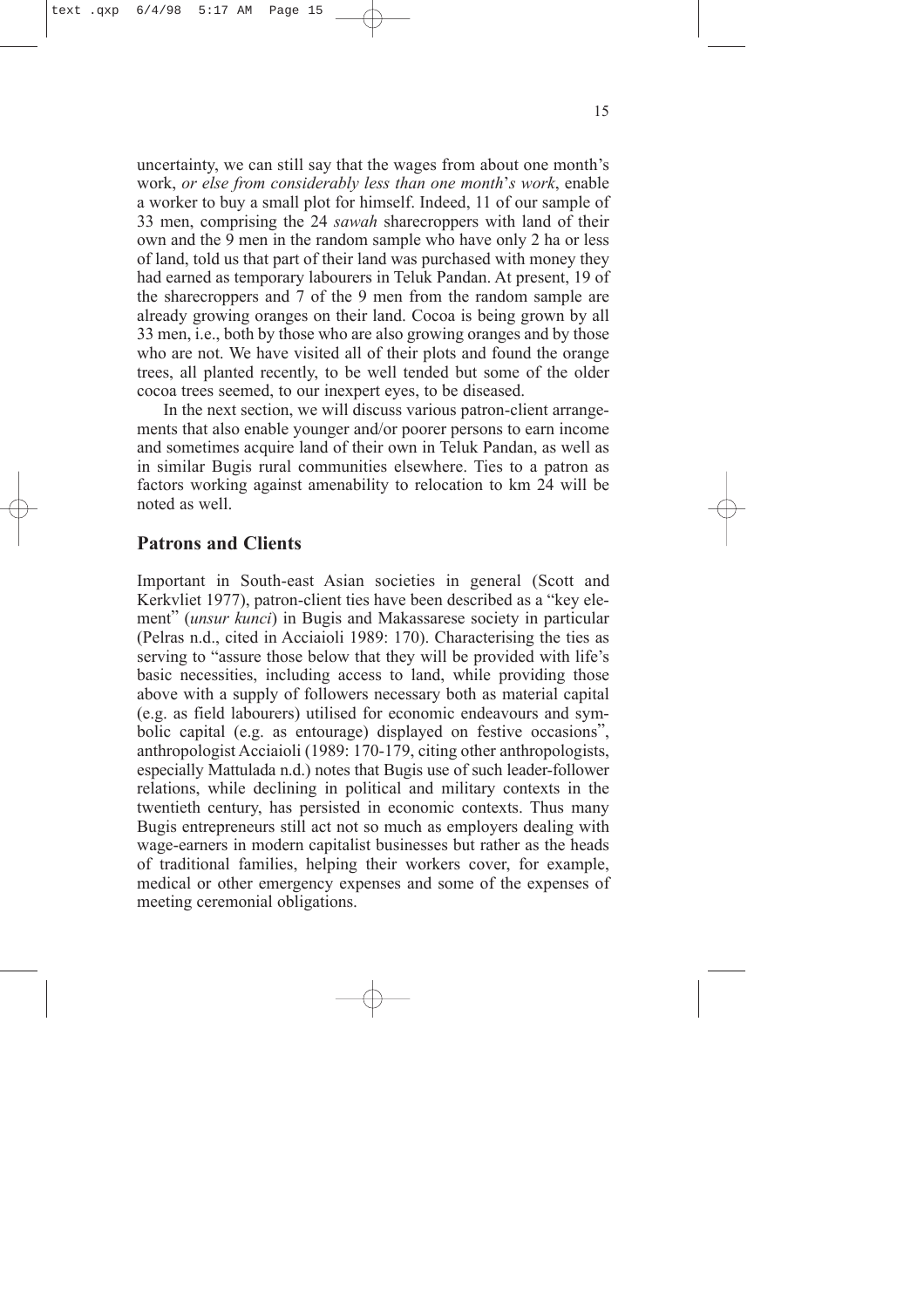uncertainty, we can still say that the wages from about one month's work, *or else from considerably less than one month's work*, enable a worker to buy a small plot for himself. Indeed, 11 of our sample of 33 men, comprising the 24 *sawah* sharecroppers with land of their own and the 9 men in the random sample who have only 2 ha or less of land, told us that part of their land was purchased with money they had earned as temporary labourers in Teluk Pandan. At present, 19 of the sharecroppers and 7 of the 9 men from the random sample are already growing oranges on their land. Cocoa is being grown by all 33 men, i.e., both by those who are also growing oranges and by those who are not. We have visited all of their plots and found the orange trees, all planted recently, to be well tended but some of the older cocoa trees seemed, to our inexpert eyes, to be diseased.

In the next section, we will discuss various patron-client arrangements that also enable younger and/or poorer persons to earn income and sometimes acquire land of their own in Teluk Pandan, as well as in similar Bugis rural communities elsewhere. Ties to a patron as factors working against amenability to relocation to km 24 will be noted as well.

## Patrons and Clients

Important in South-east Asian societies in general (Scott and Kerkvliet 1977), patron-client ties have been described as a "key element" (*unsur kunci*) in Bugis and Makassarese society in particular (Pelras n.d., cited in Acciaioli 1989: 170). Characterising the ties as serving to "assure those below that they will be provided with life's basic necessities, including access to land, while providing those above with a supply of followers necessary both as material capital (e.g. as field labourers) utilised for economic endeavours and symbolic capital (e.g. as entourage) displayed on festive occasions", anthropologist Acciaioli (1989: 170-179, citing other anthropologists, especially Mattulada n.d.) notes that Bugis use of such leader-follower relations, while declining in political and military contexts in the twentieth century, has persisted in economic contexts. Thus many Bugis entrepreneurs still act not so much as employers dealing with wage-earners in modern capitalist businesses but rather as the heads of traditional families, helping their workers cover, for example, medical or other emergency expenses and some of the expenses of meeting ceremonial obligations.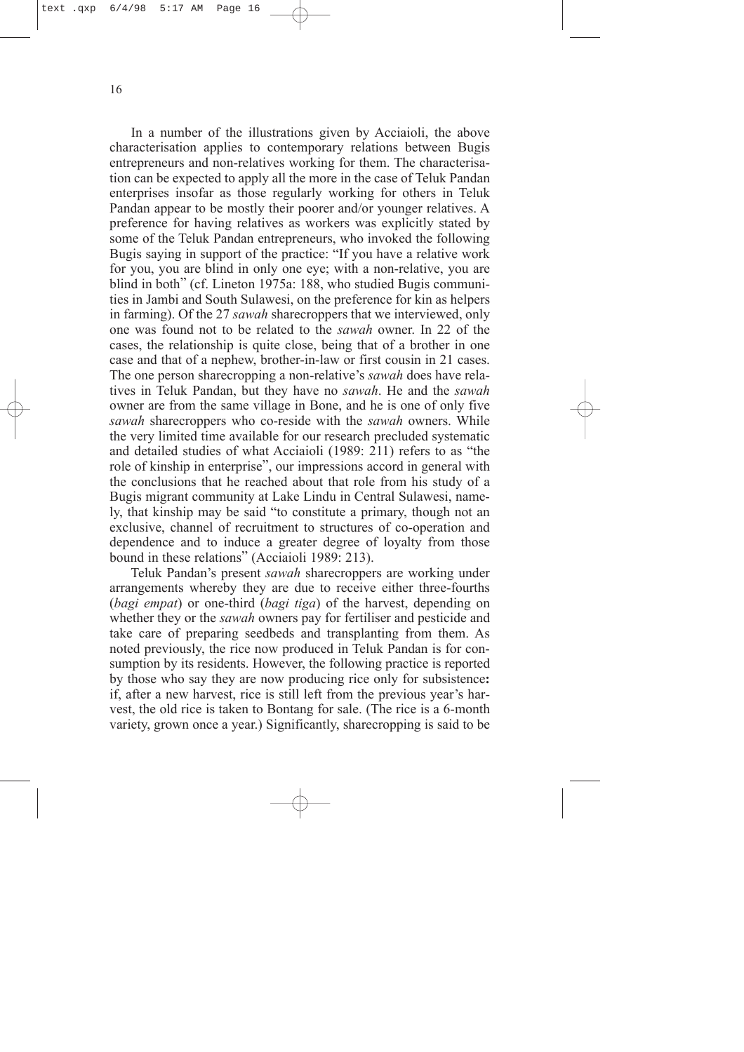In a number of the illustrations given by Acciaioli, the above characterisation applies to contemporary relations between Bugis entrepreneurs and non-relatives working for them. The characterisation can be expected to apply all the more in the case of Teluk Pandan enterprises insofar as those regularly working for others in Teluk Pandan appear to be mostly their poorer and/or younger relatives. A preference for having relatives as workers was explicitly stated by some of the Teluk Pandan entrepreneurs, who invoked the following Bugis saying in support of the practice: "If you have a relative work for you, you are blind in only one eye; with a non-relative, you are blind in both" (cf. Lineton 1975a: 188, who studied Bugis communities in Jambi and South Sulawesi, on the preference for kin as helpers in farming). Of the 27 *sawah* sharecroppers that we interviewed, only one was found not to be related to the *sawah* owner. In 22 of the cases, the relationship is quite close, being that of a brother in one case and that of a nephew, brother-in-law or first cousin in 21 cases. The one person sharecropping a non-relative's *sawah* does have relatives in Teluk Pandan, but they have no *sawah*. He and the *sawah* owner are from the same village in Bone, and he is one of only five *sawah* sharecroppers who co-reside with the *sawah* owners. While the very limited time available for our research precluded systematic and detailed studies of what Acciaioli (1989: 211) refers to as "the role of kinship in enterprise", our impressions accord in general with the conclusions that he reached about that role from his study of a Bugis migrant community at Lake Lindu in Central Sulawesi, namely, that kinship may be said "to constitute a primary, though not an exclusive, channel of recruitment to structures of co-operation and dependence and to induce a greater degree of loyalty from those bound in these relations" (Acciaioli 1989: 213).

Teluk Pandan's present *sawah* sharecroppers are working under arrangements whereby they are due to receive either three-fourths (*bagi empat*) or one-third (*bagi tiga*) of the harvest, depending on whether they or the *sawah* owners pay for fertiliser and pesticide and take care of preparing seedbeds and transplanting from them. As noted previously, the rice now produced in Teluk Pandan is for consumption by its residents. However, the following practice is reported by those who say they are now producing rice only for subsistence**:** if, after a new harvest, rice is still left from the previous year's harvest, the old rice is taken to Bontang for sale. (The rice is a 6-month variety, grown once a year.) Significantly, sharecropping is said to be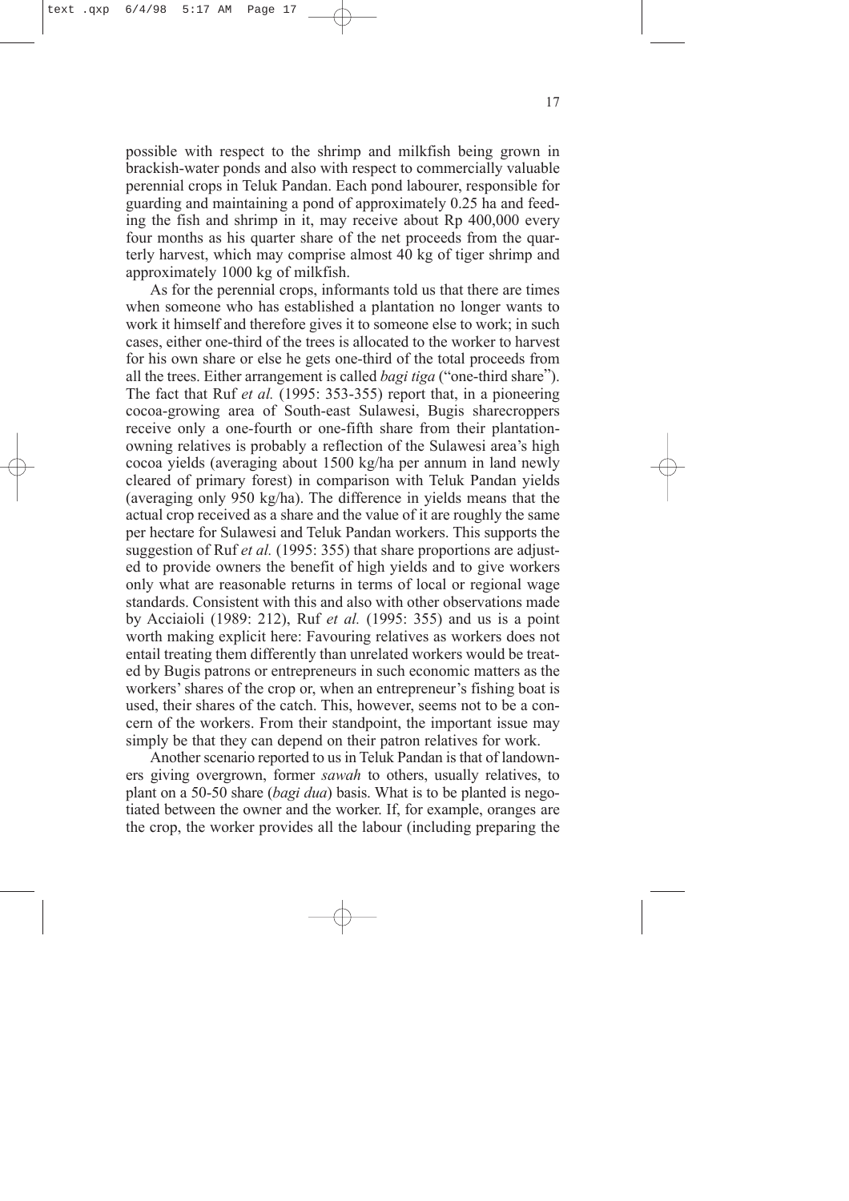possible with respect to the shrimp and milkfish being grown in brackish-water ponds and also with respect to commercially valuable perennial crops in Teluk Pandan. Each pond labourer, responsible for guarding and maintaining a pond of approximately 0.25 ha and feeding the fish and shrimp in it, may receive about Rp 400,000 every four months as his quarter share of the net proceeds from the quarterly harvest, which may comprise almost 40 kg of tiger shrimp and approximately 1000 kg of milkfish.

As for the perennial crops, informants told us that there are times when someone who has established a plantation no longer wants to work it himself and therefore gives it to someone else to work; in such cases, either one-third of the trees is allocated to the worker to harvest for his own share or else he gets one-third of the total proceeds from all the trees. Either arrangement is called *bagi tiga* ("one-third share"). The fact that Ruf *et al.* (1995: 353-355) report that, in a pioneering cocoa-growing area of South-east Sulawesi, Bugis sharecroppers receive only a one-fourth or one-fifth share from their plantation-owning relatives is probably a reflection of the Sulawesi area's high cocoa yields (averaging about 1500 kg/ha per annum in land newly cleared of primary forest) in comparison with Teluk Pandan yields (averaging only 950 kg/ha). The difference in yields means that the actual crop received as a share and the value of it are roughly the same per hectare for Sulawesi and Teluk Pandan workers. This supports the suggestion of Ruf *et al.* (1995: 355) that share proportions are adjusted to provide owners the benefit of high yields and to give workers only what are reasonable returns in terms of local or regional wage standards. Consistent with this and also with other observations made by Acciaioli (1989: 212), Ruf *et al.* (1995: 355) and us is a point worth making explicit here: Favouring relatives as workers does not entail treating them differently than unrelated workers would be treated by Bugis patrons or entrepreneurs in such economic matters as the workers' shares of the crop or, when an entrepreneur's fishing boat is used, their shares of the catch. This, however, seems not to be a concern of the workers. From their standpoint, the important issue may simply be that they can depend on their patron relatives for work.

Another scenario reported to us in Teluk Pandan is that of landowners giving overgrown, former *sawah* to others, usually relatives, to plant on a 50-50 share (*bagi dua*) basis. What is to be planted is negotiated between the owner and the worker. If, for example, oranges are the crop, the worker provides all the labour (including preparing the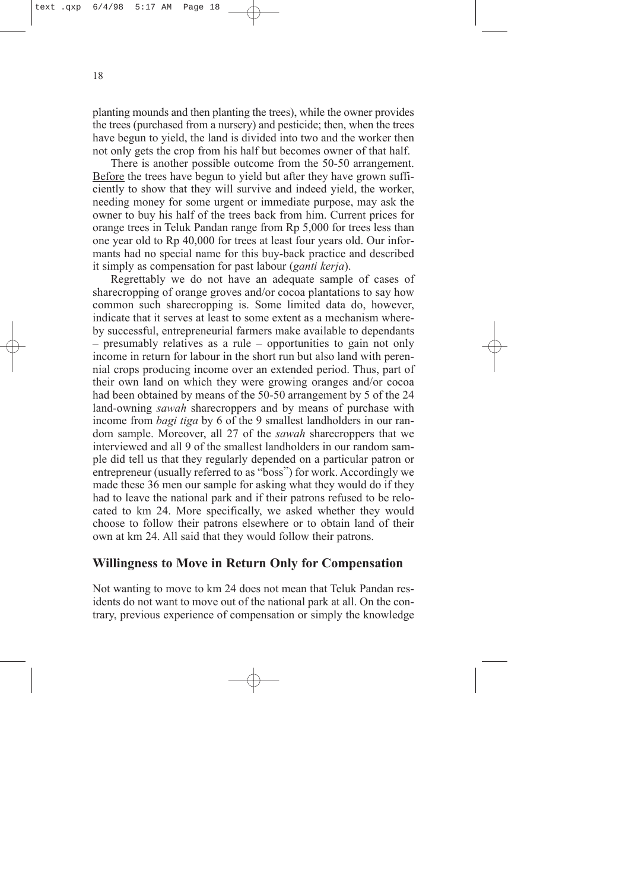planting mounds and then planting the trees), while the owner provides the trees (purchased from a nursery) and pesticide; then, when the trees have begun to yield, the land is divided into two and the worker then not only gets the crop from his half but becomes owner of that half.

There is another possible outcome from the 50-50 arrangement. Before the trees have begun to yield but after they have grown sufficiently to show that they will survive and indeed yield, the worker, needing money for some urgent or immediate purpose, may ask the owner to buy his half of the trees back from him. Current prices for orange trees in Teluk Pandan range from Rp 5,000 for trees less than one year old to Rp 40,000 for trees at least four years old. Our informants had no special name for this buy-back practice and described it simply as compensation for past labour (*ganti kerja*).

Regrettably we do not have an adequate sample of cases of sharecropping of orange groves and/or cocoa plantations to say how common such sharecropping is. Some limited data do, however, indicate that it serves at least to some extent as a mechanism whereby successful, entrepreneurial farmers make available to dependants – presumably relatives as a rule – opportunities to gain not only income in return for labour in the short run but also land with perennial crops producing income over an extended period. Thus, part of their own land on which they were growing oranges and/or cocoa had been obtained by means of the 50-50 arrangement by 5 of the 24 land-owning *sawah* sharecroppers and by means of purchase with income from *bagi tiga* by 6 of the 9 smallest landholders in our random sample. Moreover, all 27 of the *sawah* sharecroppers that we interviewed and all 9 of the smallest landholders in our random sample did tell us that they regularly depended on a particular patron or entrepreneur (usually referred to as "boss") for work. Accordingly we made these 36 men our sample for asking what they would do if they had to leave the national park and if their patrons refused to be relocated to km 24. More specifically, we asked whether they would choose to follow their patrons elsewhere or to obtain land of their own at km 24. All said that they would follow their patrons.

## Willingness to Move in Return Only for Compensation

Not wanting to move to km 24 does not mean that Teluk Pandan residents do not want to move out of the national park at all. On the contrary, previous experience of compensation or simply the knowledge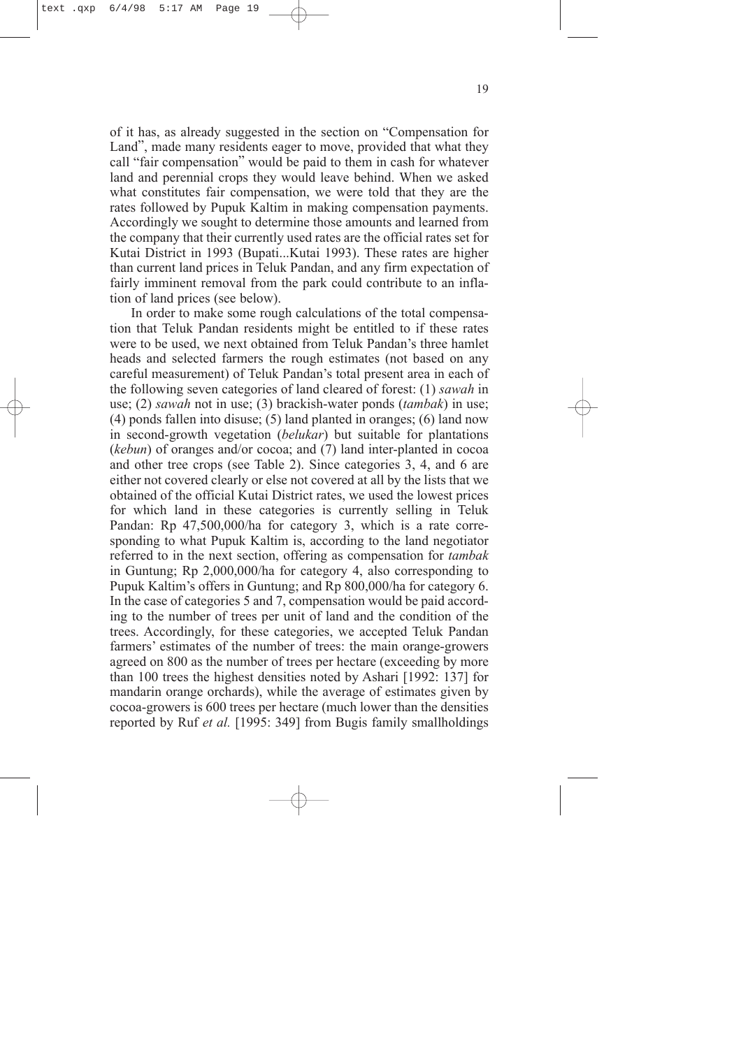of it has, as already suggested in the section on "Compensation for Land", made many residents eager to move, provided that what they call "fair compensation" would be paid to them in cash for whatever land and perennial crops they would leave behind. When we asked what constitutes fair compensation, we were told that they are the rates followed by Pupuk Kaltim in making compensation payments. Accordingly we sought to determine those amounts and learned from the company that their currently used rates are the official rates set for Kutai District in 1993 (Bupati...Kutai 1993). These rates are higher than current land prices in Teluk Pandan, and any firm expectation of fairly imminent removal from the park could contribute to an inflation of land prices (see below).

In order to make some rough calculations of the total compensation that Teluk Pandan residents might be entitled to if these rates were to be used, we next obtained from Teluk Pandan's three hamlet heads and selected farmers the rough estimates (not based on any careful measurement) of Teluk Pandan's total present area in each of the following seven categories of land cleared of forest: (1) *sawah* in use; (2) *sawah* not in use; (3) brackish-water ponds (*tambak*) in use; (4) ponds fallen into disuse; (5) land planted in oranges; (6) land now in second-growth vegetation (*belukar*) but suitable for plantations (*kebun*) of oranges and/or cocoa; and (7) land inter-planted in cocoa and other tree crops (see Table 2). Since categories 3, 4, and 6 are either not covered clearly or else not covered at all by the lists that we obtained of the official Kutai District rates, we used the lowest prices for which land in these categories is currently selling in Teluk Pandan: Rp 47,500,000/ha for category 3, which is a rate corresponding to what Pupuk Kaltim is, according to the land negotiator referred to in the next section, offering as compensation for *tambak* in Guntung; Rp 2,000,000/ha for category 4, also corresponding to Pupuk Kaltim's offers in Guntung; and Rp 800,000/ha for category 6. In the case of categories 5 and 7, compensation would be paid according to the number of trees per unit of land and the condition of the trees. Accordingly, for these categories, we accepted Teluk Pandan farmers' estimates of the number of trees: the main orange-growers agreed on 800 as the number of trees per hectare (exceeding by more than 100 trees the highest densities noted by Ashari [1992: 137] for mandarin orange orchards), while the average of estimates given by cocoa-growers is 600 trees per hectare (much lower than the densities reported by Ruf *et al.* [1995: 349] from Bugis family smallholdings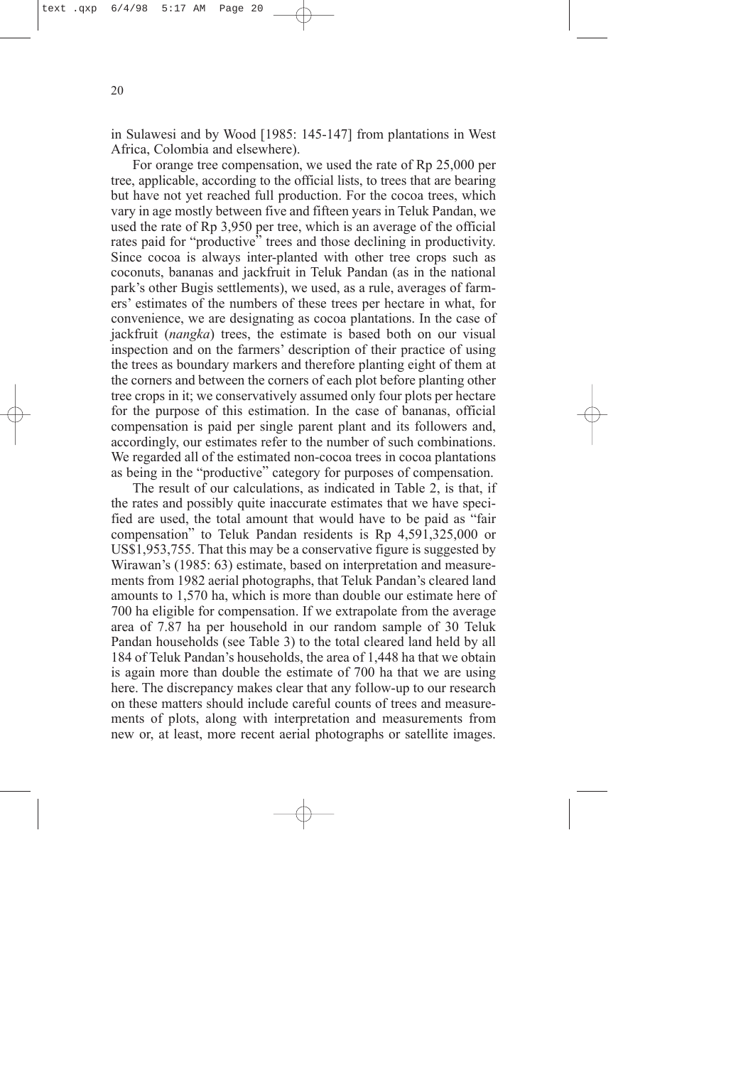in Sulawesi and by Wood [1985: 145-147] from plantations in West Africa, Colombia and elsewhere).

For orange tree compensation, we used the rate of Rp 25,000 per tree, applicable, according to the official lists, to trees that are bearing but have not yet reached full production. For the cocoa trees, which vary in age mostly between five and fifteen years in Teluk Pandan, we used the rate of Rp 3,950 per tree, which is an average of the official rates paid for "productive" trees and those declining in productivity. Since cocoa is always inter-planted with other tree crops such as coconuts, bananas and jackfruit in Teluk Pandan (as in the national park's other Bugis settlements), we used, as a rule, averages of farmers' estimates of the numbers of these trees per hectare in what, for convenience, we are designating as cocoa plantations. In the case of jackfruit (*nangka*) trees, the estimate is based both on our visual inspection and on the farmers' description of their practice of using the trees as boundary markers and therefore planting eight of them at the corners and between the corners of each plot before planting other tree crops in it; we conservatively assumed only four plots per hectare for the purpose of this estimation. In the case of bananas, official compensation is paid per single parent plant and its followers and, accordingly, our estimates refer to the number of such combinations. We regarded all of the estimated non-cocoa trees in cocoa plantations as being in the "productive" category for purposes of compensation.

The result of our calculations, as indicated in Table 2, is that, if the rates and possibly quite inaccurate estimates that we have specified are used, the total amount that would have to be paid as "fair compensation" to Teluk Pandan residents is Rp 4,591,325,000 or US$1,953,755. That this may be a conservative figure is suggested by Wirawan's (1985: 63) estimate, based on interpretation and measurements from 1982 aerial photographs, that Teluk Pandan's cleared land amounts to 1,570 ha, which is more than double our estimate here of 700 ha eligible for compensation. If we extrapolate from the average area of 7.87 ha per household in our random sample of 30 Teluk Pandan households (see Table 3) to the total cleared land held by all 184 of Teluk Pandan's households, the area of 1,448 ha that we obtain is again more than double the estimate of 700 ha that we are using here. The discrepancy makes clear that any follow-up to our research on these matters should include careful counts of trees and measurements of plots, along with interpretation and measurements from new or, at least, more recent aerial photographs or satellite images.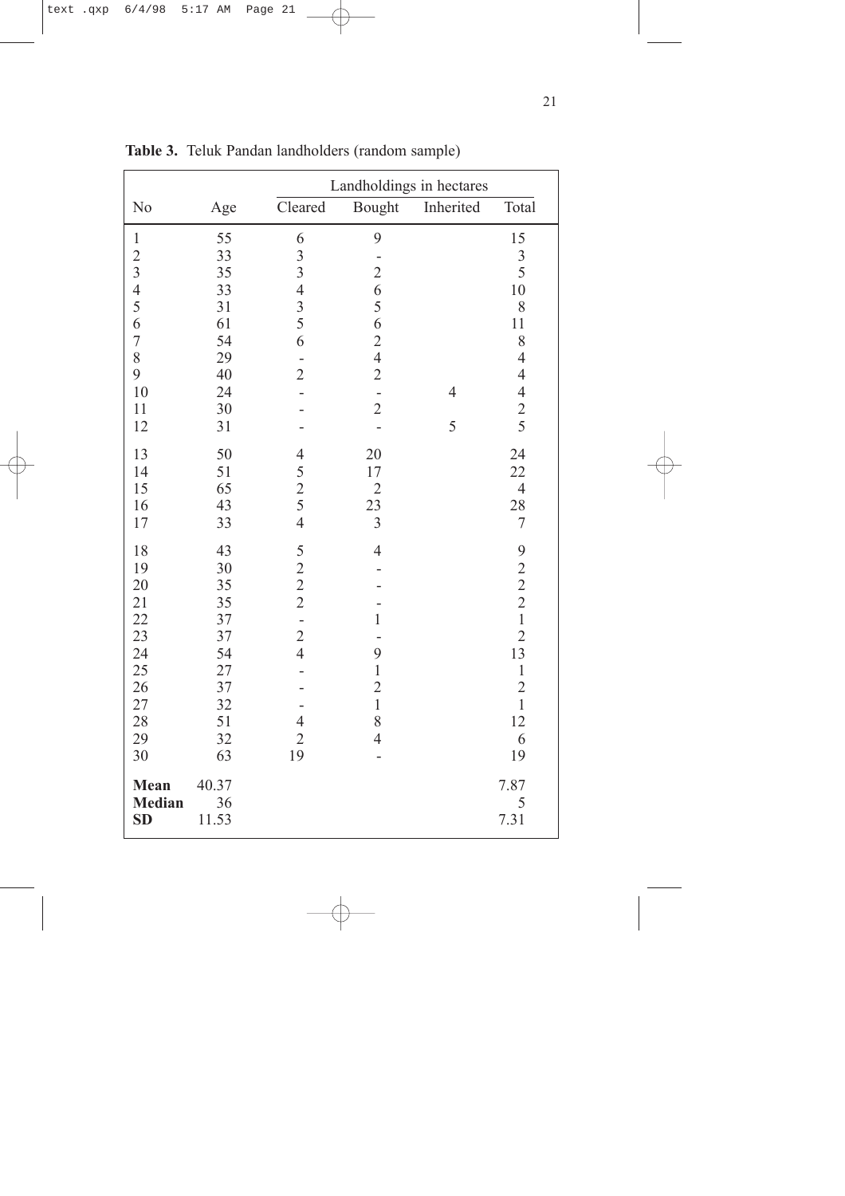**Table 3.** Teluk Pandan landholders (random sample)

| No | Age | Landholdings in hectares | | | |
|---|---|---|---|---|---|
| | | Cleared | Bought | Inherited | Total |
| 1 | 55 | 6 | 9 | | 15 |
| 2 | 33 | 3 | - | | 3 |
| 3 | 35 | 3 | 2 | | 5 |
| 4 | 33 | 4 | 6 | | 10 |
| 5 | 31 | 3 | 5 | | 8 |
| 6 | 61 | 5 | 6 | | 11 |
| 7 | 54 | 6 | 2 | | 8 |
| 8 | 29 | - | 4 | | 4 |
| 9 | 40 | 2 | 2 | | 4 |
| 10 | 24 | - | - | 4 | 4 |
| 11 | 30 | - | 2 | | 2 |
| 12 | 31 | - | - | 5 | 5 |
| 13 | 50 | 4 | 20 | | 24 |
| 14 | 51 | 5 | 17 | | 22 |
| 15 | 65 | 2 | 2 | | 4 |
| 16 | 43 | 5 | 23 | | 28 |
| 17 | 33 | 4 | 3 | | 7 |
| 18 | 43 | 5 | 4 | | 9 |
| 19 | 30 | 2 | - | | 2 |
| 20 | 35 | 2 | - | | 2 |
| 21 | 35 | 2 | - | | 2 |
| 22 | 37 | - | 1 | | 1 |
| 23 | 37 | 2 | - | | 2 |
| 24 | 54 | 4 | 9 | | 13 |
| 25 | 27 | - | 1 | | 1 |
| 26 | 37 | - | 2 | | 2 |
| 27 | 32 | - | 1 | | 1 |
| 28 | 51 | 4 | 8 | | 12 |
| 29 | 32 | 2 | 4 | | 6 |
| 30 | 63 | 19 | - | | 19 |
| **Mean** | 40.37 | | | | 7.87 |
| **Median** | 36 | | | | 5 |
| **SD** | 11.53 | | | | 7.31 |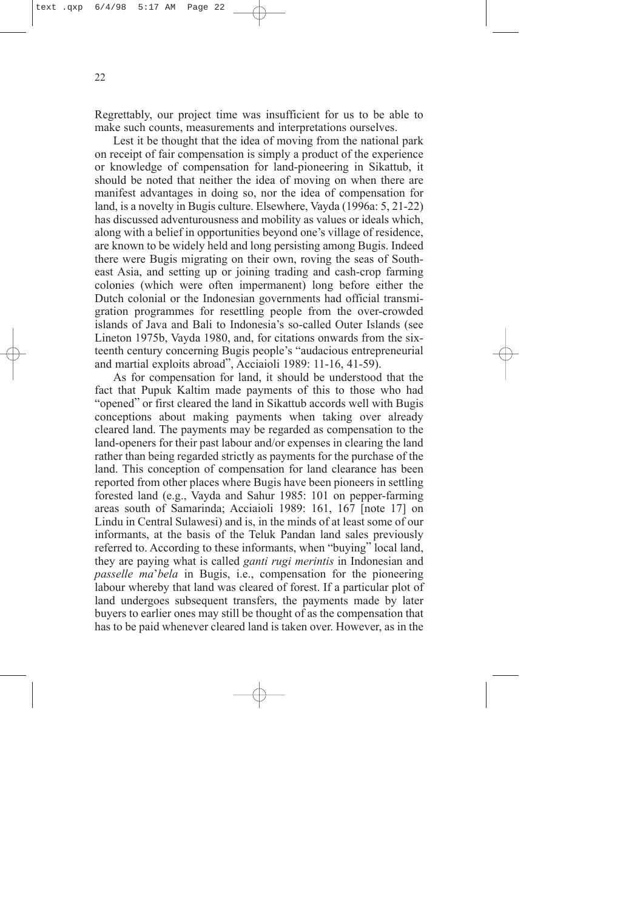Regrettably, our project time was insufficient for us to be able to make such counts, measurements and interpretations ourselves.

Lest it be thought that the idea of moving from the national park on receipt of fair compensation is simply a product of the experience or knowledge of compensation for land-pioneering in Sikattub, it should be noted that neither the idea of moving on when there are manifest advantages in doing so, nor the idea of compensation for land, is a novelty in Bugis culture. Elsewhere, Vayda (1996a: 5, 21-22) has discussed adventurousness and mobility as values or ideals which, along with a belief in opportunities beyond one's village of residence, are known to be widely held and long persisting among Bugis. Indeed there were Bugis migrating on their own, roving the seas of Southeast Asia, and setting up or joining trading and cash-crop farming colonies (which were often impermanent) long before either the Dutch colonial or the Indonesian governments had official transmigration programmes for resettling people from the over-crowded islands of Java and Bali to Indonesia's so-called Outer Islands (see Lineton 1975b, Vayda 1980, and, for citations onwards from the sixteenth century concerning Bugis people's "audacious entrepreneurial and martial exploits abroad", Acciaioli 1989: 11-16, 41-59).

As for compensation for land, it should be understood that the fact that Pupuk Kaltim made payments of this to those who had "opened" or first cleared the land in Sikattub accords well with Bugis conceptions about making payments when taking over already cleared land. The payments may be regarded as compensation to the land-openers for their past labour and/or expenses in clearing the land rather than being regarded strictly as payments for the purchase of the land. This conception of compensation for land clearance has been reported from other places where Bugis have been pioneers in settling forested land (e.g., Vayda and Sahur 1985: 101 on pepper-farming areas south of Samarinda; Acciaioli 1989: 161, 167 [note 17] on Lindu in Central Sulawesi) and is, in the minds of at least some of our informants, at the basis of the Teluk Pandan land sales previously referred to. According to these informants, when "buying" local land, they are paying what is called *ganti rugi merintis* in Indonesian and *passelle ma*'*bela* in Bugis, i.e., compensation for the pioneering labour whereby that land was cleared of forest. If a particular plot of land undergoes subsequent transfers, the payments made by later buyers to earlier ones may still be thought of as the compensation that has to be paid whenever cleared land is taken over. However, as in the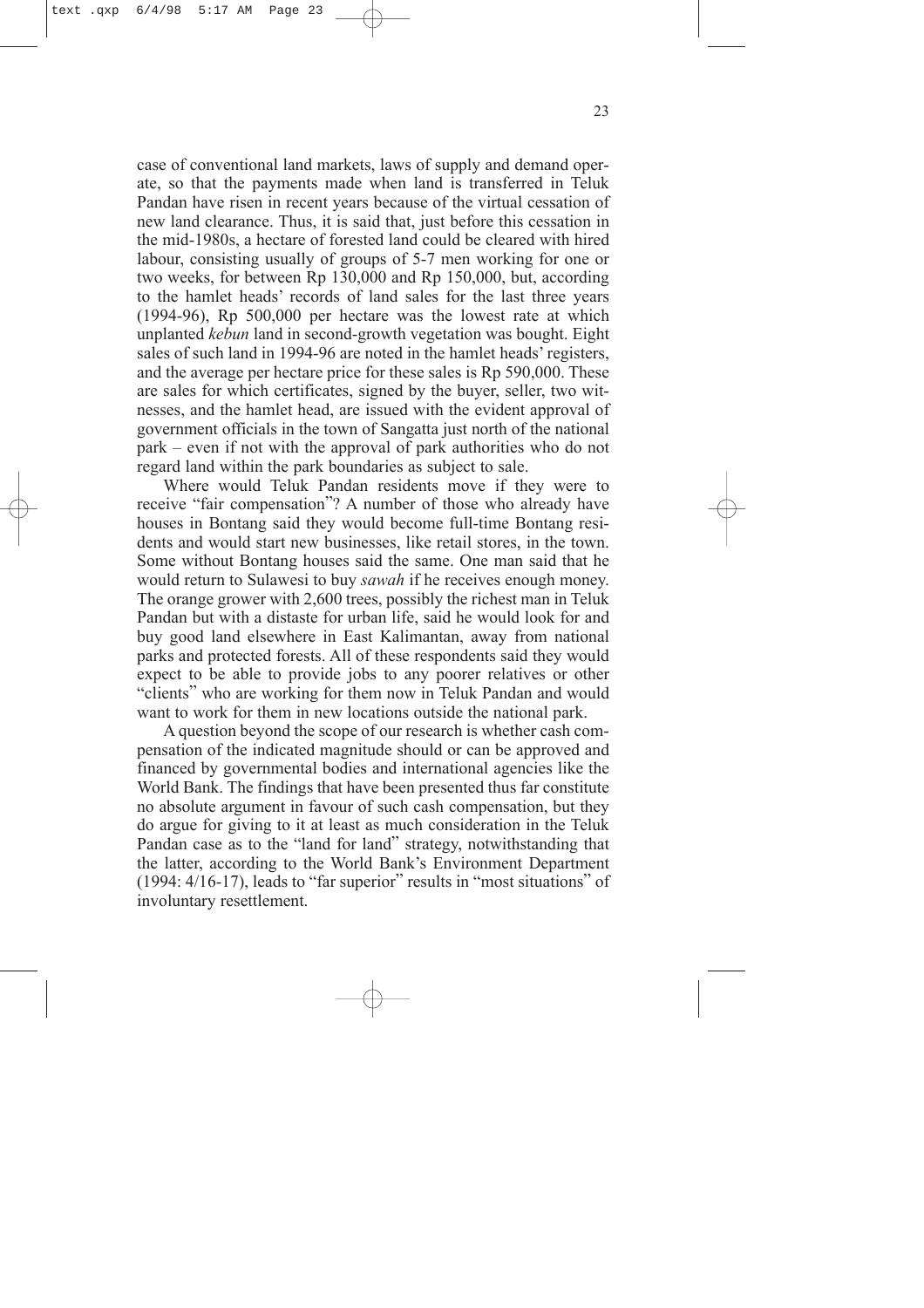case of conventional land markets, laws of supply and demand operate, so that the payments made when land is transferred in Teluk Pandan have risen in recent years because of the virtual cessation of new land clearance. Thus, it is said that, just before this cessation in the mid-1980s, a hectare of forested land could be cleared with hired labour, consisting usually of groups of 5-7 men working for one or two weeks, for between Rp 130,000 and Rp 150,000, but, according to the hamlet heads' records of land sales for the last three years (1994-96), Rp 500,000 per hectare was the lowest rate at which unplanted *kebun* land in second-growth vegetation was bought. Eight sales of such land in 1994-96 are noted in the hamlet heads' registers, and the average per hectare price for these sales is Rp 590,000. These are sales for which certificates, signed by the buyer, seller, two witnesses, and the hamlet head, are issued with the evident approval of government officials in the town of Sangatta just north of the national park – even if not with the approval of park authorities who do not regard land within the park boundaries as subject to sale.

Where would Teluk Pandan residents move if they were to receive "fair compensation"? A number of those who already have houses in Bontang said they would become full-time Bontang residents and would start new businesses, like retail stores, in the town. Some without Bontang houses said the same. One man said that he would return to Sulawesi to buy *sawah* if he receives enough money. The orange grower with 2,600 trees, possibly the richest man in Teluk Pandan but with a distaste for urban life, said he would look for and buy good land elsewhere in East Kalimantan, away from national parks and protected forests. All of these respondents said they would expect to be able to provide jobs to any poorer relatives or other "clients" who are working for them now in Teluk Pandan and would want to work for them in new locations outside the national park.

A question beyond the scope of our research is whether cash compensation of the indicated magnitude should or can be approved and financed by governmental bodies and international agencies like the World Bank. The findings that have been presented thus far constitute no absolute argument in favour of such cash compensation, but they do argue for giving to it at least as much consideration in the Teluk Pandan case as to the "land for land" strategy, notwithstanding that the latter, according to the World Bank's Environment Department (1994: 4/16-17), leads to "far superior" results in "most situations" of involuntary resettlement.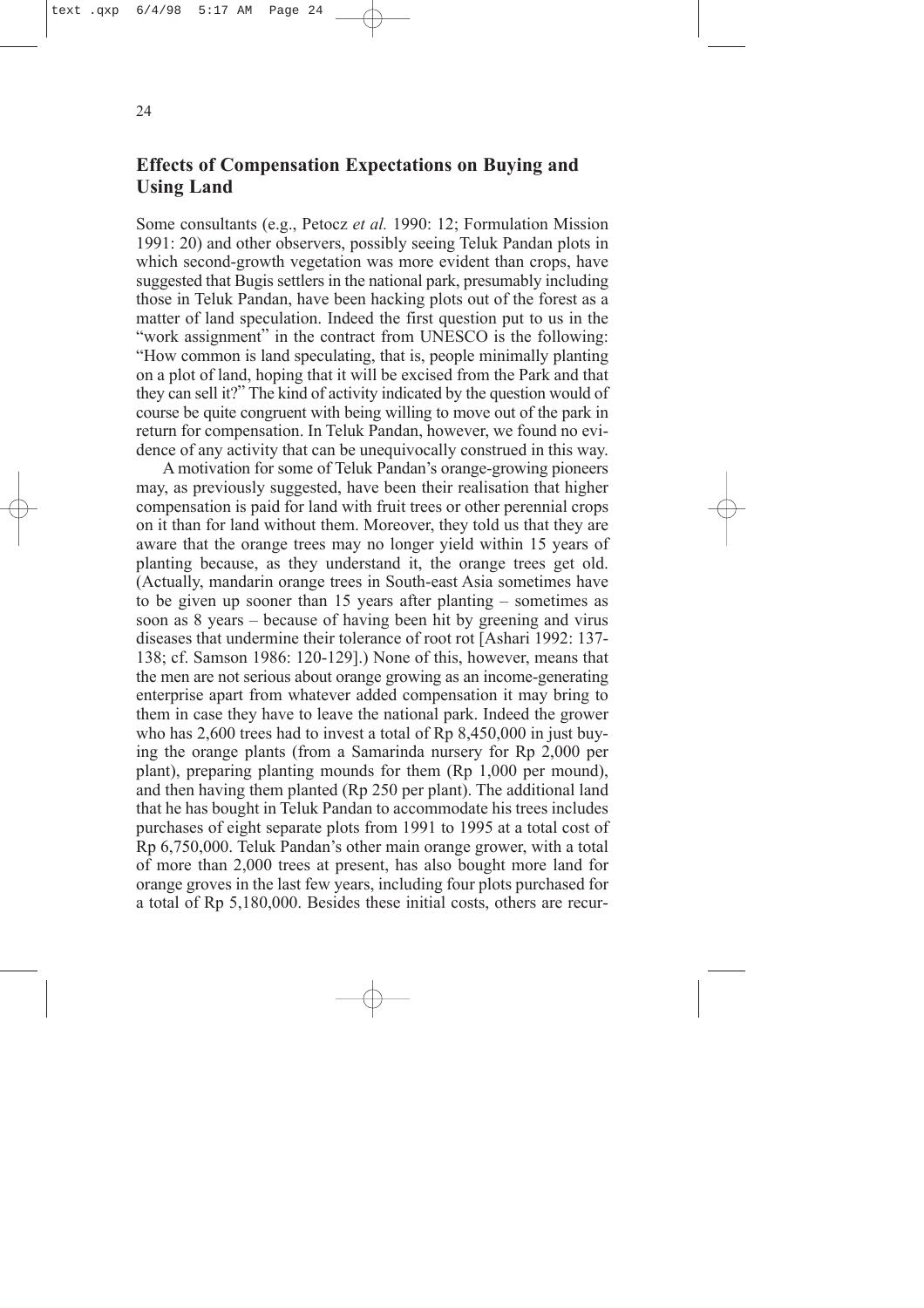## Effects of Compensation Expectations on Buying and Using Land

Some consultants (e.g., Petocz *et al.* 1990: 12; Formulation Mission 1991: 20) and other observers, possibly seeing Teluk Pandan plots in which second-growth vegetation was more evident than crops, have suggested that Bugis settlers in the national park, presumably including those in Teluk Pandan, have been hacking plots out of the forest as a matter of land speculation. Indeed the first question put to us in the "work assignment" in the contract from UNESCO is the following: "How common is land speculating, that is, people minimally planting on a plot of land, hoping that it will be excised from the Park and that they can sell it?" The kind of activity indicated by the question would of course be quite congruent with being willing to move out of the park in return for compensation. In Teluk Pandan, however, we found no evidence of any activity that can be unequivocally construed in this way.

A motivation for some of Teluk Pandan's orange-growing pioneers may, as previously suggested, have been their realisation that higher compensation is paid for land with fruit trees or other perennial crops on it than for land without them. Moreover, they told us that they are aware that the orange trees may no longer yield within 15 years of planting because, as they understand it, the orange trees get old. (Actually, mandarin orange trees in South-east Asia sometimes have to be given up sooner than 15 years after planting – sometimes as soon as 8 years – because of having been hit by greening and virus diseases that undermine their tolerance of root rot [Ashari 1992: 137-138; cf. Samson 1986: 120-129].) None of this, however, means that the men are not serious about orange growing as an income-generating enterprise apart from whatever added compensation it may bring to them in case they have to leave the national park. Indeed the grower who has 2,600 trees had to invest a total of Rp 8,450,000 in just buying the orange plants (from a Samarinda nursery for Rp 2,000 per plant), preparing planting mounds for them (Rp 1,000 per mound), and then having them planted (Rp 250 per plant). The additional land that he has bought in Teluk Pandan to accommodate his trees includes purchases of eight separate plots from 1991 to 1995 at a total cost of Rp 6,750,000. Teluk Pandan's other main orange grower, with a total of more than 2,000 trees at present, has also bought more land for orange groves in the last few years, including four plots purchased for a total of Rp 5,180,000. Besides these initial costs, others are recur-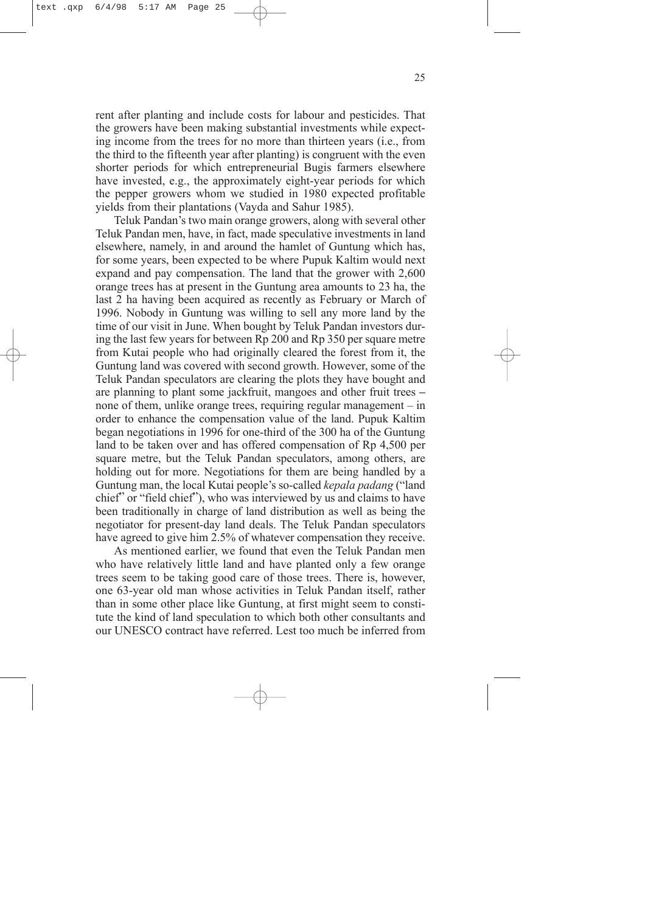rent after planting and include costs for labour and pesticides. That the growers have been making substantial investments while expecting income from the trees for no more than thirteen years (i.e., from the third to the fifteenth year after planting) is congruent with the even shorter periods for which entrepreneurial Bugis farmers elsewhere have invested, e.g., the approximately eight-year periods for which the pepper growers whom we studied in 1980 expected profitable yields from their plantations (Vayda and Sahur 1985).

Teluk Pandan's two main orange growers, along with several other Teluk Pandan men, have, in fact, made speculative investments in land elsewhere, namely, in and around the hamlet of Guntung which has, for some years, been expected to be where Pupuk Kaltim would next expand and pay compensation. The land that the grower with 2,600 orange trees has at present in the Guntung area amounts to 23 ha, the last 2 ha having been acquired as recently as February or March of 1996. Nobody in Guntung was willing to sell any more land by the time of our visit in June. When bought by Teluk Pandan investors during the last few years for between Rp 200 and Rp 350 per square metre from Kutai people who had originally cleared the forest from it, the Guntung land was covered with second growth. However, some of the Teluk Pandan speculators are clearing the plots they have bought and are planning to plant some jackfruit, mangoes and other fruit trees – none of them, unlike orange trees, requiring regular management – in order to enhance the compensation value of the land. Pupuk Kaltim began negotiations in 1996 for one-third of the 300 ha of the Guntung land to be taken over and has offered compensation of Rp 4,500 per square metre, but the Teluk Pandan speculators, among others, are holding out for more. Negotiations for them are being handled by a Guntung man, the local Kutai people's so-called *kepala padang* ("land chief" or "field chief"), who was interviewed by us and claims to have been traditionally in charge of land distribution as well as being the negotiator for present-day land deals. The Teluk Pandan speculators have agreed to give him 2.5% of whatever compensation they receive.

As mentioned earlier, we found that even the Teluk Pandan men who have relatively little land and have planted only a few orange trees seem to be taking good care of those trees. There is, however, one 63-year old man whose activities in Teluk Pandan itself, rather than in some other place like Guntung, at first might seem to constitute the kind of land speculation to which both other consultants and our UNESCO contract have referred. Lest too much be inferred from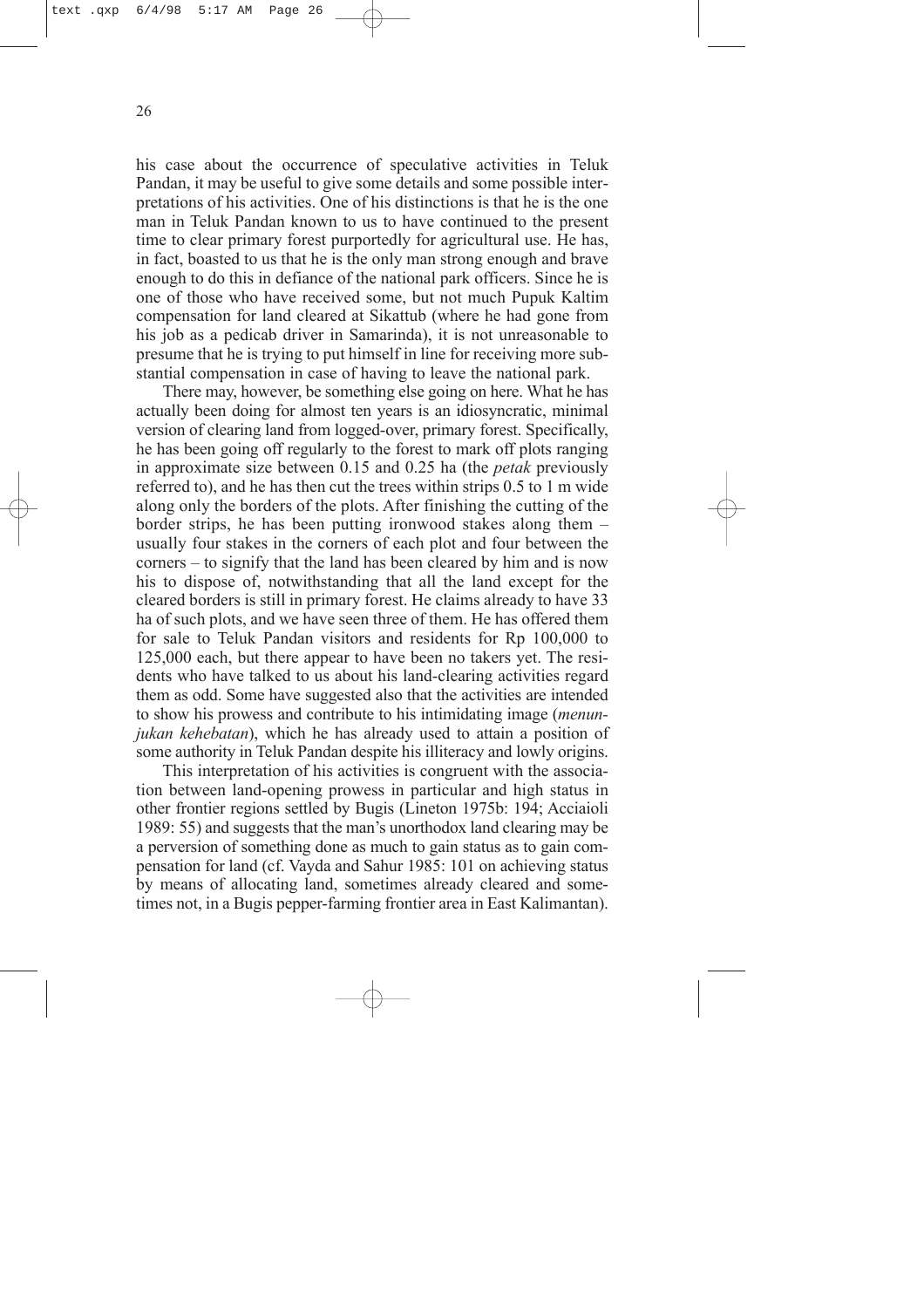his case about the occurrence of speculative activities in Teluk Pandan, it may be useful to give some details and some possible interpretations of his activities. One of his distinctions is that he is the one man in Teluk Pandan known to us to have continued to the present time to clear primary forest purportedly for agricultural use. He has, in fact, boasted to us that he is the only man strong enough and brave enough to do this in defiance of the national park officers. Since he is one of those who have received some, but not much Pupuk Kaltim compensation for land cleared at Sikattub (where he had gone from his job as a pedicab driver in Samarinda), it is not unreasonable to presume that he is trying to put himself in line for receiving more substantial compensation in case of having to leave the national park.

There may, however, be something else going on here. What he has actually been doing for almost ten years is an idiosyncratic, minimal version of clearing land from logged-over, primary forest. Specifically, he has been going off regularly to the forest to mark off plots ranging in approximate size between 0.15 and 0.25 ha (the *petak* previously referred to), and he has then cut the trees within strips 0.5 to 1 m wide along only the borders of the plots. After finishing the cutting of the border strips, he has been putting ironwood stakes along them – usually four stakes in the corners of each plot and four between the corners – to signify that the land has been cleared by him and is now his to dispose of, notwithstanding that all the land except for the cleared borders is still in primary forest. He claims already to have 33 ha of such plots, and we have seen three of them. He has offered them for sale to Teluk Pandan visitors and residents for Rp 100,000 to 125,000 each, but there appear to have been no takers yet. The residents who have talked to us about his land-clearing activities regard them as odd. Some have suggested also that the activities are intended to show his prowess and contribute to his intimidating image (*menunjukan kehebatan*), which he has already used to attain a position of some authority in Teluk Pandan despite his illiteracy and lowly origins.

This interpretation of his activities is congruent with the association between land-opening prowess in particular and high status in other frontier regions settled by Bugis (Lineton 1975b: 194; Acciaioli 1989: 55) and suggests that the man's unorthodox land clearing may be a perversion of something done as much to gain status as to gain compensation for land (cf. Vayda and Sahur 1985: 101 on achieving status by means of allocating land, sometimes already cleared and sometimes not, in a Bugis pepper-farming frontier area in East Kalimantan).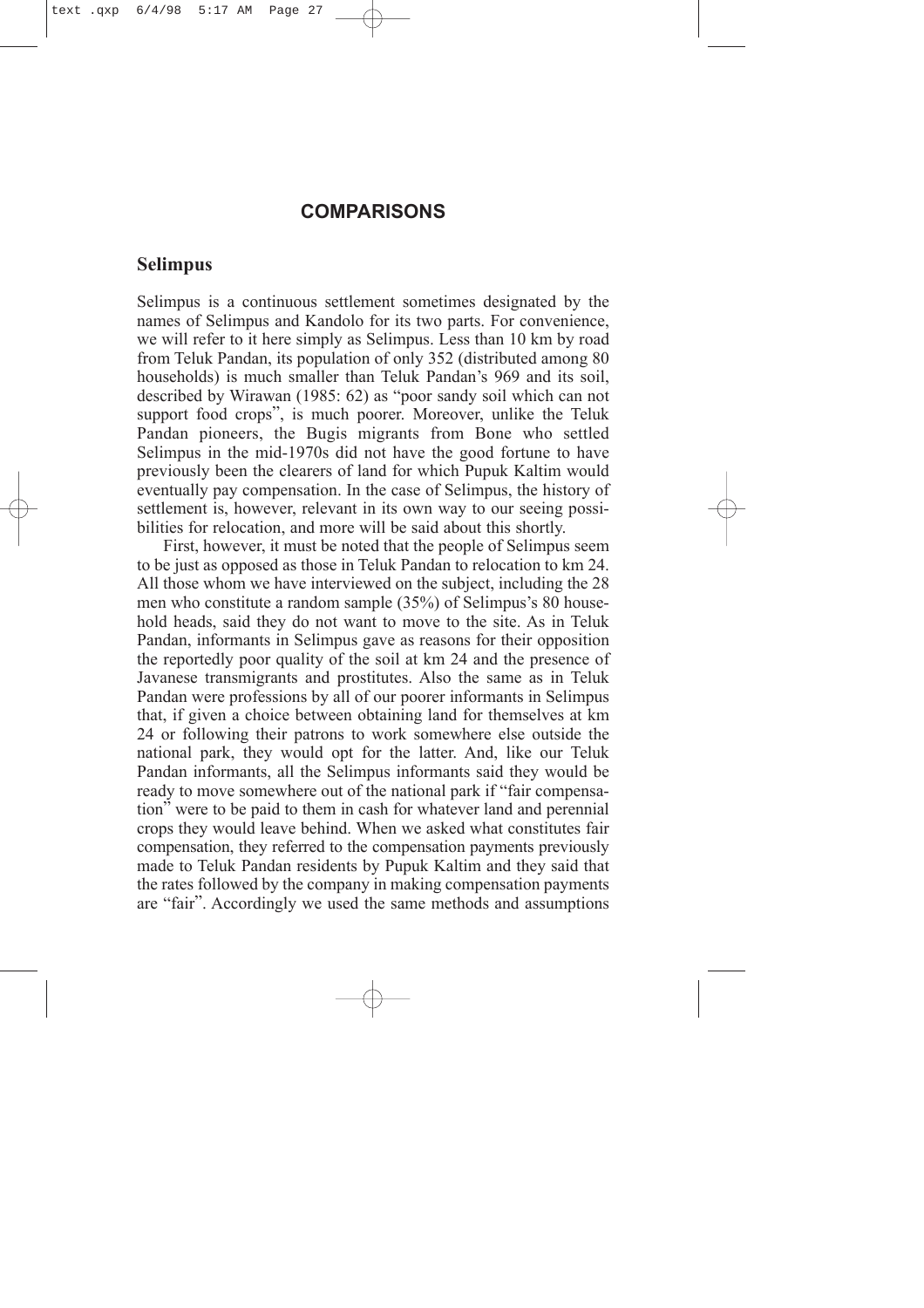# COMPARISONS

## Selimpus

Selimpus is a continuous settlement sometimes designated by the names of Selimpus and Kandolo for its two parts. For convenience, we will refer to it here simply as Selimpus. Less than 10 km by road from Teluk Pandan, its population of only 352 (distributed among 80 households) is much smaller than Teluk Pandan's 969 and its soil, described by Wirawan (1985: 62) as "poor sandy soil which can not support food crops", is much poorer. Moreover, unlike the Teluk Pandan pioneers, the Bugis migrants from Bone who settled Selimpus in the mid-1970s did not have the good fortune to have previously been the clearers of land for which Pupuk Kaltim would eventually pay compensation. In the case of Selimpus, the history of settlement is, however, relevant in its own way to our seeing possibilities for relocation, and more will be said about this shortly.

First, however, it must be noted that the people of Selimpus seem to be just as opposed as those in Teluk Pandan to relocation to km 24. All those whom we have interviewed on the subject, including the 28 men who constitute a random sample (35%) of Selimpus's 80 household heads, said they do not want to move to the site. As in Teluk Pandan, informants in Selimpus gave as reasons for their opposition the reportedly poor quality of the soil at km 24 and the presence of Javanese transmigrants and prostitutes. Also the same as in Teluk Pandan were professions by all of our poorer informants in Selimpus that, if given a choice between obtaining land for themselves at km 24 or following their patrons to work somewhere else outside the national park, they would opt for the latter. And, like our Teluk Pandan informants, all the Selimpus informants said they would be ready to move somewhere out of the national park if "fair compensation" were to be paid to them in cash for whatever land and perennial crops they would leave behind. When we asked what constitutes fair compensation, they referred to the compensation payments previously made to Teluk Pandan residents by Pupuk Kaltim and they said that the rates followed by the company in making compensation payments are "fair". Accordingly we used the same methods and assumptions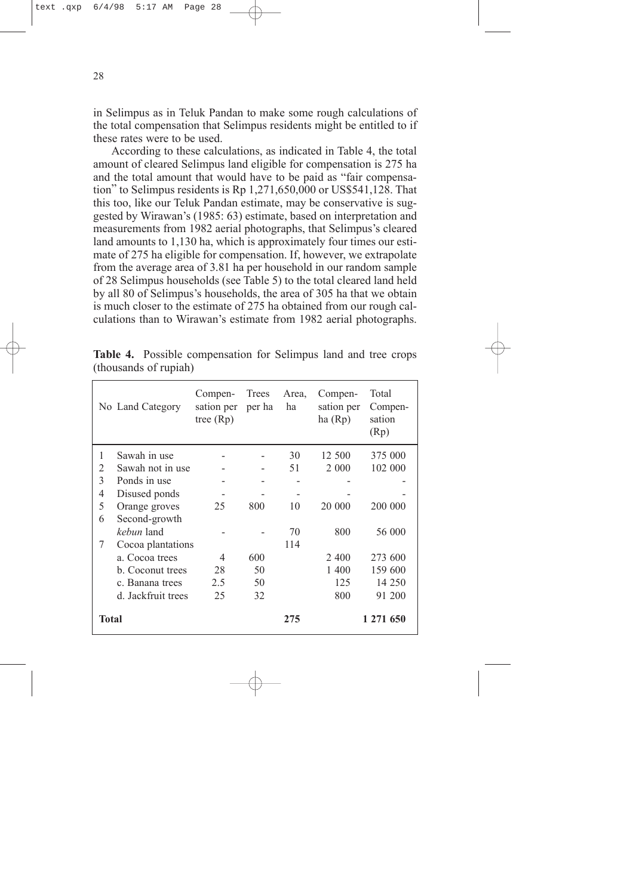in Selimpus as in Teluk Pandan to make some rough calculations of the total compensation that Selimpus residents might be entitled to if these rates were to be used.

According to these calculations, as indicated in Table 4, the total amount of cleared Selimpus land eligible for compensation is 275 ha and the total amount that would have to be paid as "fair compensation" to Selimpus residents is Rp 1,271,650,000 or US$541,128. That this too, like our Teluk Pandan estimate, may be conservative is suggested by Wirawan's (1985: 63) estimate, based on interpretation and measurements from 1982 aerial photographs, that Selimpus's cleared land amounts to 1,130 ha, which is approximately four times our estimate of 275 ha eligible for compensation. If, however, we extrapolate from the average area of 3.81 ha per household in our random sample of 28 Selimpus households (see Table 5) to the total cleared land held by all 80 of Selimpus's households, the area of 305 ha that we obtain is much closer to the estimate of 275 ha obtained from our rough calculations than to Wirawan's estimate from 1982 aerial photographs.

**Table 4.** Possible compensation for Selimpus land and tree crops (thousands of rupiah)

| No | Land Category | Compensation per tree (Rp) | Trees per ha | Area, ha | Compensation per ha (Rp) | Total Compensation (Rp) |
|---|---|---|---|---|---|---|
| 1 | Sawah in use | - | - | 30 | 12 500 | 375 000 |
| 2 | Sawah not in use | - | - | 51 | 2 000 | 102 000 |
| 3 | Ponds in use | - | - | - | - | - |
| 4 | Disused ponds | - | - | - | - | - |
| 5 | Orange groves | 25 | 800 | 10 | 20 000 | 200 000 |
| 6 | Second-growth *kebun* land | - | - | 70 | 800 | 56 000 |
| 7 | Cocoa plantations | | | 114 | | |
| | a. Cocoa trees | 4 | 600 | | 2 400 | 273 600 |
| | b. Coconut trees | 28 | 50 | | 1 400 | 159 600 |
| | c. Banana trees | 2.5 | 50 | | 125 | 14 250 |
| | d. Jackfruit trees | 25 | 32 | | 800 | 91 200 |
| **Total** | | | | **275** | | **1 271 650** |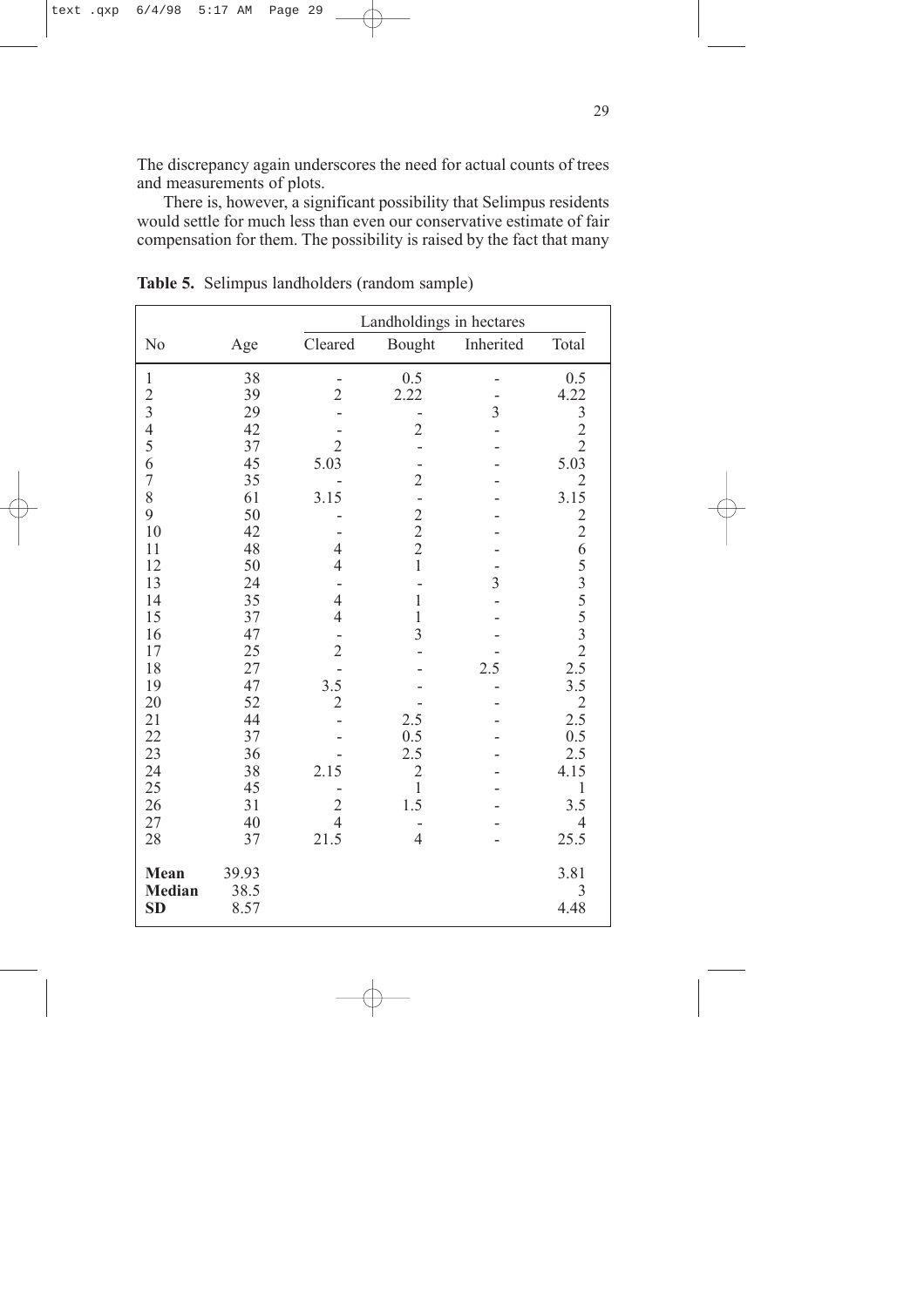The discrepancy again underscores the need for actual counts of trees and measurements of plots.

There is, however, a significant possibility that Selimpus residents would settle for much less than even our conservative estimate of fair compensation for them. The possibility is raised by the fact that many

**Table 5.** Selimpus landholders (random sample)

| | | Landholdings in hectares | | | |
|---|---|---|---|---|---|
| No | Age | Cleared | Bought | Inherited | Total |
| 1 | 38 | - | 0.5 | - | 0.5 |
| 2 | 39 | 2 | 2.22 | - | 4.22 |
| 3 | 29 | - | - | 3 | 3 |
| 4 | 42 | - | 2 | - | 2 |
| 5 | 37 | 2 | - | - | 2 |
| 6 | 45 | 5.03 | - | - | 5.03 |
| 7 | 35 | - | 2 | - | 2 |
| 8 | 61 | 3.15 | - | - | 3.15 |
| 9 | 50 | - | 2 | - | 2 |
| 10 | 42 | - | 2 | - | 2 |
| 11 | 48 | 4 | 2 | - | 6 |
| 12 | 50 | 4 | 1 | - | 5 |
| 13 | 24 | - | - | 3 | 3 |
| 14 | 35 | 4 | 1 | - | 5 |
| 15 | 37 | 4 | 1 | - | 5 |
| 16 | 47 | - | 3 | - | 3 |
| 17 | 25 | 2 | - | - | 2 |
| 18 | 27 | - | - | 2.5 | 2.5 |
| 19 | 47 | 3.5 | - | - | 3.5 |
| 20 | 52 | 2 | - | - | 2 |
| 21 | 44 | - | 2.5 | - | 2.5 |
| 22 | 37 | - | 0.5 | - | 0.5 |
| 23 | 36 | - | 2.5 | - | 2.5 |
| 24 | 38 | 2.15 | 2 | - | 4.15 |
| 25 | 45 | - | 1 | - | 1 |
| 26 | 31 | 2 | 1.5 | - | 3.5 |
| 27 | 40 | 4 | - | - | 4 |
| 28 | 37 | 21.5 | 4 | - | 25.5 |
| **Mean** | 39.93 | | | | 3.81 |
| **Median** | 38.5 | | | | 3 |
| **SD** | 8.57 | | | | 4.48 |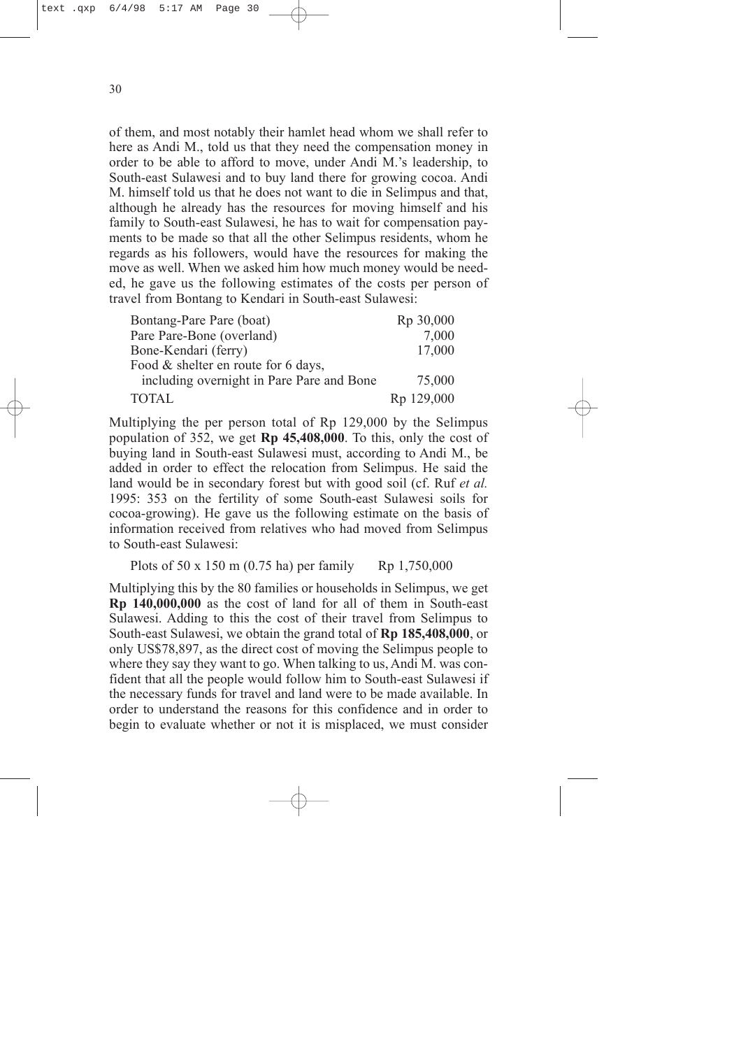of them, and most notably their hamlet head whom we shall refer to here as Andi M., told us that they need the compensation money in order to be able to afford to move, under Andi M.'s leadership, to South-east Sulawesi and to buy land there for growing cocoa. Andi M. himself told us that he does not want to die in Selimpus and that, although he already has the resources for moving himself and his family to South-east Sulawesi, he has to wait for compensation payments to be made so that all the other Selimpus residents, whom he regards as his followers, would have the resources for making the move as well. When we asked him how much money would be needed, he gave us the following estimates of the costs per person of travel from Bontang to Kendari in South-east Sulawesi:

| | |
|---|---|
| Bontang-Pare Pare (boat) | Rp 30,000 |
| Pare Pare-Bone (overland) | 7,000 |
| Bone-Kendari (ferry) | 17,000 |
| Food & shelter en route for 6 days, including overnight in Pare Pare and Bone | 75,000 |
| TOTAL | Rp 129,000 |

Multiplying the per person total of Rp 129,000 by the Selimpus population of 352, we get **Rp 45,408,000**. To this, only the cost of buying land in South-east Sulawesi must, according to Andi M., be added in order to effect the relocation from Selimpus. He said the land would be in secondary forest but with good soil (cf. Ruf *et al.* 1995: 353 on the fertility of some South-east Sulawesi soils for cocoa-growing). He gave us the following estimate on the basis of information received from relatives who had moved from Selimpus to South-east Sulawesi:

Plots of 50 x 150 m (0.75 ha) per family Rp 1,750,000

Multiplying this by the 80 families or households in Selimpus, we get **Rp 140,000,000** as the cost of land for all of them in South-east Sulawesi. Adding to this the cost of their travel from Selimpus to South-east Sulawesi, we obtain the grand total of **Rp 185,408,000**, or only US$78,897, as the direct cost of moving the Selimpus people to where they say they want to go. When talking to us, Andi M. was confident that all the people would follow him to South-east Sulawesi if the necessary funds for travel and land were to be made available. In order to understand the reasons for this confidence and in order to begin to evaluate whether or not it is misplaced, we must consider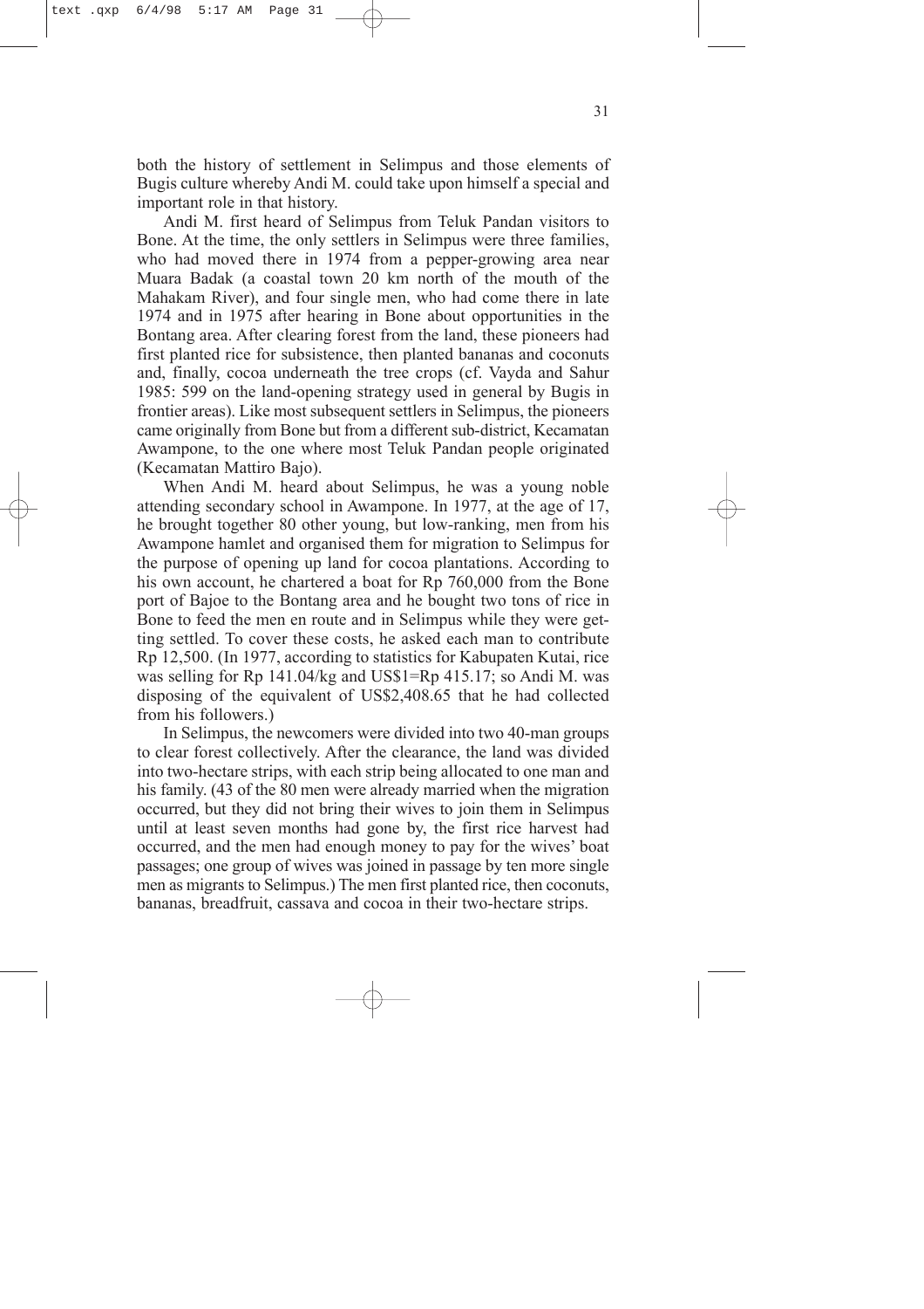both the history of settlement in Selimpus and those elements of Bugis culture whereby Andi M. could take upon himself a special and important role in that history.

Andi M. first heard of Selimpus from Teluk Pandan visitors to Bone. At the time, the only settlers in Selimpus were three families, who had moved there in 1974 from a pepper-growing area near Muara Badak (a coastal town 20 km north of the mouth of the Mahakam River), and four single men, who had come there in late 1974 and in 1975 after hearing in Bone about opportunities in the Bontang area. After clearing forest from the land, these pioneers had first planted rice for subsistence, then planted bananas and coconuts and, finally, cocoa underneath the tree crops (cf. Vayda and Sahur 1985: 599 on the land-opening strategy used in general by Bugis in frontier areas). Like most subsequent settlers in Selimpus, the pioneers came originally from Bone but from a different sub-district, Kecamatan Awampone, to the one where most Teluk Pandan people originated (Kecamatan Mattiro Bajo).

When Andi M. heard about Selimpus, he was a young noble attending secondary school in Awampone. In 1977, at the age of 17, he brought together 80 other young, but low-ranking, men from his Awampone hamlet and organised them for migration to Selimpus for the purpose of opening up land for cocoa plantations. According to his own account, he chartered a boat for Rp 760,000 from the Bone port of Bajoe to the Bontang area and he bought two tons of rice in Bone to feed the men en route and in Selimpus while they were getting settled. To cover these costs, he asked each man to contribute Rp 12,500. (In 1977, according to statistics for Kabupaten Kutai, rice was selling for Rp 141.04/kg and US$1=Rp 415.17; so Andi M. was disposing of the equivalent of US$2,408.65 that he had collected from his followers.)

In Selimpus, the newcomers were divided into two 40-man groups to clear forest collectively. After the clearance, the land was divided into two-hectare strips, with each strip being allocated to one man and his family. (43 of the 80 men were already married when the migration occurred, but they did not bring their wives to join them in Selimpus until at least seven months had gone by, the first rice harvest had occurred, and the men had enough money to pay for the wives' boat passages; one group of wives was joined in passage by ten more single men as migrants to Selimpus.) The men first planted rice, then coconuts, bananas, breadfruit, cassava and cocoa in their two-hectare strips.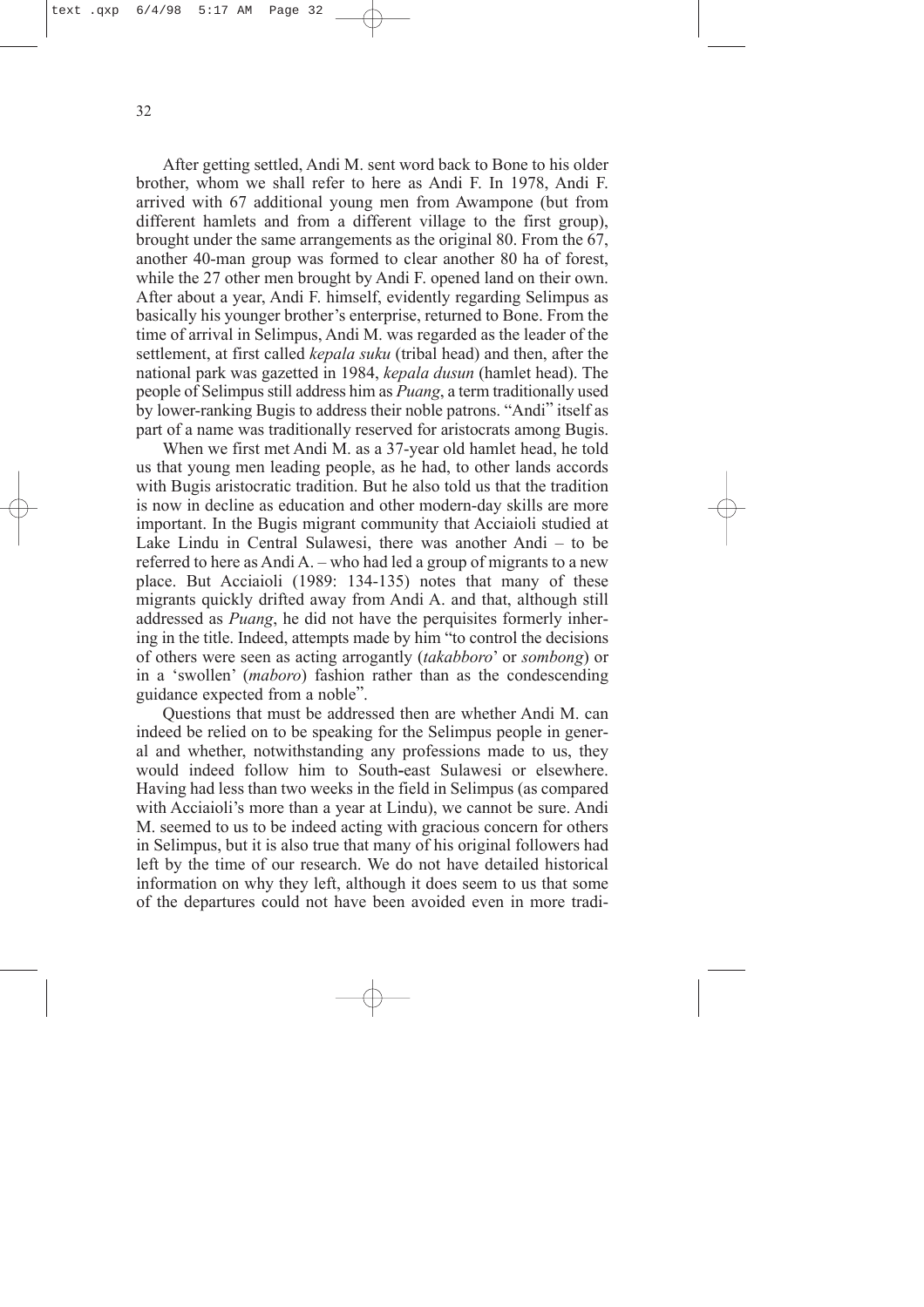After getting settled, Andi M. sent word back to Bone to his older brother, whom we shall refer to here as Andi F. In 1978, Andi F. arrived with 67 additional young men from Awampone (but from different hamlets and from a different village to the first group), brought under the same arrangements as the original 80. From the 67, another 40-man group was formed to clear another 80 ha of forest, while the 27 other men brought by Andi F. opened land on their own. After about a year, Andi F. himself, evidently regarding Selimpus as basically his younger brother's enterprise, returned to Bone. From the time of arrival in Selimpus, Andi M. was regarded as the leader of the settlement, at first called *kepala suku* (tribal head) and then, after the national park was gazetted in 1984, *kepala dusun* (hamlet head). The people of Selimpus still address him as *Puang*, a term traditionally used by lower-ranking Bugis to address their noble patrons. "Andi" itself as part of a name was traditionally reserved for aristocrats among Bugis.

When we first met Andi M. as a 37-year old hamlet head, he told us that young men leading people, as he had, to other lands accords with Bugis aristocratic tradition. But he also told us that the tradition is now in decline as education and other modern-day skills are more important. In the Bugis migrant community that Acciaioli studied at Lake Lindu in Central Sulawesi, there was another Andi – to be referred to here as Andi A. – who had led a group of migrants to a new place. But Acciaioli (1989: 134-135) notes that many of these migrants quickly drifted away from Andi A. and that, although still addressed as *Puang*, he did not have the perquisites formerly inhering in the title. Indeed, attempts made by him "to control the decisions of others were seen as acting arrogantly (*takabboro*' or *sombong*) or in a 'swollen' (*maboro*) fashion rather than as the condescending guidance expected from a noble".

Questions that must be addressed then are whether Andi M. can indeed be relied on to be speaking for the Selimpus people in general and whether, notwithstanding any professions made to us, they would indeed follow him to South-east Sulawesi or elsewhere. Having had less than two weeks in the field in Selimpus (as compared with Acciaioli's more than a year at Lindu), we cannot be sure. Andi M. seemed to us to be indeed acting with gracious concern for others in Selimpus, but it is also true that many of his original followers had left by the time of our research. We do not have detailed historical information on why they left, although it does seem to us that some of the departures could not have been avoided even in more tradi-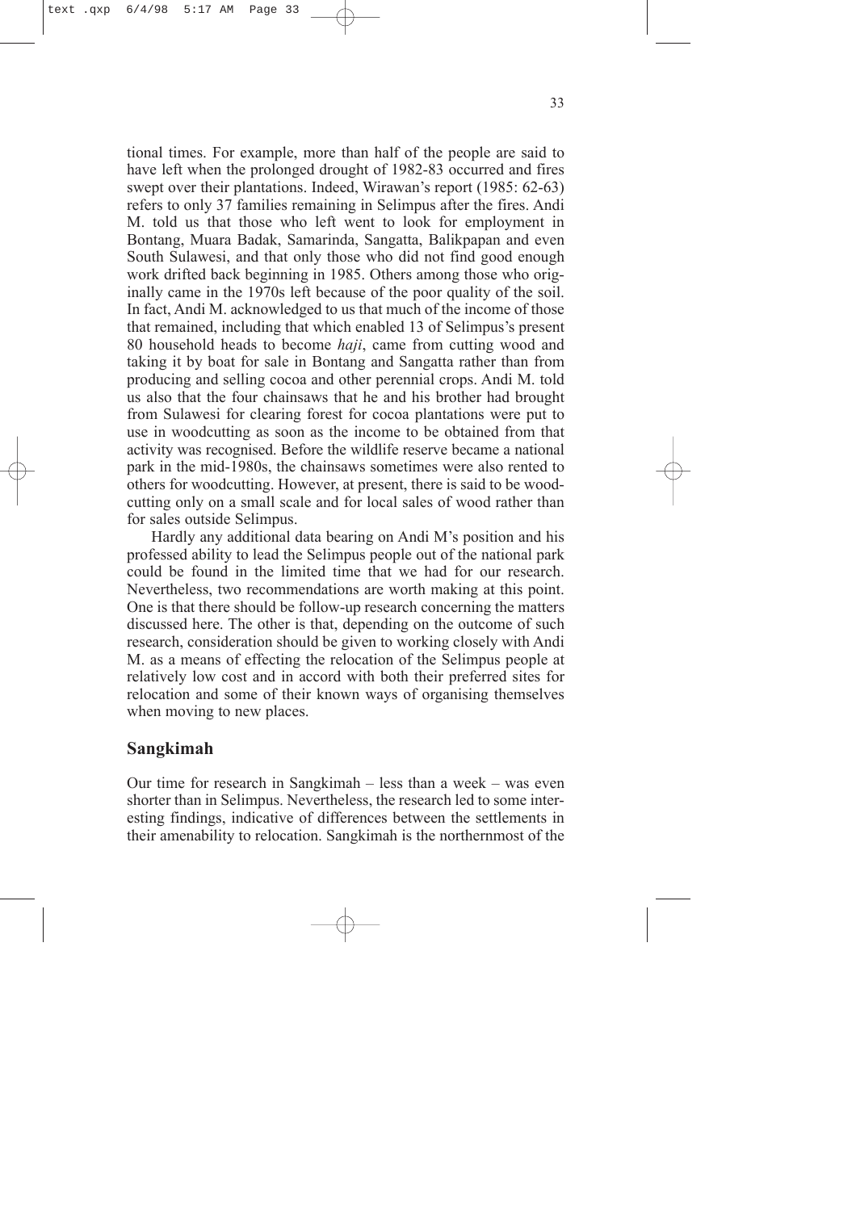tional times. For example, more than half of the people are said to have left when the prolonged drought of 1982-83 occurred and fires swept over their plantations. Indeed, Wirawan's report (1985: 62-63) refers to only 37 families remaining in Selimpus after the fires. Andi M. told us that those who left went to look for employment in Bontang, Muara Badak, Samarinda, Sangatta, Balikpapan and even South Sulawesi, and that only those who did not find good enough work drifted back beginning in 1985. Others among those who originally came in the 1970s left because of the poor quality of the soil. In fact, Andi M. acknowledged to us that much of the income of those that remained, including that which enabled 13 of Selimpus's present 80 household heads to become *haji*, came from cutting wood and taking it by boat for sale in Bontang and Sangatta rather than from producing and selling cocoa and other perennial crops. Andi M. told us also that the four chainsaws that he and his brother had brought from Sulawesi for clearing forest for cocoa plantations were put to use in woodcutting as soon as the income to be obtained from that activity was recognised. Before the wildlife reserve became a national park in the mid-1980s, the chainsaws sometimes were also rented to others for woodcutting. However, at present, there is said to be woodcutting only on a small scale and for local sales of wood rather than for sales outside Selimpus.

Hardly any additional data bearing on Andi M's position and his professed ability to lead the Selimpus people out of the national park could be found in the limited time that we had for our research. Nevertheless, two recommendations are worth making at this point. One is that there should be follow-up research concerning the matters discussed here. The other is that, depending on the outcome of such research, consideration should be given to working closely with Andi M. as a means of effecting the relocation of the Selimpus people at relatively low cost and in accord with both their preferred sites for relocation and some of their known ways of organising themselves when moving to new places.

## Sangkimah

Our time for research in Sangkimah – less than a week – was even shorter than in Selimpus. Nevertheless, the research led to some interesting findings, indicative of differences between the settlements in their amenability to relocation. Sangkimah is the northernmost of the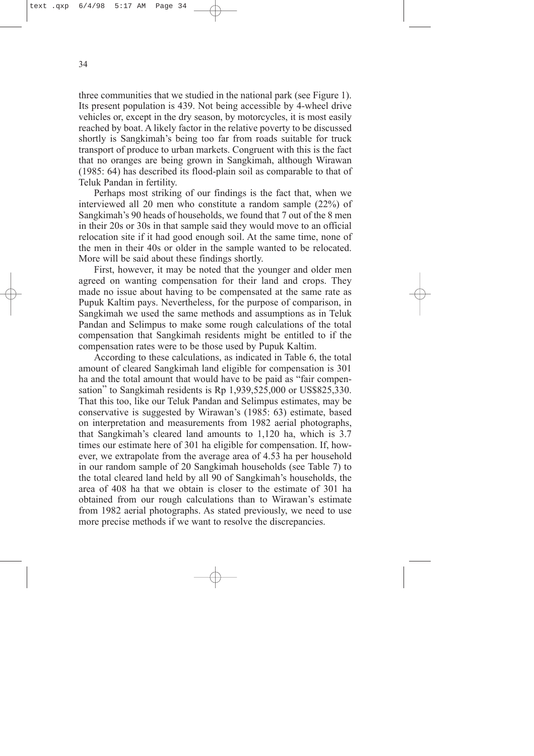three communities that we studied in the national park (see Figure 1). Its present population is 439. Not being accessible by 4-wheel drive vehicles or, except in the dry season, by motorcycles, it is most easily reached by boat. A likely factor in the relative poverty to be discussed shortly is Sangkimah's being too far from roads suitable for truck transport of produce to urban markets. Congruent with this is the fact that no oranges are being grown in Sangkimah, although Wirawan (1985: 64) has described its flood-plain soil as comparable to that of Teluk Pandan in fertility.

Perhaps most striking of our findings is the fact that, when we interviewed all 20 men who constitute a random sample (22%) of Sangkimah's 90 heads of households, we found that 7 out of the 8 men in their 20s or 30s in that sample said they would move to an official relocation site if it had good enough soil. At the same time, none of the men in their 40s or older in the sample wanted to be relocated. More will be said about these findings shortly.

First, however, it may be noted that the younger and older men agreed on wanting compensation for their land and crops. They made no issue about having to be compensated at the same rate as Pupuk Kaltim pays. Nevertheless, for the purpose of comparison, in Sangkimah we used the same methods and assumptions as in Teluk Pandan and Selimpus to make some rough calculations of the total compensation that Sangkimah residents might be entitled to if the compensation rates were to be those used by Pupuk Kaltim.

According to these calculations, as indicated in Table 6, the total amount of cleared Sangkimah land eligible for compensation is 301 ha and the total amount that would have to be paid as "fair compensation" to Sangkimah residents is Rp 1,939,525,000 or US$825,330. That this too, like our Teluk Pandan and Selimpus estimates, may be conservative is suggested by Wirawan's (1985: 63) estimate, based on interpretation and measurements from 1982 aerial photographs, that Sangkimah's cleared land amounts to 1,120 ha, which is 3.7 times our estimate here of 301 ha eligible for compensation. If, however, we extrapolate from the average area of 4.53 ha per household in our random sample of 20 Sangkimah households (see Table 7) to the total cleared land held by all 90 of Sangkimah's households, the area of 408 ha that we obtain is closer to the estimate of 301 ha obtained from our rough calculations than to Wirawan's estimate from 1982 aerial photographs. As stated previously, we need to use more precise methods if we want to resolve the discrepancies.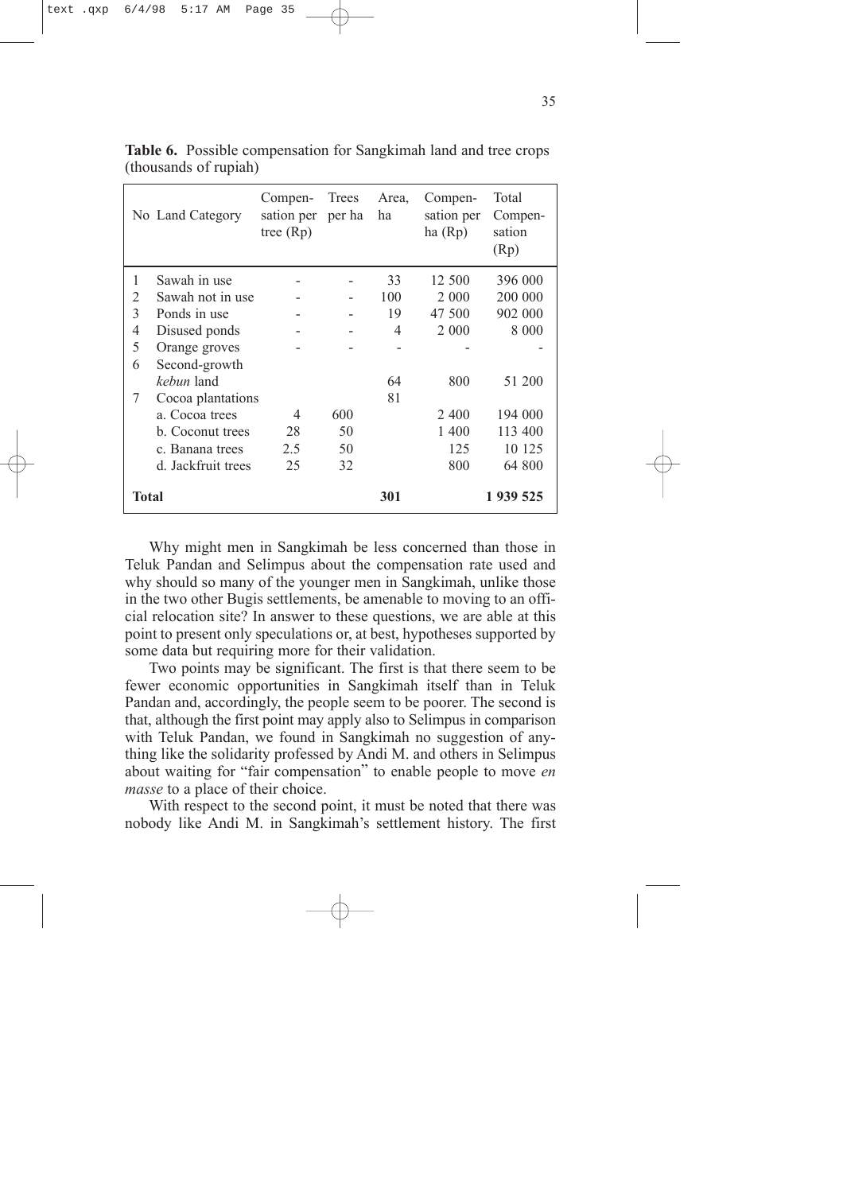**Table 6.** Possible compensation for Sangkimah land and tree crops (thousands of rupiah)

| No | Land Category | Compensation per tree (Rp) | Trees per ha | Area, ha | Compensation per ha (Rp) | Total Compensation (Rp) |
|---|---|---|---|---|---|---|
| 1 | Sawah in use | - | - | 33 | 12 500 | 396 000 |
| 2 | Sawah not in use | - | - | 100 | 2 000 | 200 000 |
| 3 | Ponds in use | - | - | 19 | 47 500 | 902 000 |
| 4 | Disused ponds | - | - | 4 | 2 000 | 8 000 |
| 5 | Orange groves | - | - | - | - | - |
| 6 | Second-growth *kebun* land | | | 64 | 800 | 51 200 |
| 7 | Cocoa plantations | | | 81 | | |
| | a. Cocoa trees | 4 | 600 | | 2 400 | 194 000 |
| | b. Coconut trees | 28 | 50 | | 1 400 | 113 400 |
| | c. Banana trees | 2.5 | 50 | | 125 | 10 125 |
| | d. Jackfruit trees | 25 | 32 | | 800 | 64 800 |
| **Total** | | | | **301** | | **1 939 525** |

Why might men in Sangkimah be less concerned than those in Teluk Pandan and Selimpus about the compensation rate used and why should so many of the younger men in Sangkimah, unlike those in the two other Bugis settlements, be amenable to moving to an official relocation site? In answer to these questions, we are able at this point to present only speculations or, at best, hypotheses supported by some data but requiring more for their validation.

Two points may be significant. The first is that there seem to be fewer economic opportunities in Sangkimah itself than in Teluk Pandan and, accordingly, the people seem to be poorer. The second is that, although the first point may apply also to Selimpus in comparison with Teluk Pandan, we found in Sangkimah no suggestion of anything like the solidarity professed by Andi M. and others in Selimpus about waiting for "fair compensation" to enable people to move *en masse* to a place of their choice.

With respect to the second point, it must be noted that there was nobody like Andi M. in Sangkimah's settlement history. The first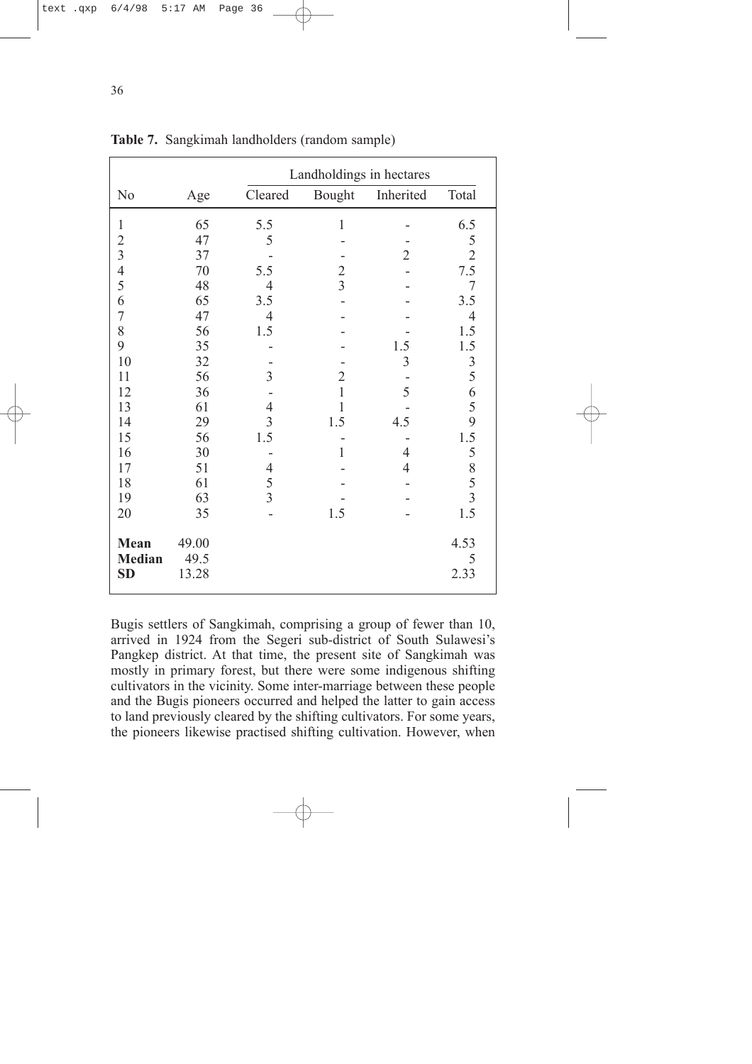**Table 7.** Sangkimah landholders (random sample)

| | | Landholdings in hectares | | | |
|---|---|---|---|---|---|
| No | Age | Cleared | Bought | Inherited | Total |
| 1 | 65 | 5.5 | 1 | - | 6.5 |
| 2 | 47 | 5 | - | - | 5 |
| 3 | 37 | - | - | 2 | 2 |
| 4 | 70 | 5.5 | 2 | - | 7.5 |
| 5 | 48 | 4 | 3 | - | 7 |
| 6 | 65 | 3.5 | - | - | 3.5 |
| 7 | 47 | 4 | - | - | 4 |
| 8 | 56 | 1.5 | - | - | 1.5 |
| 9 | 35 | - | - | 1.5 | 1.5 |
| 10 | 32 | - | - | 3 | 3 |
| 11 | 56 | 3 | 2 | - | 5 |
| 12 | 36 | - | 1 | 5 | 6 |
| 13 | 61 | 4 | 1 | - | 5 |
| 14 | 29 | 3 | 1.5 | 4.5 | 9 |
| 15 | 56 | 1.5 | - | - | 1.5 |
| 16 | 30 | - | 1 | 4 | 5 |
| 17 | 51 | 4 | - | 4 | 8 |
| 18 | 61 | 5 | - | - | 5 |
| 19 | 63 | 3 | - | - | 3 |
| 20 | 35 | - | 1.5 | - | 1.5 |
| **Mean** | 49.00 | | | | 4.53 |
| **Median** | 49.5 | | | | 5 |
| **SD** | 13.28 | | | | 2.33 |

Bugis settlers of Sangkimah, comprising a group of fewer than 10, arrived in 1924 from the Segeri sub-district of South Sulawesi's Pangkep district. At that time, the present site of Sangkimah was mostly in primary forest, but there were some indigenous shifting cultivators in the vicinity. Some inter-marriage between these people and the Bugis pioneers occurred and helped the latter to gain access to land previously cleared by the shifting cultivators. For some years, the pioneers likewise practised shifting cultivation. However, when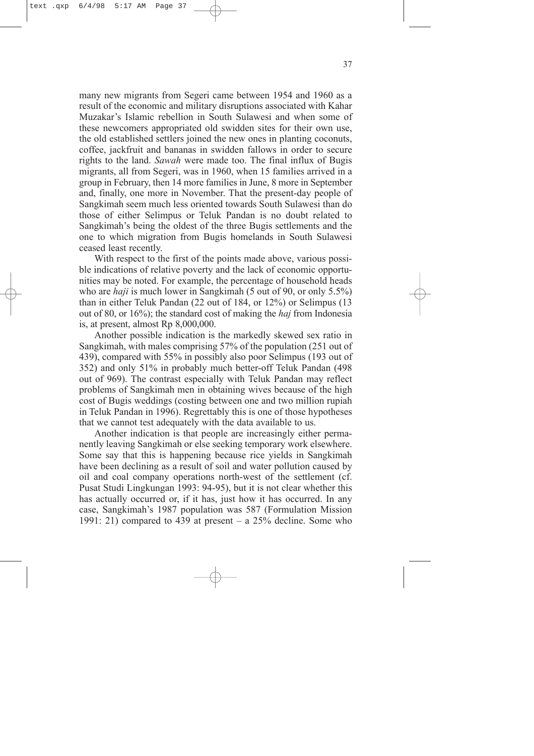many new migrants from Segeri came between 1954 and 1960 as a result of the economic and military disruptions associated with Kahar Muzakar's Islamic rebellion in South Sulawesi and when some of these newcomers appropriated old swidden sites for their own use, the old established settlers joined the new ones in planting coconuts, coffee, jackfruit and bananas in swidden fallows in order to secure rights to the land. *Sawah* were made too. The final influx of Bugis migrants, all from Segeri, was in 1960, when 15 families arrived in a group in February, then 14 more families in June, 8 more in September and, finally, one more in November. That the present-day people of Sangkimah seem much less oriented towards South Sulawesi than do those of either Selimpus or Teluk Pandan is no doubt related to Sangkimah's being the oldest of the three Bugis settlements and the one to which migration from Bugis homelands in South Sulawesi ceased least recently.

With respect to the first of the points made above, various possible indications of relative poverty and the lack of economic opportunities may be noted. For example, the percentage of household heads who are *haji* is much lower in Sangkimah (5 out of 90, or only 5.5%) than in either Teluk Pandan (22 out of 184, or 12%) or Selimpus (13 out of 80, or 16%); the standard cost of making the *haj* from Indonesia is, at present, almost Rp 8,000,000.

Another possible indication is the markedly skewed sex ratio in Sangkimah, with males comprising 57% of the population (251 out of 439), compared with 55% in possibly also poor Selimpus (193 out of 352) and only 51% in probably much better-off Teluk Pandan (498 out of 969). The contrast especially with Teluk Pandan may reflect problems of Sangkimah men in obtaining wives because of the high cost of Bugis weddings (costing between one and two million rupiah in Teluk Pandan in 1996). Regrettably this is one of those hypotheses that we cannot test adequately with the data available to us.

Another indication is that people are increasingly either permanently leaving Sangkimah or else seeking temporary work elsewhere. Some say that this is happening because rice yields in Sangkimah have been declining as a result of soil and water pollution caused by oil and coal company operations north-west of the settlement (cf. Pusat Studi Lingkungan 1993: 94-95), but it is not clear whether this has actually occurred or, if it has, just how it has occurred. In any case, Sangkimah's 1987 population was 587 (Formulation Mission 1991: 21) compared to 439 at present – a 25% decline. Some who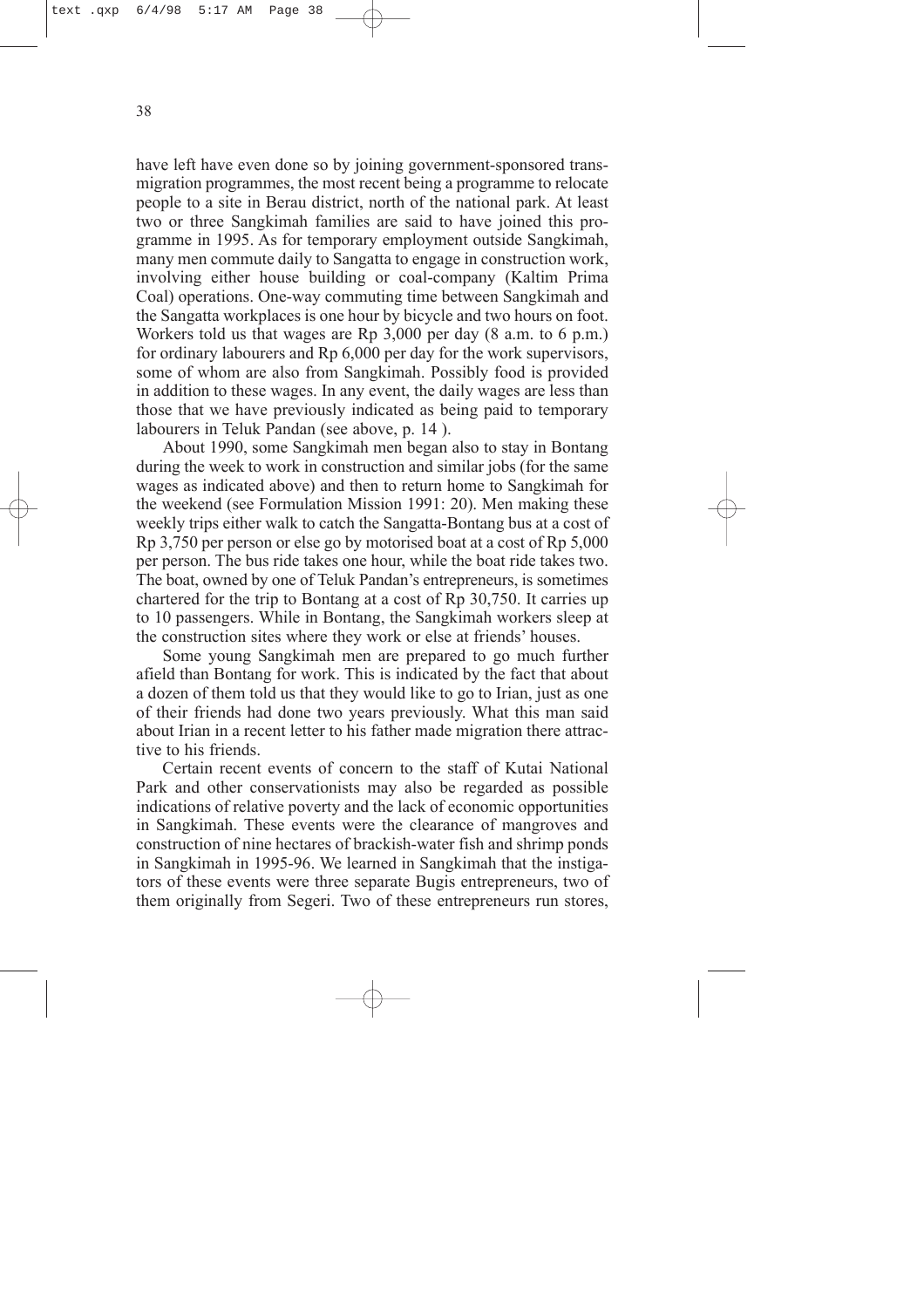have left have even done so by joining government-sponsored transmigration programmes, the most recent being a programme to relocate people to a site in Berau district, north of the national park. At least two or three Sangkimah families are said to have joined this programme in 1995. As for temporary employment outside Sangkimah, many men commute daily to Sangatta to engage in construction work, involving either house building or coal-company (Kaltim Prima Coal) operations. One-way commuting time between Sangkimah and the Sangatta workplaces is one hour by bicycle and two hours on foot. Workers told us that wages are Rp 3,000 per day (8 a.m. to 6 p.m.) for ordinary labourers and Rp 6,000 per day for the work supervisors, some of whom are also from Sangkimah. Possibly food is provided in addition to these wages. In any event, the daily wages are less than those that we have previously indicated as being paid to temporary labourers in Teluk Pandan (see above, p. 14 ).

About 1990, some Sangkimah men began also to stay in Bontang during the week to work in construction and similar jobs (for the same wages as indicated above) and then to return home to Sangkimah for the weekend (see Formulation Mission 1991: 20). Men making these weekly trips either walk to catch the Sangatta-Bontang bus at a cost of Rp 3,750 per person or else go by motorised boat at a cost of Rp 5,000 per person. The bus ride takes one hour, while the boat ride takes two. The boat, owned by one of Teluk Pandan's entrepreneurs, is sometimes chartered for the trip to Bontang at a cost of Rp 30,750. It carries up to 10 passengers. While in Bontang, the Sangkimah workers sleep at the construction sites where they work or else at friends' houses.

Some young Sangkimah men are prepared to go much further afield than Bontang for work. This is indicated by the fact that about a dozen of them told us that they would like to go to Irian, just as one of their friends had done two years previously. What this man said about Irian in a recent letter to his father made migration there attractive to his friends.

Certain recent events of concern to the staff of Kutai National Park and other conservationists may also be regarded as possible indications of relative poverty and the lack of economic opportunities in Sangkimah. These events were the clearance of mangroves and construction of nine hectares of brackish-water fish and shrimp ponds in Sangkimah in 1995-96. We learned in Sangkimah that the instigators of these events were three separate Bugis entrepreneurs, two of them originally from Segeri. Two of these entrepreneurs run stores,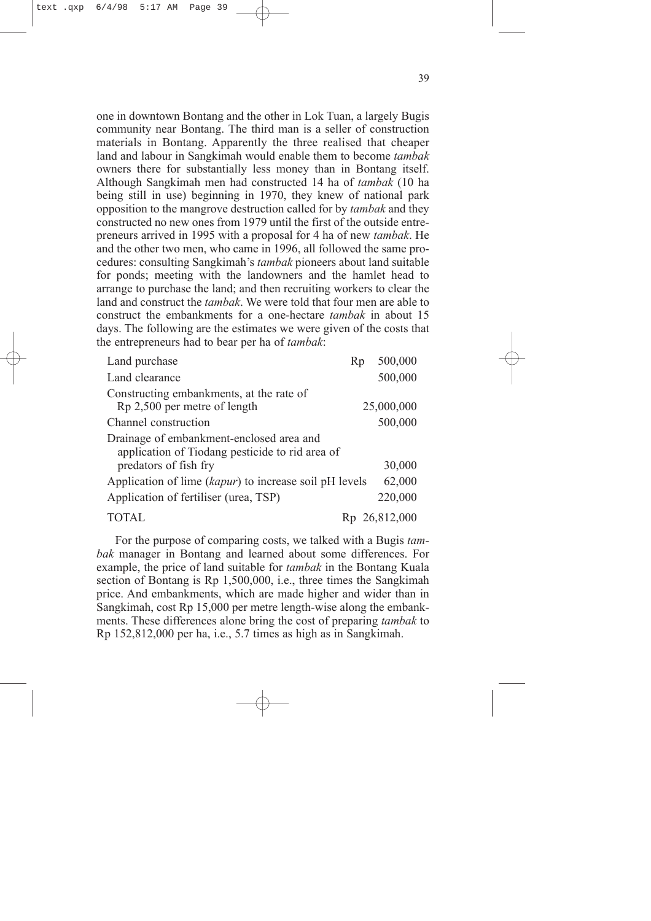one in downtown Bontang and the other in Lok Tuan, a largely Bugis community near Bontang. The third man is a seller of construction materials in Bontang. Apparently the three realised that cheaper land and labour in Sangkimah would enable them to become *tambak* owners there for substantially less money than in Bontang itself. Although Sangkimah men had constructed 14 ha of *tambak* (10 ha being still in use) beginning in 1970, they knew of national park opposition to the mangrove destruction called for by *tambak* and they constructed no new ones from 1979 until the first of the outside entrepreneurs arrived in 1995 with a proposal for 4 ha of new *tambak*. He and the other two men, who came in 1996, all followed the same procedures: consulting Sangkimah's *tambak* pioneers about land suitable for ponds; meeting with the landowners and the hamlet head to arrange to purchase the land; and then recruiting workers to clear the land and construct the *tambak*. We were told that four men are able to construct the embankments for a one-hectare *tambak* in about 15 days. The following are the estimates we were given of the costs that the entrepreneurs had to bear per ha of *tambak*:

| | |
|---|---|
| Land purchase | Rp 500,000 |
| Land clearance | 500,000 |
| Constructing embankments, at the rate of Rp 2,500 per metre of length | 25,000,000 |
| Channel construction | 500,000 |
| Drainage of embankment-enclosed area and application of Tiodang pesticide to rid area of predators of fish fry | 30,000 |
| Application of lime (*kapur*) to increase soil pH levels | 62,000 |
| Application of fertiliser (urea, TSP) | 220,000 |
| TOTAL | Rp 26,812,000 |

For the purpose of comparing costs, we talked with a Bugis *tambak* manager in Bontang and learned about some differences. For example, the price of land suitable for *tambak* in the Bontang Kuala section of Bontang is Rp 1,500,000, i.e., three times the Sangkimah price. And embankments, which are made higher and wider than in Sangkimah, cost Rp 15,000 per metre length-wise along the embankments. These differences alone bring the cost of preparing *tambak* to Rp 152,812,000 per ha, i.e., 5.7 times as high as in Sangkimah.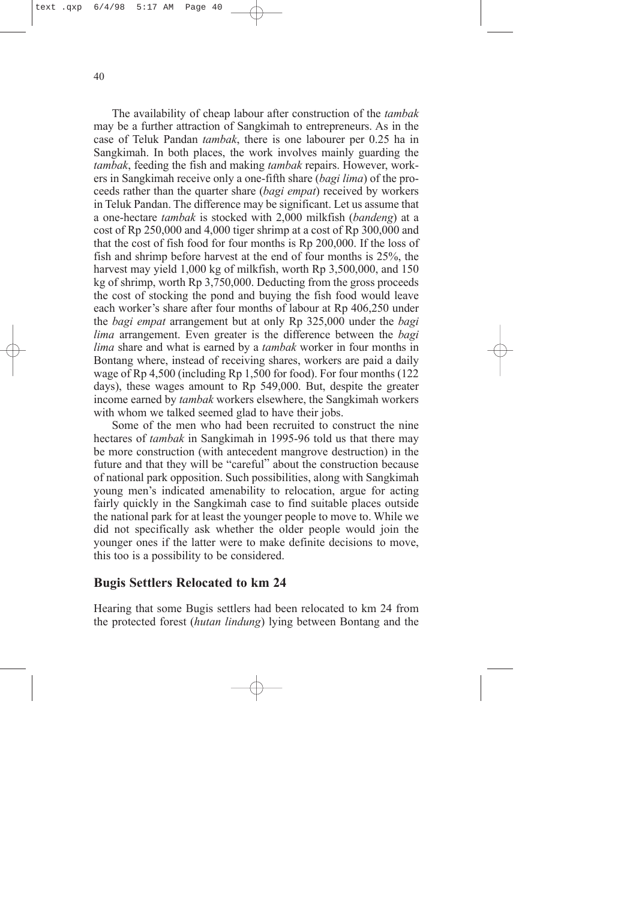The availability of cheap labour after construction of the *tambak* may be a further attraction of Sangkimah to entrepreneurs. As in the case of Teluk Pandan *tambak*, there is one labourer per 0.25 ha in Sangkimah. In both places, the work involves mainly guarding the *tambak*, feeding the fish and making *tambak* repairs. However, workers in Sangkimah receive only a one-fifth share (*bagi lima*) of the proceeds rather than the quarter share (*bagi empat*) received by workers in Teluk Pandan. The difference may be significant. Let us assume that a one-hectare *tambak* is stocked with 2,000 milkfish (*bandeng*) at a cost of Rp 250,000 and 4,000 tiger shrimp at a cost of Rp 300,000 and that the cost of fish food for four months is Rp 200,000. If the loss of fish and shrimp before harvest at the end of four months is 25%, the harvest may yield 1,000 kg of milkfish, worth Rp 3,500,000, and 150 kg of shrimp, worth Rp 3,750,000. Deducting from the gross proceeds the cost of stocking the pond and buying the fish food would leave each worker's share after four months of labour at Rp 406,250 under the *bagi empat* arrangement but at only Rp 325,000 under the *bagi lima* arrangement. Even greater is the difference between the *bagi lima* share and what is earned by a *tambak* worker in four months in Bontang where, instead of receiving shares, workers are paid a daily wage of Rp 4,500 (including Rp 1,500 for food). For four months (122 days), these wages amount to Rp 549,000. But, despite the greater income earned by *tambak* workers elsewhere, the Sangkimah workers with whom we talked seemed glad to have their jobs.

Some of the men who had been recruited to construct the nine hectares of *tambak* in Sangkimah in 1995-96 told us that there may be more construction (with antecedent mangrove destruction) in the future and that they will be "careful" about the construction because of national park opposition. Such possibilities, along with Sangkimah young men's indicated amenability to relocation, argue for acting fairly quickly in the Sangkimah case to find suitable places outside the national park for at least the younger people to move to. While we did not specifically ask whether the older people would join the younger ones if the latter were to make definite decisions to move, this too is a possibility to be considered.

## Bugis Settlers Relocated to km 24

Hearing that some Bugis settlers had been relocated to km 24 from the protected forest (*hutan lindung*) lying between Bontang and the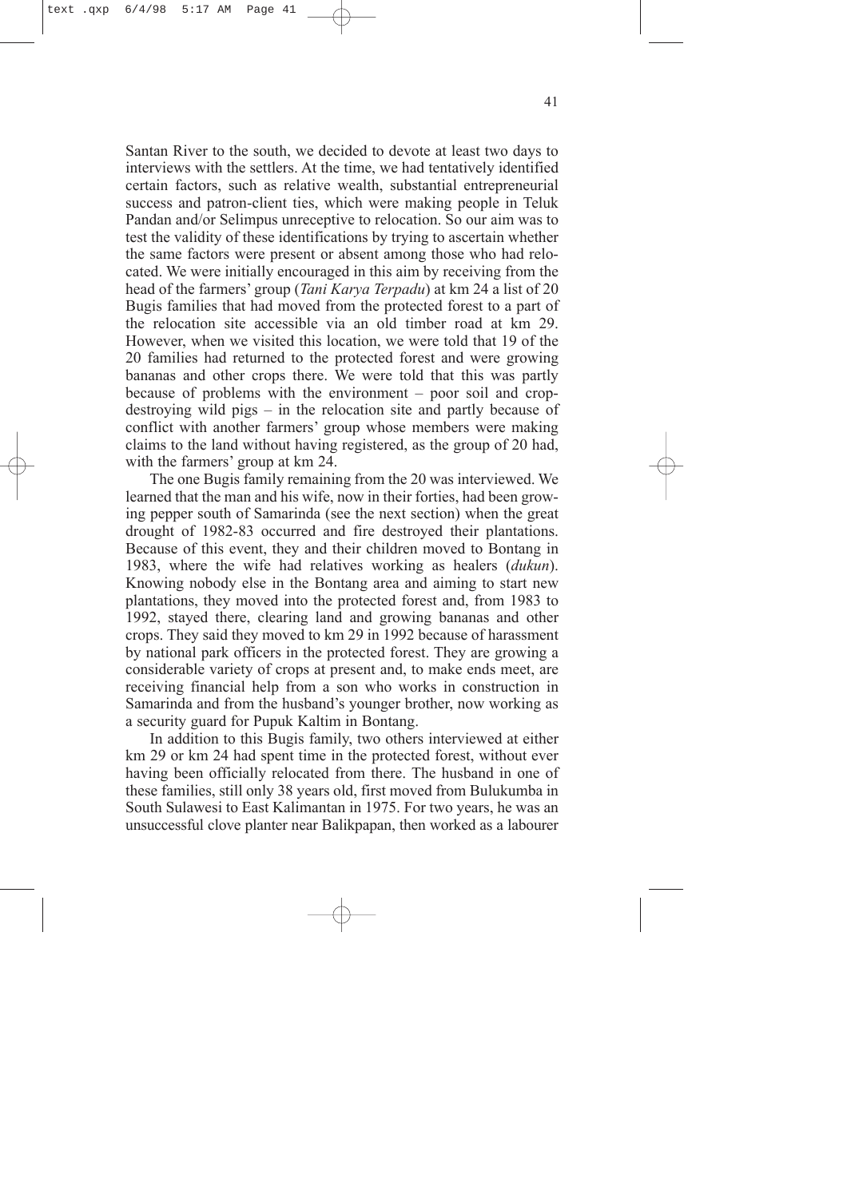Santan River to the south, we decided to devote at least two days to interviews with the settlers. At the time, we had tentatively identified certain factors, such as relative wealth, substantial entrepreneurial success and patron-client ties, which were making people in Teluk Pandan and/or Selimpus unreceptive to relocation. So our aim was to test the validity of these identifications by trying to ascertain whether the same factors were present or absent among those who had relocated. We were initially encouraged in this aim by receiving from the head of the farmers' group (*Tani Karya Terpadu*) at km 24 a list of 20 Bugis families that had moved from the protected forest to a part of the relocation site accessible via an old timber road at km 29. However, when we visited this location, we were told that 19 of the 20 families had returned to the protected forest and were growing bananas and other crops there. We were told that this was partly because of problems with the environment – poor soil and crop-destroying wild pigs – in the relocation site and partly because of conflict with another farmers' group whose members were making claims to the land without having registered, as the group of 20 had, with the farmers' group at km 24.

The one Bugis family remaining from the 20 was interviewed. We learned that the man and his wife, now in their forties, had been growing pepper south of Samarinda (see the next section) when the great drought of 1982-83 occurred and fire destroyed their plantations. Because of this event, they and their children moved to Bontang in 1983, where the wife had relatives working as healers (*dukun*). Knowing nobody else in the Bontang area and aiming to start new plantations, they moved into the protected forest and, from 1983 to 1992, stayed there, clearing land and growing bananas and other crops. They said they moved to km 29 in 1992 because of harassment by national park officers in the protected forest. They are growing a considerable variety of crops at present and, to make ends meet, are receiving financial help from a son who works in construction in Samarinda and from the husband's younger brother, now working as a security guard for Pupuk Kaltim in Bontang.

In addition to this Bugis family, two others interviewed at either km 29 or km 24 had spent time in the protected forest, without ever having been officially relocated from there. The husband in one of these families, still only 38 years old, first moved from Bulukumba in South Sulawesi to East Kalimantan in 1975. For two years, he was an unsuccessful clove planter near Balikpapan, then worked as a labourer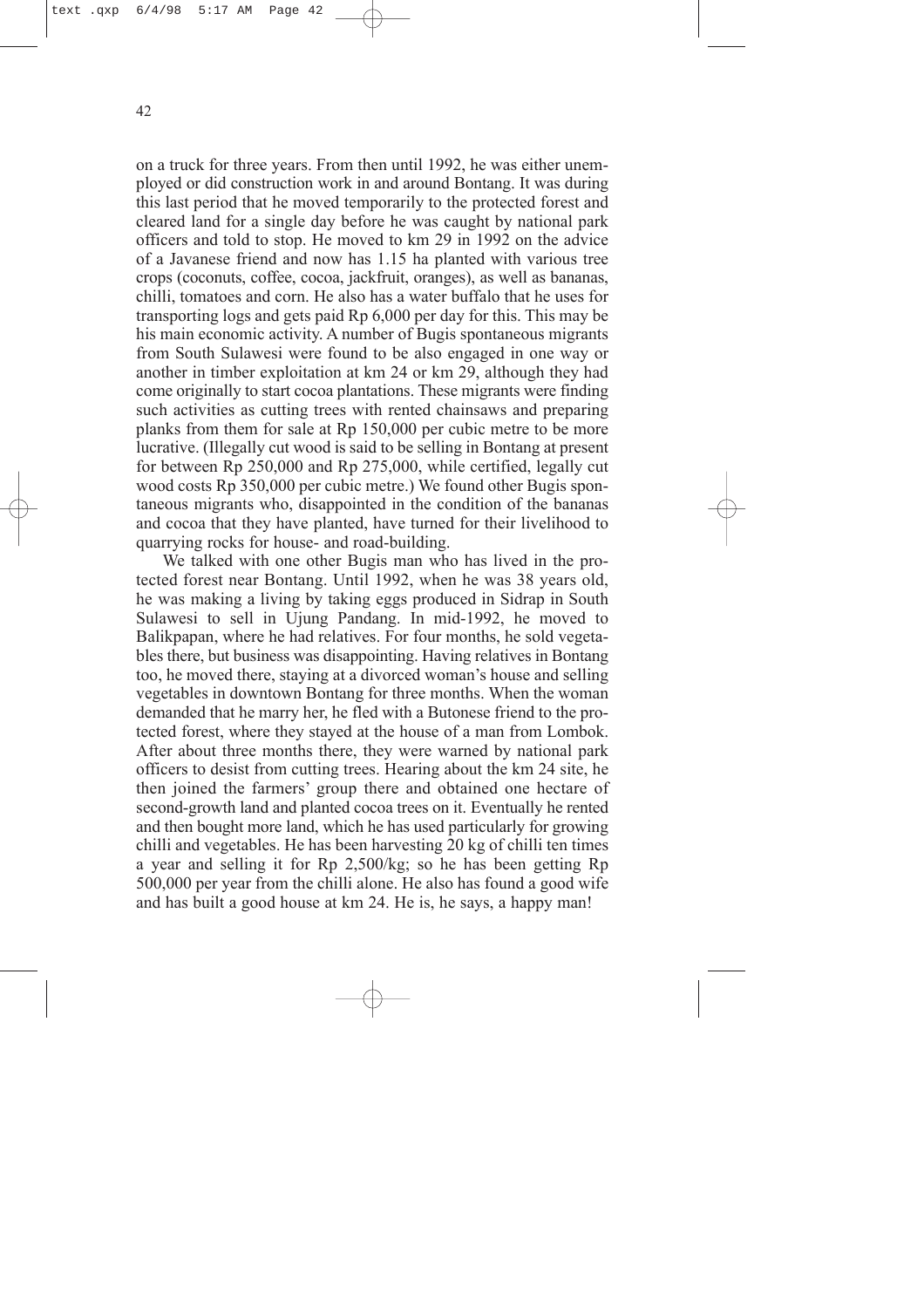on a truck for three years. From then until 1992, he was either unemployed or did construction work in and around Bontang. It was during this last period that he moved temporarily to the protected forest and cleared land for a single day before he was caught by national park officers and told to stop. He moved to km 29 in 1992 on the advice of a Javanese friend and now has 1.15 ha planted with various tree crops (coconuts, coffee, cocoa, jackfruit, oranges), as well as bananas, chilli, tomatoes and corn. He also has a water buffalo that he uses for transporting logs and gets paid Rp 6,000 per day for this. This may be his main economic activity. A number of Bugis spontaneous migrants from South Sulawesi were found to be also engaged in one way or another in timber exploitation at km 24 or km 29, although they had come originally to start cocoa plantations. These migrants were finding such activities as cutting trees with rented chainsaws and preparing planks from them for sale at Rp 150,000 per cubic metre to be more lucrative. (Illegally cut wood is said to be selling in Bontang at present for between Rp 250,000 and Rp 275,000, while certified, legally cut wood costs Rp 350,000 per cubic metre.) We found other Bugis spontaneous migrants who, disappointed in the condition of the bananas and cocoa that they have planted, have turned for their livelihood to quarrying rocks for house- and road-building.

We talked with one other Bugis man who has lived in the protected forest near Bontang. Until 1992, when he was 38 years old, he was making a living by taking eggs produced in Sidrap in South Sulawesi to sell in Ujung Pandang. In mid-1992, he moved to Balikpapan, where he had relatives. For four months, he sold vegetables there, but business was disappointing. Having relatives in Bontang too, he moved there, staying at a divorced woman's house and selling vegetables in downtown Bontang for three months. When the woman demanded that he marry her, he fled with a Butonese friend to the protected forest, where they stayed at the house of a man from Lombok. After about three months there, they were warned by national park officers to desist from cutting trees. Hearing about the km 24 site, he then joined the farmers' group there and obtained one hectare of second-growth land and planted cocoa trees on it. Eventually he rented and then bought more land, which he has used particularly for growing chilli and vegetables. He has been harvesting 20 kg of chilli ten times a year and selling it for Rp 2,500/kg; so he has been getting Rp 500,000 per year from the chilli alone. He also has found a good wife and has built a good house at km 24. He is, he says, a happy man!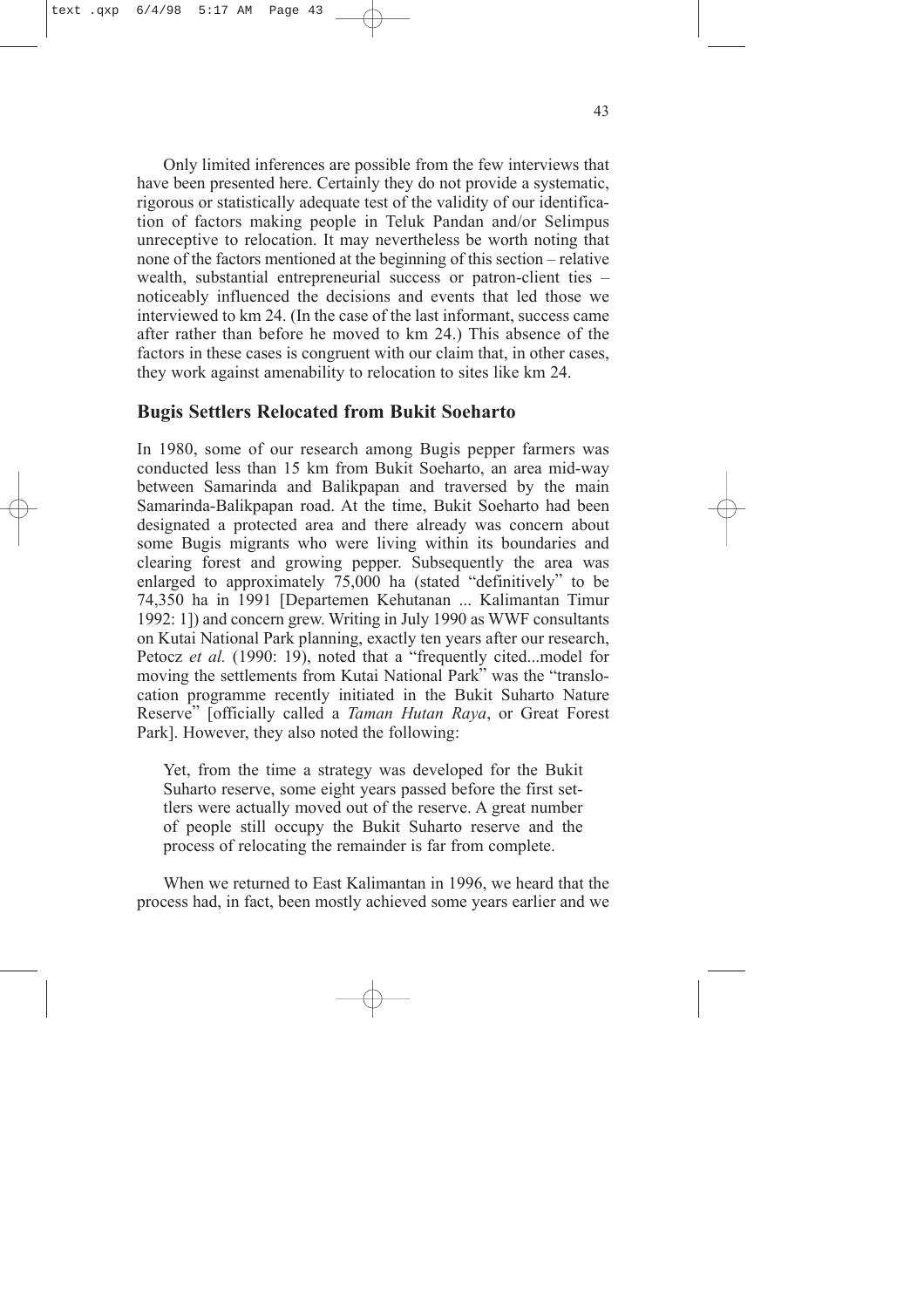Only limited inferences are possible from the few interviews that have been presented here. Certainly they do not provide a systematic, rigorous or statistically adequate test of the validity of our identification of factors making people in Teluk Pandan and/or Selimpus unreceptive to relocation. It may nevertheless be worth noting that none of the factors mentioned at the beginning of this section – relative wealth, substantial entrepreneurial success or patron-client ties – noticeably influenced the decisions and events that led those we interviewed to km 24. (In the case of the last informant, success came after rather than before he moved to km 24.) This absence of the factors in these cases is congruent with our claim that, in other cases, they work against amenability to relocation to sites like km 24.

## Bugis Settlers Relocated from Bukit Soeharto

In 1980, some of our research among Bugis pepper farmers was conducted less than 15 km from Bukit Soeharto, an area mid-way between Samarinda and Balikpapan and traversed by the main Samarinda-Balikpapan road. At the time, Bukit Soeharto had been designated a protected area and there already was concern about some Bugis migrants who were living within its boundaries and clearing forest and growing pepper. Subsequently the area was enlarged to approximately 75,000 ha (stated "definitively" to be 74,350 ha in 1991 [Departemen Kehutanan ... Kalimantan Timur 1992: 1]) and concern grew. Writing in July 1990 as WWF consultants on Kutai National Park planning, exactly ten years after our research, Petocz *et al.* (1990: 19), noted that a "frequently cited...model for moving the settlements from Kutai National Park" was the "translocation programme recently initiated in the Bukit Suharto Nature Reserve" [officially called a *Taman Hutan Raya*, or Great Forest Park]. However, they also noted the following:

> Yet, from the time a strategy was developed for the Bukit Suharto reserve, some eight years passed before the first settlers were actually moved out of the reserve. A great number of people still occupy the Bukit Suharto reserve and the process of relocating the remainder is far from complete.

When we returned to East Kalimantan in 1996, we heard that the process had, in fact, been mostly achieved some years earlier and we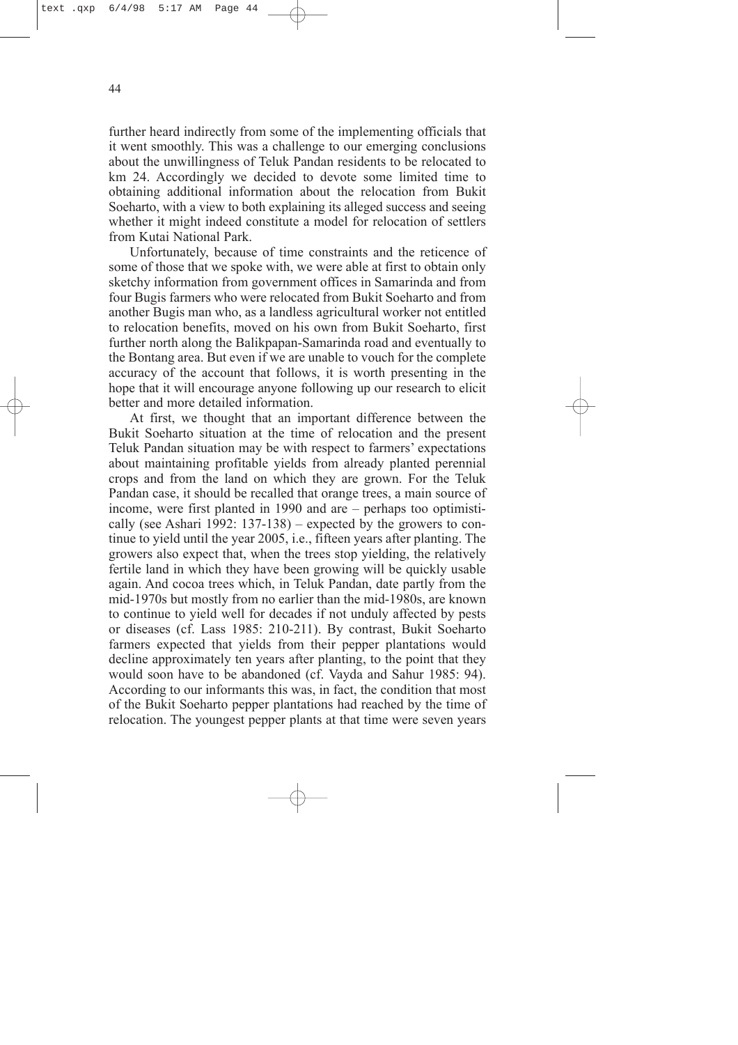further heard indirectly from some of the implementing officials that it went smoothly. This was a challenge to our emerging conclusions about the unwillingness of Teluk Pandan residents to be relocated to km 24. Accordingly we decided to devote some limited time to obtaining additional information about the relocation from Bukit Soeharto, with a view to both explaining its alleged success and seeing whether it might indeed constitute a model for relocation of settlers from Kutai National Park.

Unfortunately, because of time constraints and the reticence of some of those that we spoke with, we were able at first to obtain only sketchy information from government offices in Samarinda and from four Bugis farmers who were relocated from Bukit Soeharto and from another Bugis man who, as a landless agricultural worker not entitled to relocation benefits, moved on his own from Bukit Soeharto, first further north along the Balikpapan-Samarinda road and eventually to the Bontang area. But even if we are unable to vouch for the complete accuracy of the account that follows, it is worth presenting in the hope that it will encourage anyone following up our research to elicit better and more detailed information.

At first, we thought that an important difference between the Bukit Soeharto situation at the time of relocation and the present Teluk Pandan situation may be with respect to farmers' expectations about maintaining profitable yields from already planted perennial crops and from the land on which they are grown. For the Teluk Pandan case, it should be recalled that orange trees, a main source of income, were first planted in 1990 and are – perhaps too optimistically (see Ashari 1992: 137-138) – expected by the growers to continue to yield until the year 2005, i.e., fifteen years after planting. The growers also expect that, when the trees stop yielding, the relatively fertile land in which they have been growing will be quickly usable again. And cocoa trees which, in Teluk Pandan, date partly from the mid-1970s but mostly from no earlier than the mid-1980s, are known to continue to yield well for decades if not unduly affected by pests or diseases (cf. Lass 1985: 210-211). By contrast, Bukit Soeharto farmers expected that yields from their pepper plantations would decline approximately ten years after planting, to the point that they would soon have to be abandoned (cf. Vayda and Sahur 1985: 94). According to our informants this was, in fact, the condition that most of the Bukit Soeharto pepper plantations had reached by the time of relocation. The youngest pepper plants at that time were seven years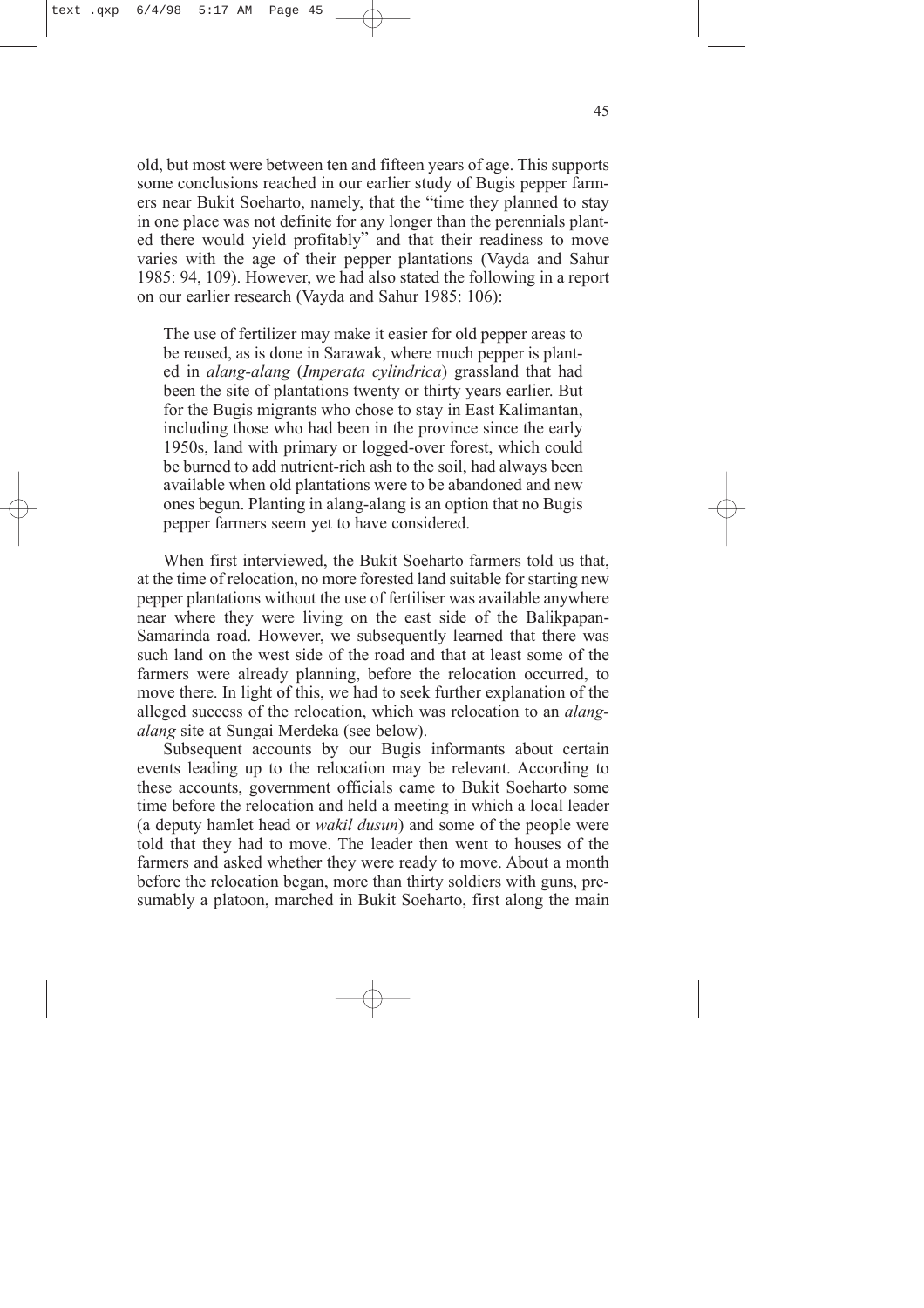old, but most were between ten and fifteen years of age. This supports some conclusions reached in our earlier study of Bugis pepper farmers near Bukit Soeharto, namely, that the "time they planned to stay in one place was not definite for any longer than the perennials planted there would yield profitably" and that their readiness to move varies with the age of their pepper plantations (Vayda and Sahur 1985: 94, 109). However, we had also stated the following in a report on our earlier research (Vayda and Sahur 1985: 106):

> The use of fertilizer may make it easier for old pepper areas to be reused, as is done in Sarawak, where much pepper is planted in *alang-alang* (*Imperata cylindrica*) grassland that had been the site of plantations twenty or thirty years earlier. But for the Bugis migrants who chose to stay in East Kalimantan, including those who had been in the province since the early 1950s, land with primary or logged-over forest, which could be burned to add nutrient-rich ash to the soil, had always been available when old plantations were to be abandoned and new ones begun. Planting in alang-alang is an option that no Bugis pepper farmers seem yet to have considered.

When first interviewed, the Bukit Soeharto farmers told us that, at the time of relocation, no more forested land suitable for starting new pepper plantations without the use of fertiliser was available anywhere near where they were living on the east side of the Balikpapan-Samarinda road. However, we subsequently learned that there was such land on the west side of the road and that at least some of the farmers were already planning, before the relocation occurred, to move there. In light of this, we had to seek further explanation of the alleged success of the relocation, which was relocation to an *alang-alang* site at Sungai Merdeka (see below).

Subsequent accounts by our Bugis informants about certain events leading up to the relocation may be relevant. According to these accounts, government officials came to Bukit Soeharto some time before the relocation and held a meeting in which a local leader (a deputy hamlet head or *wakil dusun*) and some of the people were told that they had to move. The leader then went to houses of the farmers and asked whether they were ready to move. About a month before the relocation began, more than thirty soldiers with guns, presumably a platoon, marched in Bukit Soeharto, first along the main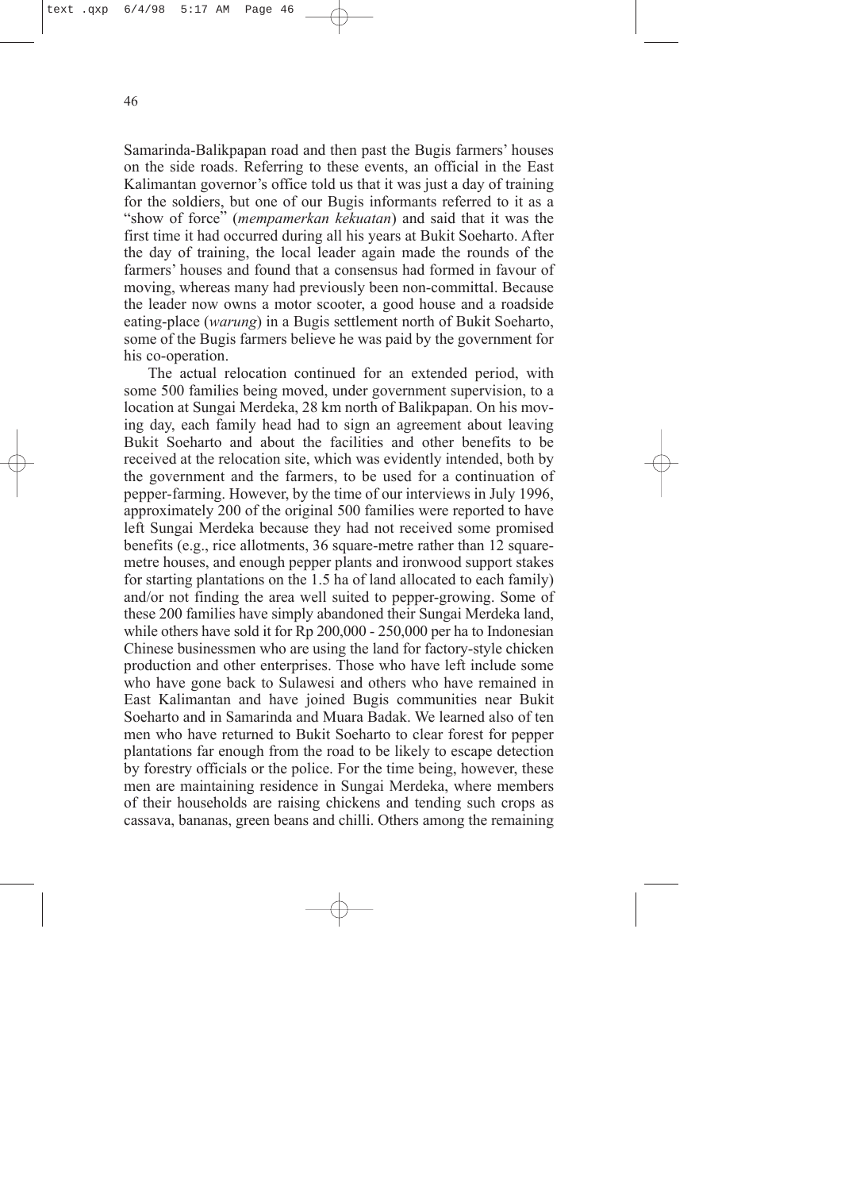Samarinda-Balikpapan road and then past the Bugis farmers' houses on the side roads. Referring to these events, an official in the East Kalimantan governor's office told us that it was just a day of training for the soldiers, but one of our Bugis informants referred to it as a "show of force" (*mempamerkan kekuatan*) and said that it was the first time it had occurred during all his years at Bukit Soeharto. After the day of training, the local leader again made the rounds of the farmers' houses and found that a consensus had formed in favour of moving, whereas many had previously been non-committal. Because the leader now owns a motor scooter, a good house and a roadside eating-place (*warung*) in a Bugis settlement north of Bukit Soeharto, some of the Bugis farmers believe he was paid by the government for his co-operation.

The actual relocation continued for an extended period, with some 500 families being moved, under government supervision, to a location at Sungai Merdeka, 28 km north of Balikpapan. On his moving day, each family head had to sign an agreement about leaving Bukit Soeharto and about the facilities and other benefits to be received at the relocation site, which was evidently intended, both by the government and the farmers, to be used for a continuation of pepper-farming. However, by the time of our interviews in July 1996, approximately 200 of the original 500 families were reported to have left Sungai Merdeka because they had not received some promised benefits (e.g., rice allotments, 36 square-metre rather than 12 square-metre houses, and enough pepper plants and ironwood support stakes for starting plantations on the 1.5 ha of land allocated to each family) and/or not finding the area well suited to pepper-growing. Some of these 200 families have simply abandoned their Sungai Merdeka land, while others have sold it for Rp 200,000 - 250,000 per ha to Indonesian Chinese businessmen who are using the land for factory-style chicken production and other enterprises. Those who have left include some who have gone back to Sulawesi and others who have remained in East Kalimantan and have joined Bugis communities near Bukit Soeharto and in Samarinda and Muara Badak. We learned also of ten men who have returned to Bukit Soeharto to clear forest for pepper plantations far enough from the road to be likely to escape detection by forestry officials or the police. For the time being, however, these men are maintaining residence in Sungai Merdeka, where members of their households are raising chickens and tending such crops as cassava, bananas, green beans and chilli. Others among the remaining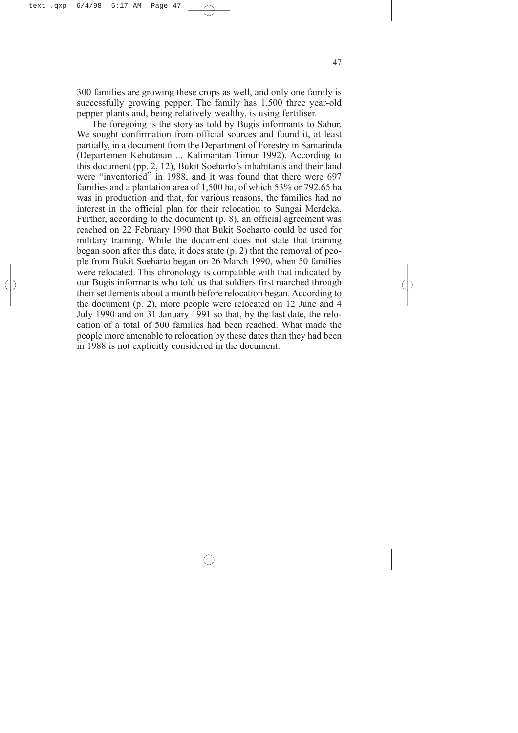300 families are growing these crops as well, and only one family is successfully growing pepper. The family has 1,500 three year-old pepper plants and, being relatively wealthy, is using fertiliser.

The foregoing is the story as told by Bugis informants to Sahur. We sought confirmation from official sources and found it, at least partially, in a document from the Department of Forestry in Samarinda (Departemen Kehutanan ... Kalimantan Timur 1992). According to this document (pp. 2, 12), Bukit Soeharto's inhabitants and their land were "inventoried" in 1988, and it was found that there were 697 families and a plantation area of 1,500 ha, of which 53% or 792.65 ha was in production and that, for various reasons, the families had no interest in the official plan for their relocation to Sungai Merdeka. Further, according to the document (p. 8), an official agreement was reached on 22 February 1990 that Bukit Soeharto could be used for military training. While the document does not state that training began soon after this date, it does state (p. 2) that the removal of people from Bukit Soeharto began on 26 March 1990, when 50 families were relocated. This chronology is compatible with that indicated by our Bugis informants who told us that soldiers first marched through their settlements about a month before relocation began. According to the document (p. 2), more people were relocated on 12 June and 4 July 1990 and on 31 January 1991 so that, by the last date, the relocation of a total of 500 families had been reached. What made the people more amenable to relocation by these dates than they had been in 1988 is not explicitly considered in the document.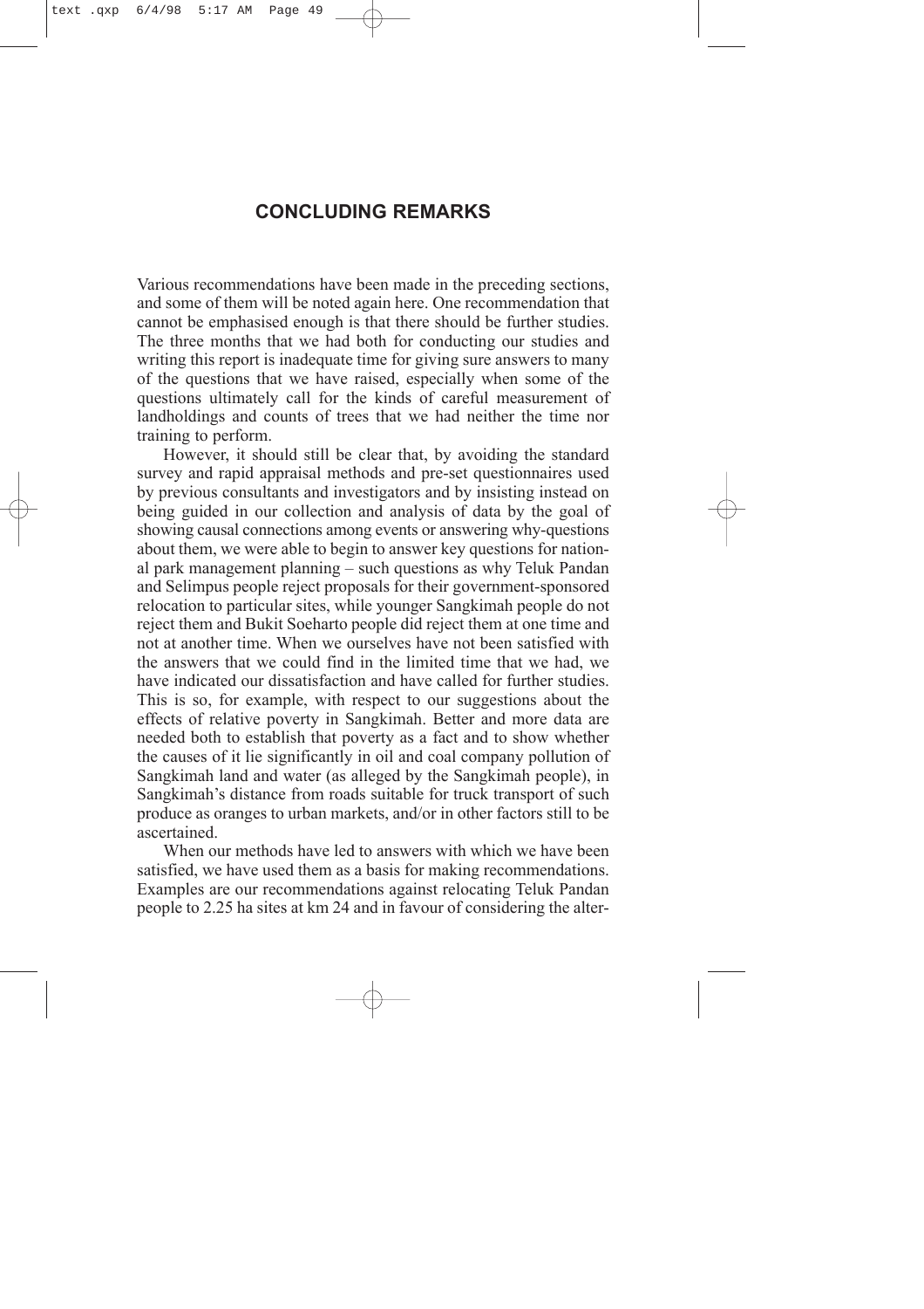## CONCLUDING REMARKS

Various recommendations have been made in the preceding sections, and some of them will be noted again here. One recommendation that cannot be emphasised enough is that there should be further studies. The three months that we had both for conducting our studies and writing this report is inadequate time for giving sure answers to many of the questions that we have raised, especially when some of the questions ultimately call for the kinds of careful measurement of landholdings and counts of trees that we had neither the time nor training to perform.

However, it should still be clear that, by avoiding the standard survey and rapid appraisal methods and pre-set questionnaires used by previous consultants and investigators and by insisting instead on being guided in our collection and analysis of data by the goal of showing causal connections among events or answering why-questions about them, we were able to begin to answer key questions for national park management planning – such questions as why Teluk Pandan and Selimpus people reject proposals for their government-sponsored relocation to particular sites, while younger Sangkimah people do not reject them and Bukit Soeharto people did reject them at one time and not at another time. When we ourselves have not been satisfied with the answers that we could find in the limited time that we had, we have indicated our dissatisfaction and have called for further studies. This is so, for example, with respect to our suggestions about the effects of relative poverty in Sangkimah. Better and more data are needed both to establish that poverty as a fact and to show whether the causes of it lie significantly in oil and coal company pollution of Sangkimah land and water (as alleged by the Sangkimah people), in Sangkimah's distance from roads suitable for truck transport of such produce as oranges to urban markets, and/or in other factors still to be ascertained.

When our methods have led to answers with which we have been satisfied, we have used them as a basis for making recommendations. Examples are our recommendations against relocating Teluk Pandan people to 2.25 ha sites at km 24 and in favour of considering the alter-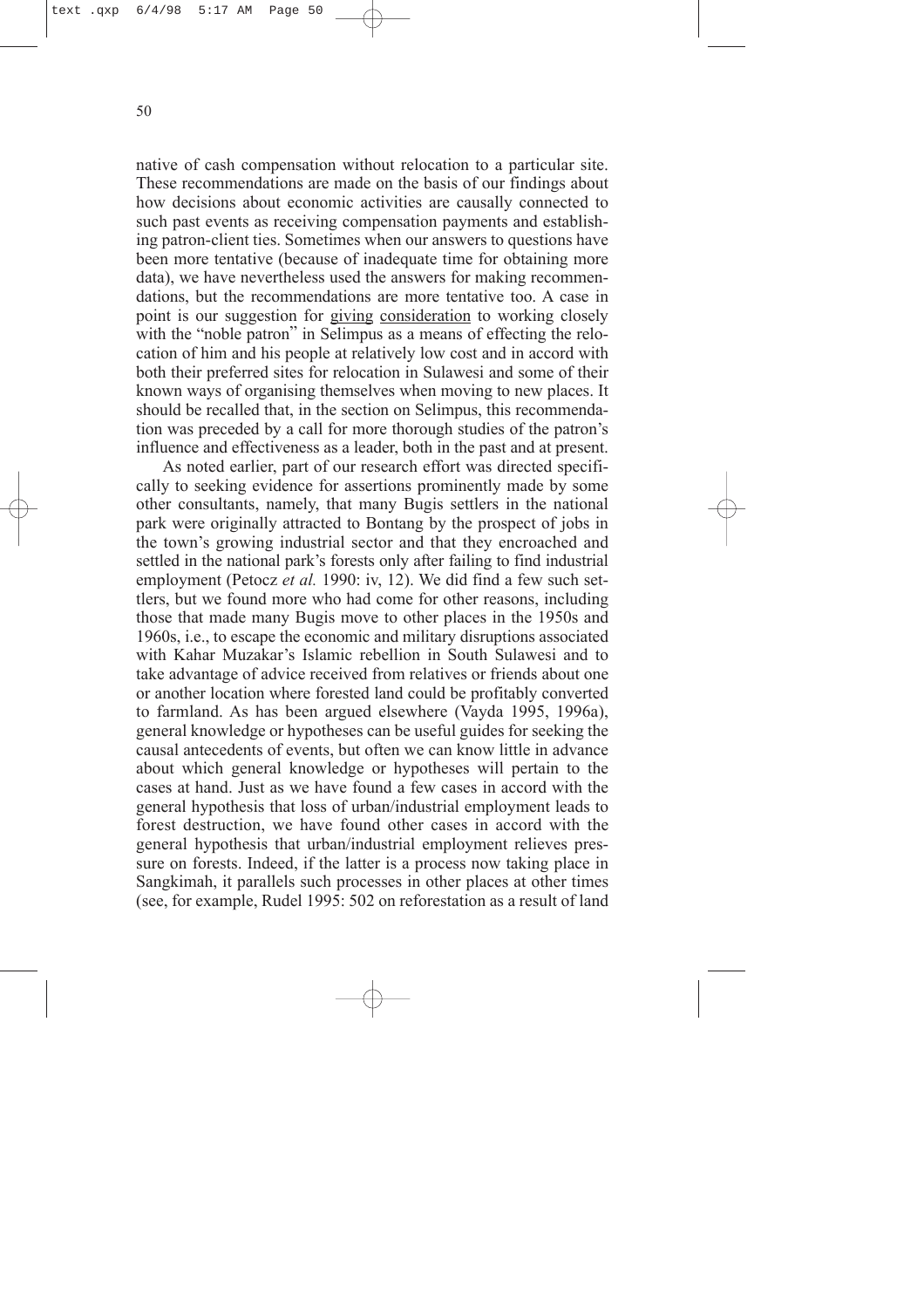native of cash compensation without relocation to a particular site. These recommendations are made on the basis of our findings about how decisions about economic activities are causally connected to such past events as receiving compensation payments and establishing patron-client ties. Sometimes when our answers to questions have been more tentative (because of inadequate time for obtaining more data), we have nevertheless used the answers for making recommendations, but the recommendations are more tentative too. A case in point is our suggestion for giving consideration to working closely with the "noble patron" in Selimpus as a means of effecting the relocation of him and his people at relatively low cost and in accord with both their preferred sites for relocation in Sulawesi and some of their known ways of organising themselves when moving to new places. It should be recalled that, in the section on Selimpus, this recommendation was preceded by a call for more thorough studies of the patron's influence and effectiveness as a leader, both in the past and at present.

As noted earlier, part of our research effort was directed specifically to seeking evidence for assertions prominently made by some other consultants, namely, that many Bugis settlers in the national park were originally attracted to Bontang by the prospect of jobs in the town's growing industrial sector and that they encroached and settled in the national park's forests only after failing to find industrial employment (Petocz *et al.* 1990: iv, 12). We did find a few such settlers, but we found more who had come for other reasons, including those that made many Bugis move to other places in the 1950s and 1960s, i.e., to escape the economic and military disruptions associated with Kahar Muzakar's Islamic rebellion in South Sulawesi and to take advantage of advice received from relatives or friends about one or another location where forested land could be profitably converted to farmland. As has been argued elsewhere (Vayda 1995, 1996a), general knowledge or hypotheses can be useful guides for seeking the causal antecedents of events, but often we can know little in advance about which general knowledge or hypotheses will pertain to the cases at hand. Just as we have found a few cases in accord with the general hypothesis that loss of urban/industrial employment leads to forest destruction, we have found other cases in accord with the general hypothesis that urban/industrial employment relieves pressure on forests. Indeed, if the latter is a process now taking place in Sangkimah, it parallels such processes in other places at other times (see, for example, Rudel 1995: 502 on reforestation as a result of land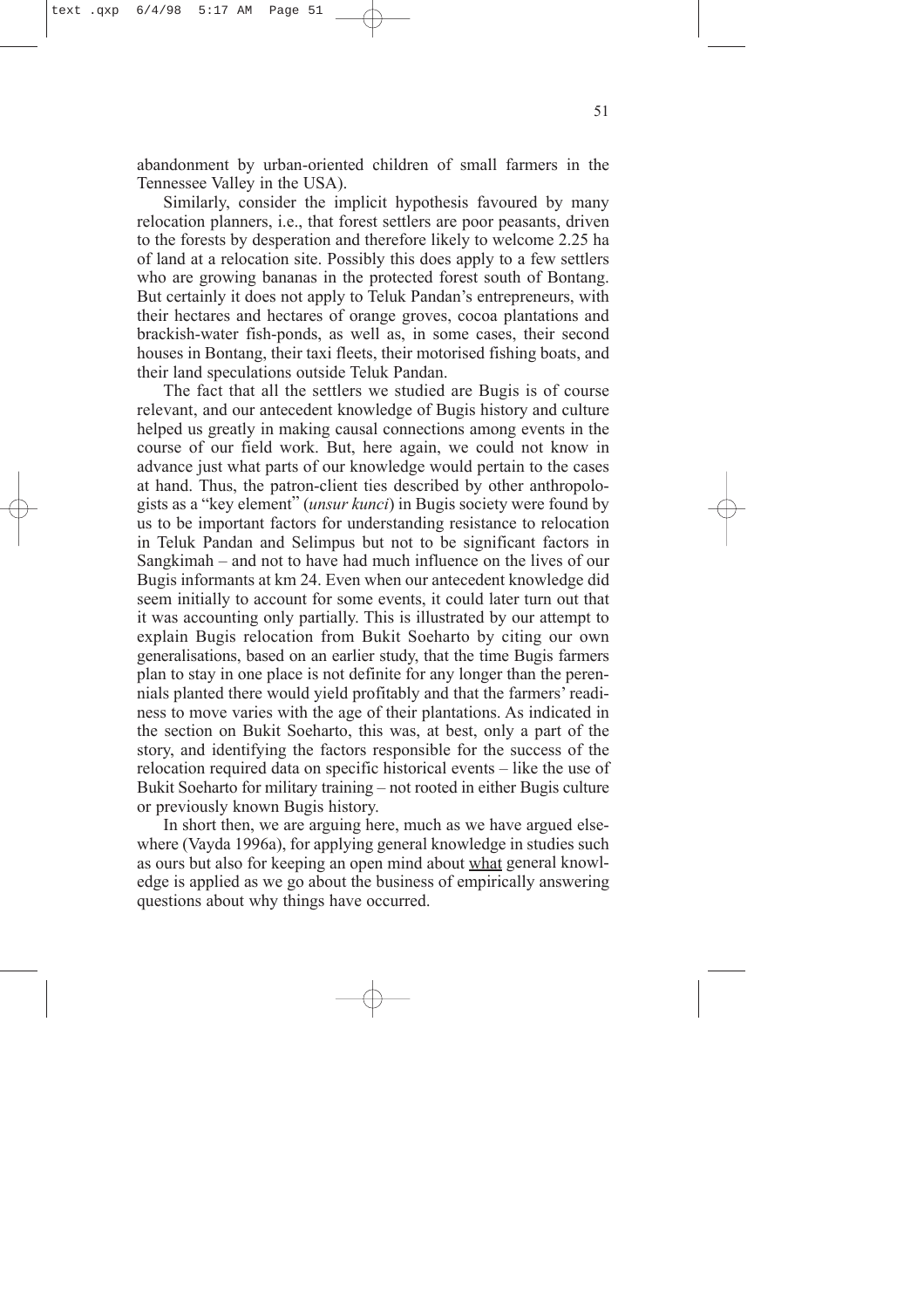abandonment by urban-oriented children of small farmers in the Tennessee Valley in the USA).

Similarly, consider the implicit hypothesis favoured by many relocation planners, i.e., that forest settlers are poor peasants, driven to the forests by desperation and therefore likely to welcome 2.25 ha of land at a relocation site. Possibly this does apply to a few settlers who are growing bananas in the protected forest south of Bontang. But certainly it does not apply to Teluk Pandan's entrepreneurs, with their hectares and hectares of orange groves, cocoa plantations and brackish-water fish-ponds, as well as, in some cases, their second houses in Bontang, their taxi fleets, their motorised fishing boats, and their land speculations outside Teluk Pandan.

The fact that all the settlers we studied are Bugis is of course relevant, and our antecedent knowledge of Bugis history and culture helped us greatly in making causal connections among events in the course of our field work. But, here again, we could not know in advance just what parts of our knowledge would pertain to the cases at hand. Thus, the patron-client ties described by other anthropologists as a "key element" (*unsur kunci*) in Bugis society were found by us to be important factors for understanding resistance to relocation in Teluk Pandan and Selimpus but not to be significant factors in Sangkimah – and not to have had much influence on the lives of our Bugis informants at km 24. Even when our antecedent knowledge did seem initially to account for some events, it could later turn out that it was accounting only partially. This is illustrated by our attempt to explain Bugis relocation from Bukit Soeharto by citing our own generalisations, based on an earlier study, that the time Bugis farmers plan to stay in one place is not definite for any longer than the perennials planted there would yield profitably and that the farmers' readiness to move varies with the age of their plantations. As indicated in the section on Bukit Soeharto, this was, at best, only a part of the story, and identifying the factors responsible for the success of the relocation required data on specific historical events – like the use of Bukit Soeharto for military training – not rooted in either Bugis culture or previously known Bugis history.

In short then, we are arguing here, much as we have argued elsewhere (Vayda 1996a), for applying general knowledge in studies such as ours but also for keeping an open mind about what general knowledge is applied as we go about the business of empirically answering questions about why things have occurred.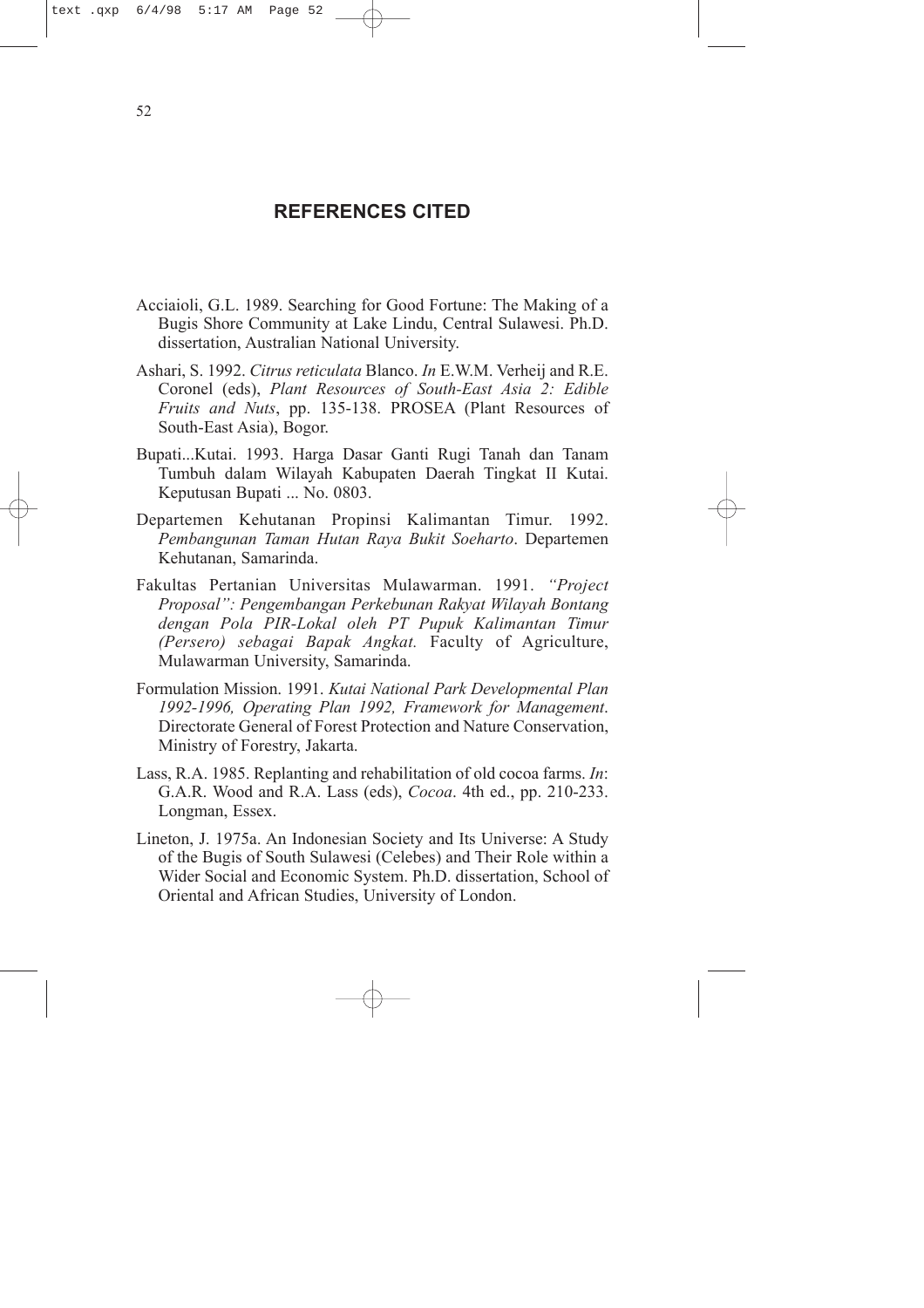## REFERENCES CITED

Acciaioli, G.L. 1989. Searching for Good Fortune: The Making of a Bugis Shore Community at Lake Lindu, Central Sulawesi. Ph.D. dissertation, Australian National University.

Ashari, S. 1992. *Citrus reticulata* Blanco. *In* E.W.M. Verheij and R.E. Coronel (eds), *Plant Resources of South-East Asia 2: Edible Fruits and Nuts*, pp. 135-138. PROSEA (Plant Resources of South-East Asia), Bogor.

Bupati...Kutai. 1993. Harga Dasar Ganti Rugi Tanah dan Tanam Tumbuh dalam Wilayah Kabupaten Daerah Tingkat II Kutai. Keputusan Bupati ... No. 0803.

Departemen Kehutanan Propinsi Kalimantan Timur. 1992. *Pembangunan Taman Hutan Raya Bukit Soeharto*. Departemen Kehutanan, Samarinda.

Fakultas Pertanian Universitas Mulawarman. 1991. *"Project Proposal": Pengembangan Perkebunan Rakyat Wilayah Bontang dengan Pola PIR-Lokal oleh PT Pupuk Kalimantan Timur (Persero) sebagai Bapak Angkat.* Faculty of Agriculture, Mulawarman University, Samarinda.

Formulation Mission. 1991. *Kutai National Park Developmental Plan 1992-1996, Operating Plan 1992, Framework for Management*. Directorate General of Forest Protection and Nature Conservation, Ministry of Forestry, Jakarta.

Lass, R.A. 1985. Replanting and rehabilitation of old cocoa farms. *In*: G.A.R. Wood and R.A. Lass (eds), *Cocoa*. 4th ed., pp. 210-233. Longman, Essex.

Lineton, J. 1975a. An Indonesian Society and Its Universe: A Study of the Bugis of South Sulawesi (Celebes) and Their Role within a Wider Social and Economic System. Ph.D. dissertation, School of Oriental and African Studies, University of London.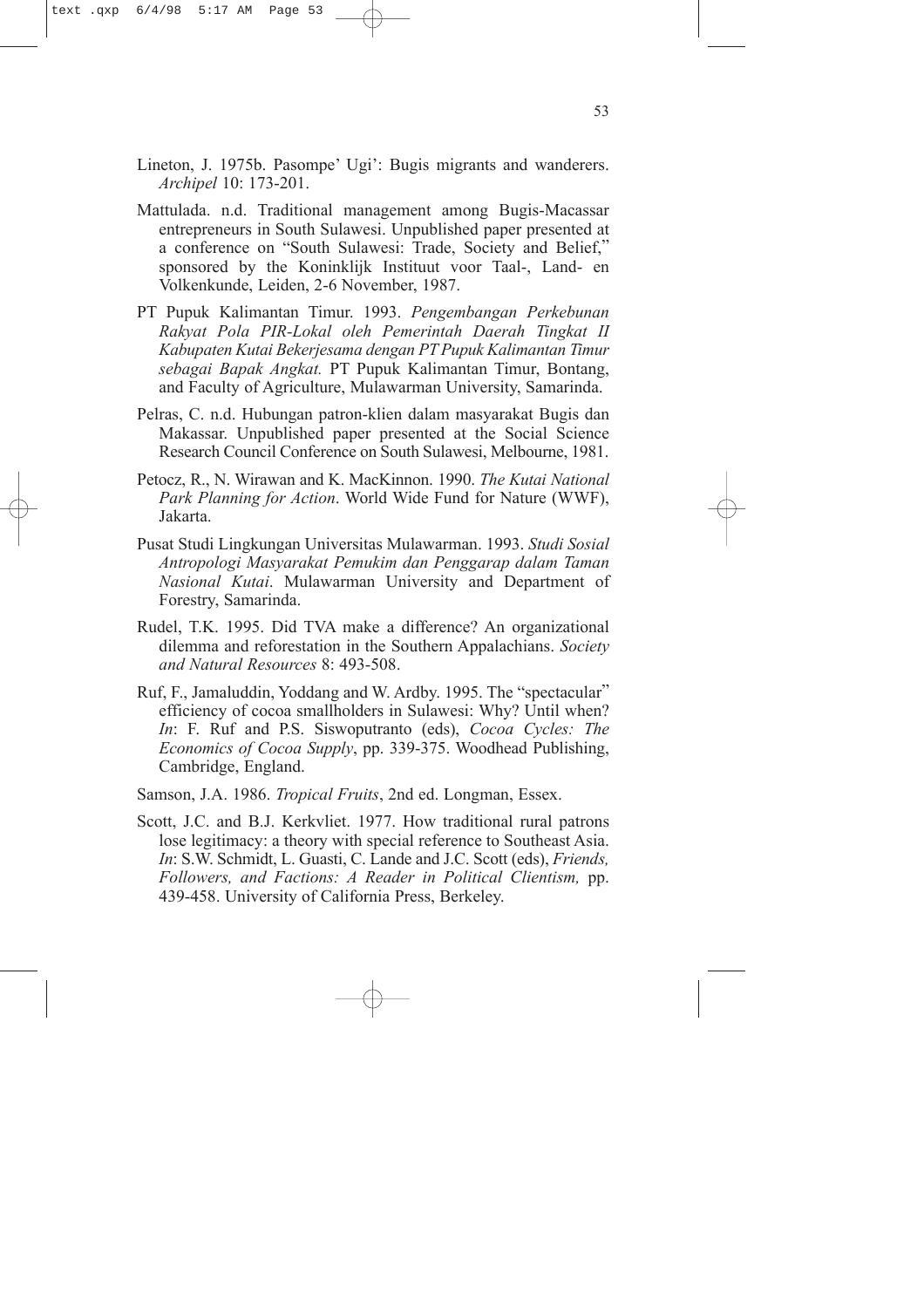Lineton, J. 1975b. Pasompe' Ugi': Bugis migrants and wanderers. *Archipel* 10: 173-201.

Mattulada. n.d. Traditional management among Bugis-Macassar entrepreneurs in South Sulawesi. Unpublished paper presented at a conference on "South Sulawesi: Trade, Society and Belief," sponsored by the Koninklijk Instituut voor Taal-, Land- en Volkenkunde, Leiden, 2-6 November, 1987.

PT Pupuk Kalimantan Timur. 1993. *Pengembangan Perkebunan Rakyat Pola PIR-Lokal oleh Pemerintah Daerah Tingkat II Kabupaten Kutai Bekerjesama dengan PT Pupuk Kalimantan Timur sebagai Bapak Angkat.* PT Pupuk Kalimantan Timur, Bontang, and Faculty of Agriculture, Mulawarman University, Samarinda.

Pelras, C. n.d. Hubungan patron-klien dalam masyarakat Bugis dan Makassar. Unpublished paper presented at the Social Science Research Council Conference on South Sulawesi, Melbourne, 1981.

Petocz, R., N. Wirawan and K. MacKinnon. 1990. *The Kutai National Park Planning for Action*. World Wide Fund for Nature (WWF), Jakarta.

Pusat Studi Lingkungan Universitas Mulawarman. 1993. *Studi Sosial Antropologi Masyarakat Pemukim dan Penggarap dalam Taman Nasional Kutai*. Mulawarman University and Department of Forestry, Samarinda.

Rudel, T.K. 1995. Did TVA make a difference? An organizational dilemma and reforestation in the Southern Appalachians. *Society and Natural Resources* 8: 493-508.

Ruf, F., Jamaluddin, Yoddang and W. Ardby. 1995. The "spectacular" efficiency of cocoa smallholders in Sulawesi: Why? Until when? *In*: F. Ruf and P.S. Siswoputranto (eds), *Cocoa Cycles: The Economics of Cocoa Supply*, pp. 339-375. Woodhead Publishing, Cambridge, England.

Samson, J.A. 1986. *Tropical Fruits*, 2nd ed. Longman, Essex.

Scott, J.C. and B.J. Kerkvliet. 1977. How traditional rural patrons lose legitimacy: a theory with special reference to Southeast Asia. *In*: S.W. Schmidt, L. Guasti, C. Lande and J.C. Scott (eds), *Friends, Followers, and Factions: A Reader in Political Clientism,* pp. 439-458. University of California Press, Berkeley.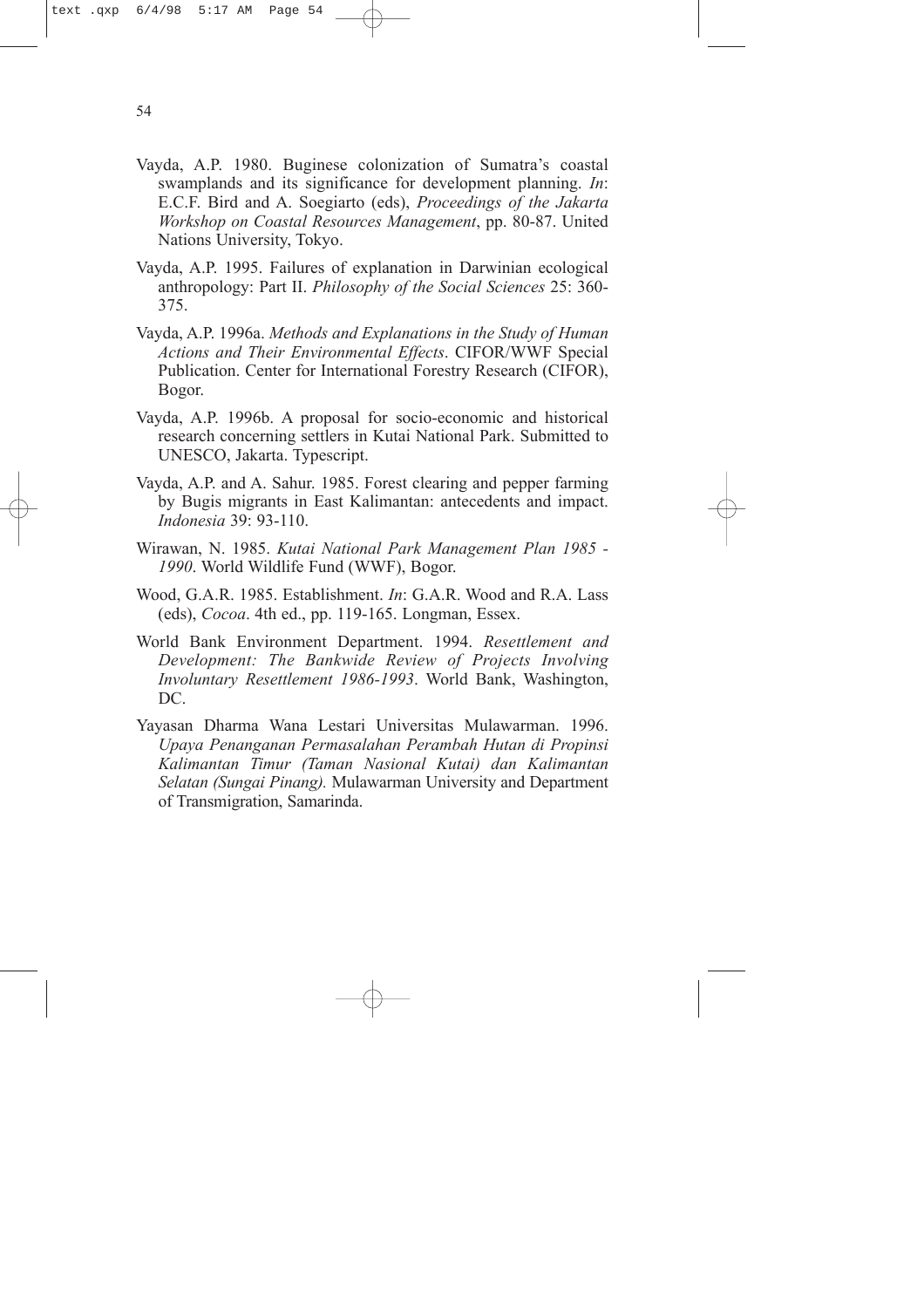Vayda, A.P. 1980. Buginese colonization of Sumatra's coastal swamplands and its significance for development planning. *In*: E.C.F. Bird and A. Soegiarto (eds), *Proceedings of the Jakarta Workshop on Coastal Resources Management*, pp. 80-87. United Nations University, Tokyo.

Vayda, A.P. 1995. Failures of explanation in Darwinian ecological anthropology: Part II. *Philosophy of the Social Sciences* 25: 360-375.

Vayda, A.P. 1996a. *Methods and Explanations in the Study of Human Actions and Their Environmental Effects*. CIFOR/WWF Special Publication. Center for International Forestry Research (CIFOR), Bogor.

Vayda, A.P. 1996b. A proposal for socio-economic and historical research concerning settlers in Kutai National Park. Submitted to UNESCO, Jakarta. Typescript.

Vayda, A.P. and A. Sahur. 1985. Forest clearing and pepper farming by Bugis migrants in East Kalimantan: antecedents and impact. *Indonesia* 39: 93-110.

Wirawan, N. 1985. *Kutai National Park Management Plan 1985 - 1990*. World Wildlife Fund (WWF), Bogor.

Wood, G.A.R. 1985. Establishment. *In*: G.A.R. Wood and R.A. Lass (eds), *Cocoa*. 4th ed., pp. 119-165. Longman, Essex.

World Bank Environment Department. 1994. *Resettlement and Development: The Bankwide Review of Projects Involving Involuntary Resettlement 1986-1993*. World Bank, Washington, DC.

Yayasan Dharma Wana Lestari Universitas Mulawarman. 1996. *Upaya Penanganan Permasalahan Perambah Hutan di Propinsi Kalimantan Timur (Taman Nasional Kutai) dan Kalimantan Selatan (Sungai Pinang).* Mulawarman University and Department of Transmigration, Samarinda.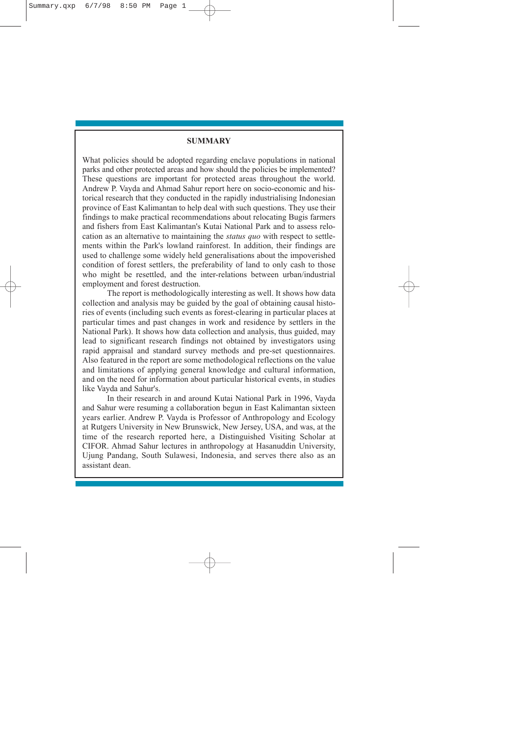## SUMMARY

What policies should be adopted regarding enclave populations in national parks and other protected areas and how should the policies be implemented? These questions are important for protected areas throughout the world. Andrew P. Vayda and Ahmad Sahur report here on socio-economic and historical research that they conducted in the rapidly industrialising Indonesian province of East Kalimantan to help deal with such questions. They use their findings to make practical recommendations about relocating Bugis farmers and fishers from East Kalimantan's Kutai National Park and to assess relocation as an alternative to maintaining the *status quo* with respect to settlements within the Park's lowland rainforest. In addition, their findings are used to challenge some widely held generalisations about the impoverished condition of forest settlers, the preferability of land to only cash to those who might be resettled, and the inter-relations between urban/industrial employment and forest destruction.

The report is methodologically interesting as well. It shows how data collection and analysis may be guided by the goal of obtaining causal histories of events (including such events as forest-clearing in particular places at particular times and past changes in work and residence by settlers in the National Park). It shows how data collection and analysis, thus guided, may lead to significant research findings not obtained by investigators using rapid appraisal and standard survey methods and pre-set questionnaires. Also featured in the report are some methodological reflections on the value and limitations of applying general knowledge and cultural information, and on the need for information about particular historical events, in studies like Vayda and Sahur's.

In their research in and around Kutai National Park in 1996, Vayda and Sahur were resuming a collaboration begun in East Kalimantan sixteen years earlier. Andrew P. Vayda is Professor of Anthropology and Ecology at Rutgers University in New Brunswick, New Jersey, USA, and was, at the time of the research reported here, a Distinguished Visiting Scholar at CIFOR. Ahmad Sahur lectures in anthropology at Hasanuddin University, Ujung Pandang, South Sulawesi, Indonesia, and serves there also as an assistant dean.